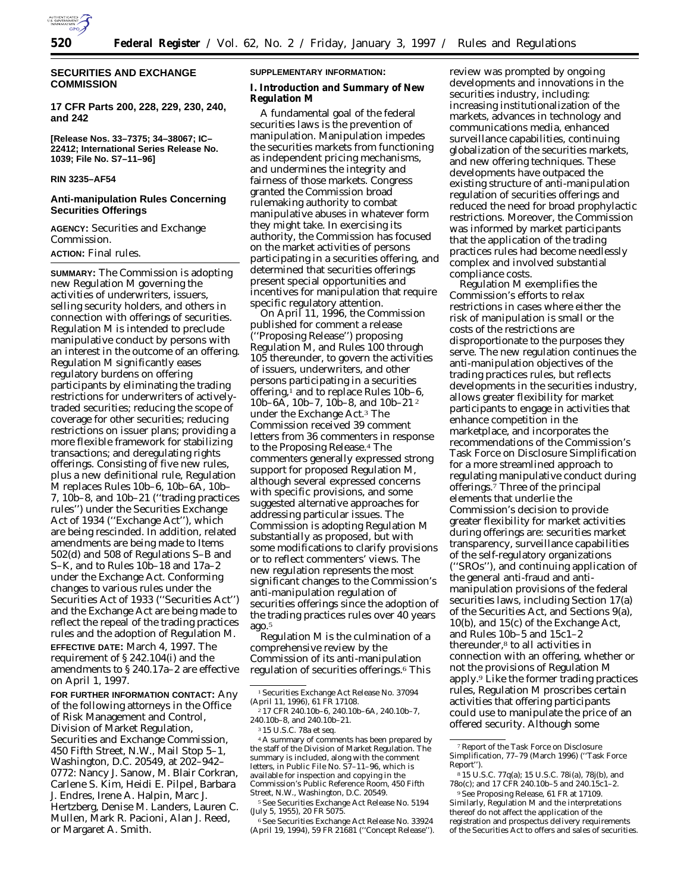## SECURITIES AND EXCHANGE COMMISSION

**17 CFR Parts 200, 228, 229, 230, 240, and 242**

**[Release Nos. 33–7375; 34–38067; IC–22412; International Series Release No. 1039; File No. S7–11–96]**

**RIN 3235–AF54**

## Anti-manipulation Rules Concerning Securities Offerings

**AGENCY:** Securities and Exchange Commission.

**ACTION:** Final rules.

**SUMMARY:** The Commission is adopting new Regulation M governing the activities of underwriters, issuers, selling security holders, and others in connection with offerings of securities. Regulation M is intended to preclude manipulative conduct by persons with an interest in the outcome of an offering. Regulation M significantly eases regulatory burdens on offering participants by eliminating the trading restrictions for underwriters of actively-traded securities; reducing the scope of coverage for other securities; reducing restrictions on issuer plans; providing a more flexible framework for stabilizing transactions; and deregulating rights offerings. Consisting of five new rules, plus a new definitional rule, Regulation M replaces Rules 10b–6, 10b–6A, 10b–7, 10b–8, and 10b–21 (''trading practices rules'') under the Securities Exchange Act of 1934 (''Exchange Act''), which are being rescinded. In addition, related amendments are being made to Items 502(d) and 508 of Regulations S–B and S–K, and to Rules 10b–18 and 17a–2 under the Exchange Act. Conforming changes to various rules under the Securities Act of 1933 (''Securities Act'') and the Exchange Act are being made to reflect the repeal of the trading practices rules and the adoption of Regulation M.

**EFFECTIVE DATE:** March 4, 1997. The requirement of § 242.104(i) and the amendments to § 240.17a–2 are effective on April 1, 1997.

**FOR FURTHER INFORMATION CONTACT:** Any of the following attorneys in the Office of Risk Management and Control, Division of Market Regulation, Securities and Exchange Commission, 450 Fifth Street, N.W., Mail Stop 5–1, Washington, D.C. 20549, at 202–942–0772: Nancy J. Sanow, M. Blair Corkran, Carlene S. Kim, Heidi E. Pilpel, Barbara J. Endres, Irene A. Halpin, Marc J. Hertzberg, Denise M. Landers, Lauren C. Mullen, Mark R. Pacioni, Alan J. Reed, or Margaret A. Smith.

**SUPPLEMENTARY INFORMATION:**

### I. Introduction and Summary of New Regulation M

A fundamental goal of the federal securities laws is the prevention of manipulation. Manipulation impedes the securities markets from functioning as independent pricing mechanisms, and undermines the integrity and fairness of those markets. Congress granted the Commission broad rulemaking authority to combat manipulative abuses in whatever form they might take. In exercising its authority, the Commission has focused on the market activities of persons participating in a securities offering, and determined that securities offerings present special opportunities and incentives for manipulation that require specific regulatory attention.

On April 11, 1996, the Commission published for comment a release (''Proposing Release'') proposing Regulation M, and Rules 100 through 105 thereunder, to govern the activities of issuers, underwriters, and other persons participating in a securities offering,[1] and to replace Rules 10b–6, 10b–6A, 10b–7, 10b–8, and 10b–21[2] under the Exchange Act.[3] The Commission received 39 comment letters from 36 commenters in response to the Proposing Release.[4] The commenters generally expressed strong support for proposed Regulation M, although several expressed concerns with specific provisions, and some suggested alternative approaches for addressing particular issues. The Commission is adopting Regulation M substantially as proposed, but with some modifications to clarify provisions or to reflect commenters' views. The new regulation represents the most significant changes to the Commission's anti-manipulation regulation of securities offerings since the adoption of the trading practices rules over 40 years ago.[5]

Regulation M is the culmination of a comprehensive review by the Commission of its anti-manipulation regulation of securities offerings.[6] This review was prompted by ongoing developments and innovations in the securities industry, including: increasing institutionalization of the markets, advances in technology and communications media, enhanced surveillance capabilities, continuing globalization of the securities markets, and new offering techniques. These developments have outpaced the existing structure of anti-manipulation regulation of securities offerings and reduced the need for broad prophylactic restrictions. Moreover, the Commission was informed by market participants that the application of the trading practices rules had become needlessly complex and involved substantial compliance costs.

Regulation M exemplifies the Commission's efforts to relax restrictions in cases where either the risk of manipulation is small or the costs of the restrictions are disproportionate to the purposes they serve. The new regulation continues the anti-manipulation objectives of the trading practices rules, but reflects developments in the securities industry, allows greater flexibility for market participants to engage in activities that enhance competition in the marketplace, and incorporates the recommendations of the Commission's Task Force on Disclosure Simplification for a more streamlined approach to regulating manipulative conduct during offerings.[7] Three of the principal elements that underlie the Commission's decision to provide greater flexibility for market activities during offerings are: securities market transparency, surveillance capabilities of the self-regulatory organizations (''SROs''), and continuing application of the general anti-fraud and anti-manipulation provisions of the federal securities laws, including Section 17(a) of the Securities Act, and Sections 9(a), 10(b), and 15(c) of the Exchange Act, and Rules 10b–5 and 15c1–2 thereunder,[8] to all activities in connection with an offering, whether or not the provisions of Regulation M apply.[9] Like the former trading practices rules, Regulation M proscribes certain activities that offering participants could use to manipulate the price of an offered security. Although some

---

[1] Securities Exchange Act Release No. 37094 (April 11, 1996), 61 FR 17108.

[2] 17 CFR 240.10b–6, 240.10b–6A, 240.10b–7, 240.10b–8, and 240.10b–21.

[3] 15 U.S.C. 78a *et seq.*

[4] A summary of comments has been prepared by the staff of the Division of Market Regulation. The summary is included, along with the comment letters, in Public File No. S7–11–96, which is available for inspection and copying in the Commission's Public Reference Room, 450 Fifth Street, N.W., Washington, D.C. 20549.

[5] *See* Securities Exchange Act Release No. 5194 (July 5, 1955), 20 FR 5075.

[6] *See* Securities Exchange Act Release No. 33924 (April 19, 1994), 59 FR 21681 (''Concept Release'').

[7] Report of the Task Force on Disclosure Simplification, 77–79 (March 1996) (''Task Force Report'').

[8] 15 U.S.C. 77q(a); 15 U.S.C. 78i(a), 78j(b), and 78o(c); and 17 CFR 240.10b–5 and 240.15c1–2.

[9] *See* Proposing Release, 61 FR at 17109. Similarly, Regulation M and the interpretations thereof do not affect the application of the registration and prospectus delivery requirements of the Securities Act to offers and sales of securities.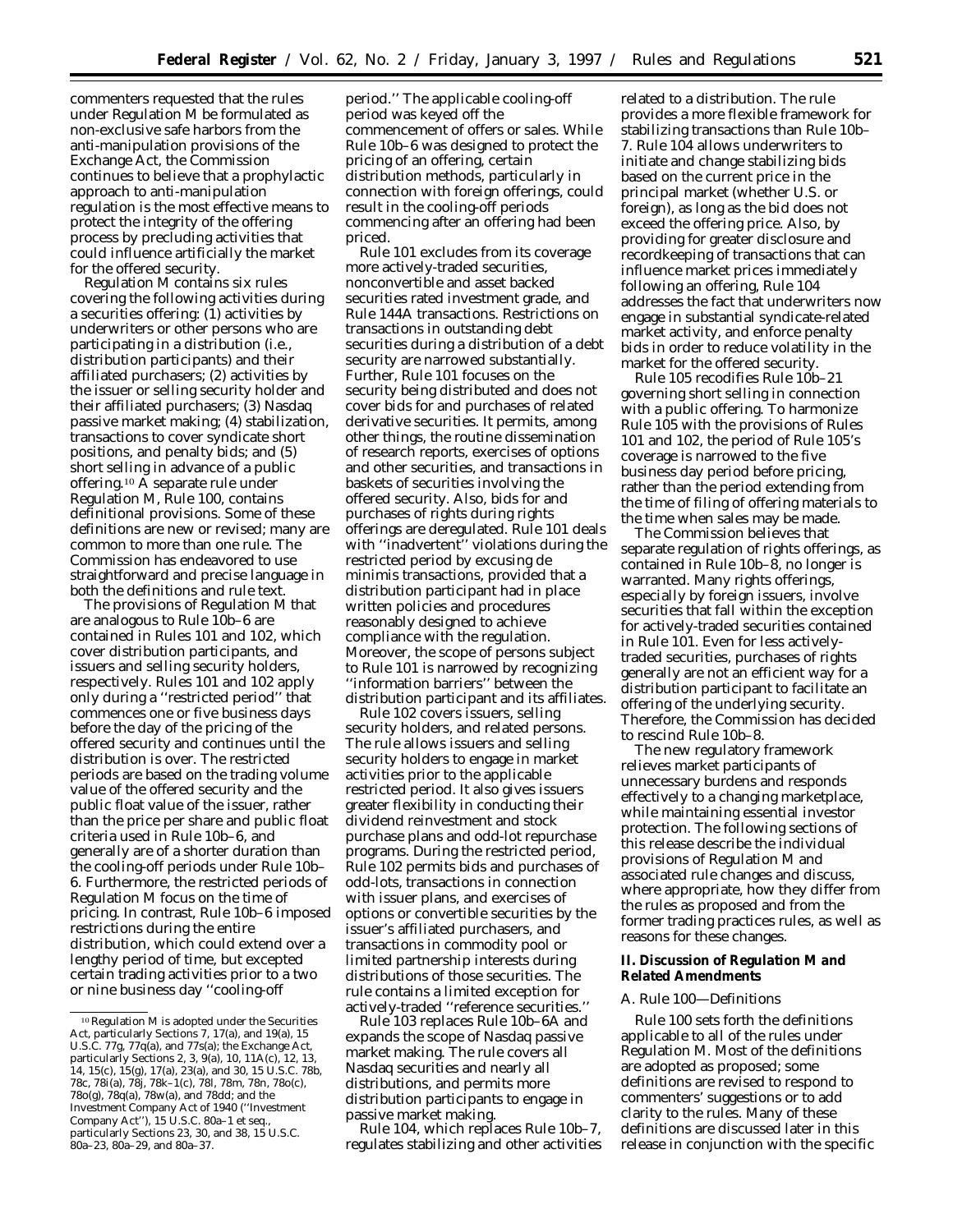commenters requested that the rules under Regulation M be formulated as non-exclusive safe harbors from the anti-manipulation provisions of the Exchange Act, the Commission continues to believe that a prophylactic approach to anti-manipulation regulation is the most effective means to protect the integrity of the offering process by precluding activities that could influence artificially the market for the offered security.

Regulation M contains six rules covering the following activities during a securities offering: (1) activities by underwriters or other persons who are participating in a distribution (*i.e.*, distribution participants) and their affiliated purchasers; (2) activities by the issuer or selling security holder and their affiliated purchasers; (3) Nasdaq passive market making; (4) stabilization, transactions to cover syndicate short positions, and penalty bids; and (5) short selling in advance of a public offering.[10] A separate rule under Regulation M, Rule 100, contains definitional provisions. Some of these definitions are new or revised; many are common to more than one rule. The Commission has endeavored to use straightforward and precise language in both the definitions and rule text.

The provisions of Regulation M that are analogous to Rule 10b–6 are contained in Rules 101 and 102, which cover distribution participants, and issuers and selling security holders, respectively. Rules 101 and 102 apply only during a ''restricted period'' that commences one or five business days before the day of the pricing of the offered security and continues until the distribution is over. The restricted periods are based on the trading volume value of the offered security and the public float value of the issuer, rather than the price per share and public float criteria used in Rule 10b–6, and generally are of a shorter duration than the cooling-off periods under Rule 10b–6. Furthermore, the restricted periods of Regulation M focus on the time of pricing. In contrast, Rule 10b–6 imposed restrictions during the entire distribution, which could extend over a lengthy period of time, but excepted certain trading activities prior to a two or nine business day ''cooling-off period.'' The applicable cooling-off period was keyed off the commencement of offers or sales. While Rule 10b–6 was designed to protect the pricing of an offering, certain distribution methods, particularly in connection with foreign offerings, could result in the cooling-off periods commencing after an offering had been priced.

Rule 101 excludes from its coverage more actively-traded securities, nonconvertible and asset backed securities rated investment grade, and Rule 144A transactions. Restrictions on transactions in outstanding debt securities during a distribution of a debt security are narrowed substantially. Further, Rule 101 focuses on the security being distributed and does not cover bids for and purchases of related derivative securities. It permits, among other things, the routine dissemination of research reports, exercises of options and other securities, and transactions in baskets of securities involving the offered security. Also, bids for and purchases of rights during rights offerings are deregulated. Rule 101 deals with ''inadvertent'' violations during the restricted period by excusing *de minimis* transactions, provided that a distribution participant had in place written policies and procedures reasonably designed to achieve compliance with the regulation. Moreover, the scope of persons subject to Rule 101 is narrowed by recognizing ''information barriers'' between the distribution participant and its affiliates.

Rule 102 covers issuers, selling security holders, and related persons. The rule allows issuers and selling security holders to engage in market activities prior to the applicable restricted period. It also gives issuers greater flexibility in conducting their dividend reinvestment and stock purchase plans and odd-lot repurchase programs. During the restricted period, Rule 102 permits bids and purchases of odd-lots, transactions in connection with issuer plans, and exercises of options or convertible securities by the issuer's affiliated purchasers, and transactions in commodity pool or limited partnership interests during distributions of those securities. The rule contains a limited exception for actively-traded ''reference securities.''

Rule 103 replaces Rule 10b–6A and expands the scope of Nasdaq passive market making. The rule covers all Nasdaq securities and nearly all distributions, and permits more distribution participants to engage in passive market making.

Rule 104, which replaces Rule 10b–7, regulates stabilizing and other activities related to a distribution. The rule provides a more flexible framework for stabilizing transactions than Rule 10b–7. Rule 104 allows underwriters to initiate and change stabilizing bids based on the current price in the principal market (whether U.S. or foreign), as long as the bid does not exceed the offering price. Also, by providing for greater disclosure and recordkeeping of transactions that can influence market prices immediately following an offering, Rule 104 addresses the fact that underwriters now engage in substantial syndicate-related market activity, and enforce penalty bids in order to reduce volatility in the market for the offered security.

Rule 105 recodifies Rule 10b–21 governing short selling in connection with a public offering. To harmonize Rule 105 with the provisions of Rules 101 and 102, the period of Rule 105's coverage is narrowed to the five business day period before pricing, rather than the period extending from the time of filing of offering materials to the time when sales may be made.

The Commission believes that separate regulation of rights offerings, as contained in Rule 10b–8, no longer is warranted. Many rights offerings, especially by foreign issuers, involve securities that fall within the exception for actively-traded securities contained in Rule 101. Even for less actively-traded securities, purchases of rights generally are not an efficient way for a distribution participant to facilitate an offering of the underlying security. Therefore, the Commission has decided to rescind Rule 10b–8.

The new regulatory framework relieves market participants of unnecessary burdens and responds effectively to a changing marketplace, while maintaining essential investor protection. The following sections of this release describe the individual provisions of Regulation M and associated rule changes and discuss, where appropriate, how they differ from the rules as proposed and from the former trading practices rules, as well as reasons for these changes.

## II. Discussion of Regulation M and Related Amendments

### A. Rule 100—Definitions

Rule 100 sets forth the definitions applicable to all of the rules under Regulation M. Most of the definitions are adopted as proposed; some definitions are revised to respond to commenters' suggestions or to add clarity to the rules. Many of these definitions are discussed later in this release in conjunction with the specific

[10] Regulation M is adopted under the Securities Act, particularly Sections 7, 17(a), and 19(a), 15 U.S.C. 77g, 77q(a), and 77s(a); the Exchange Act, particularly Sections 2, 3, 9(a), 10, 11A(c), 12, 13, 14, 15(c), 15(g), 17(a), 23(a), and 30, 15 U.S.C. 78b, 78c, 78i(a), 78j, 78k–1(c), 78l, 78m, 78n, 78o(c), 78o(g), 78q(a), 78w(a), and 78dd; and the Investment Company Act of 1940 (''Investment Company Act''), 15 U.S.C. 80a–1 *et seq.*, particularly Sections 23, 30, and 38, 15 U.S.C. 80a–23, 80a–29, and 80a–37.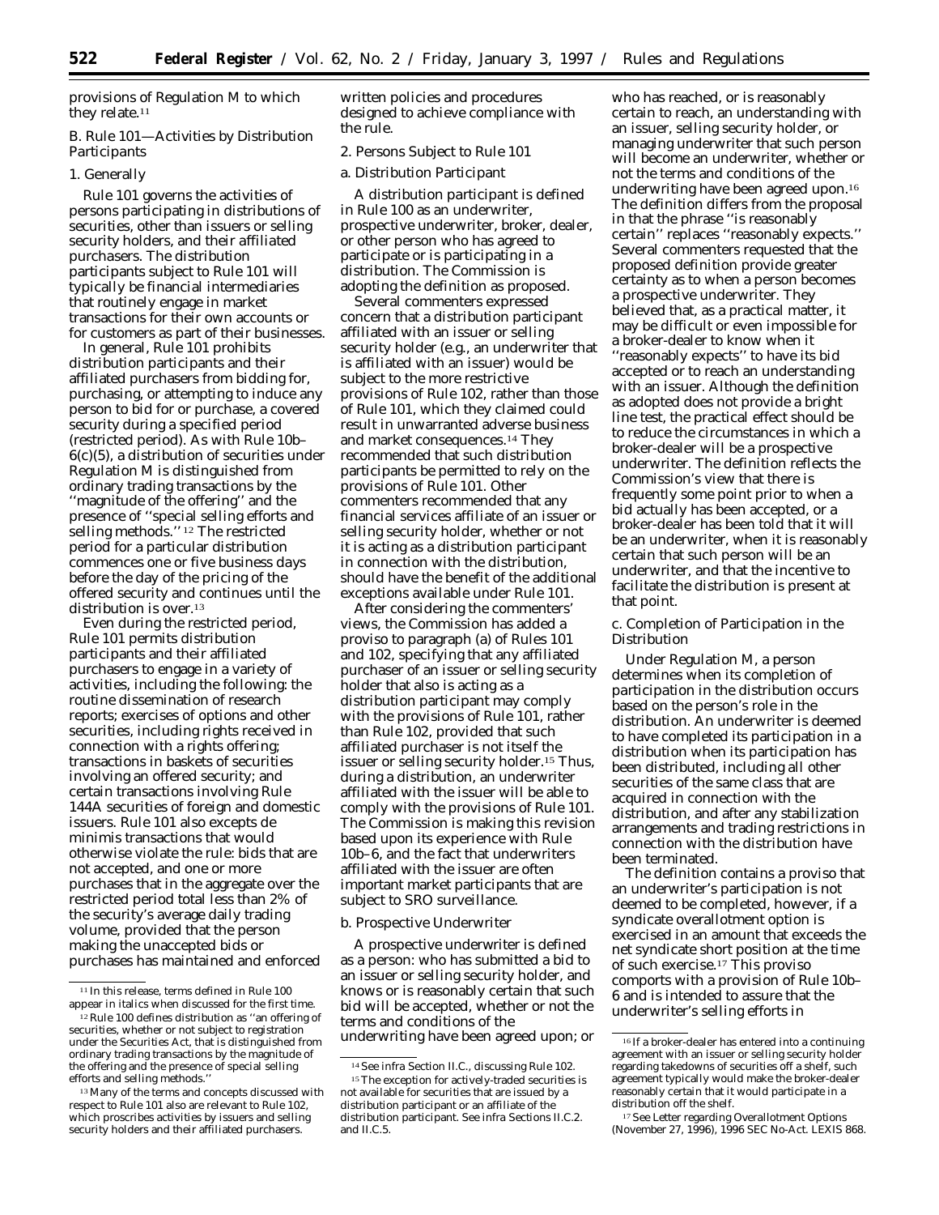provisions of Regulation M to which they relate.[11]

B. Rule 101—Activities by Distribution Participants

1. Generally

Rule 101 governs the activities of persons participating in distributions of securities, other than issuers or selling security holders, and their affiliated purchasers. The distribution participants subject to Rule 101 will typically be financial intermediaries that routinely engage in market transactions for their own accounts or for customers as part of their businesses.

In general, Rule 101 prohibits distribution participants and their affiliated purchasers from bidding for, purchasing, or attempting to induce any person to bid for or purchase, a covered security during a specified period (restricted period). As with Rule 10b–6(c)(5), a distribution of securities under Regulation M is distinguished from ordinary trading transactions by the ''magnitude of the offering'' and the presence of ''special selling efforts and selling methods.''[12] The restricted period for a particular distribution commences one or five business days before the day of the pricing of the offered security and continues until the distribution is over.[13]

Even during the restricted period, Rule 101 permits distribution participants and their affiliated purchasers to engage in a variety of activities, including the following: the routine dissemination of research reports; exercises of options and other securities, including rights received in connection with a rights offering; transactions in baskets of securities involving an offered security; and certain transactions involving Rule 144A securities of foreign and domestic issuers. Rule 101 also excepts de minimis transactions that would otherwise violate the rule: bids that are not accepted, and one or more purchases that in the aggregate over the restricted period total less than 2% of the security's average daily trading volume, provided that the person making the unaccepted bids or purchases has maintained and enforced written policies and procedures designed to achieve compliance with the rule.

2. Persons Subject to Rule 101

a. Distribution Participant

A *distribution participant* is defined in Rule 100 as an underwriter, prospective underwriter, broker, dealer, or other person who has agreed to participate or is participating in a distribution. The Commission is adopting the definition as proposed.

Several commenters expressed concern that a distribution participant affiliated with an issuer or selling security holder (e.g., an underwriter that is affiliated with an issuer) would be subject to the more restrictive provisions of Rule 102, rather than those of Rule 101, which they claimed could result in unwarranted adverse business and market consequences.[14] They recommended that such distribution participants be permitted to rely on the provisions of Rule 101. Other commenters recommended that any financial services affiliate of an issuer or selling security holder, whether or not it is acting as a distribution participant in connection with the distribution, should have the benefit of the additional exceptions available under Rule 101.

After considering the commenters' views, the Commission has added a proviso to paragraph (a) of Rules 101 and 102, specifying that any affiliated purchaser of an issuer or selling security holder that also is acting as a distribution participant may comply with the provisions of Rule 101, rather than Rule 102, provided that such affiliated purchaser is not itself the issuer or selling security holder.[15] Thus, during a distribution, an underwriter affiliated with the issuer will be able to comply with the provisions of Rule 101. The Commission is making this revision based upon its experience with Rule 10b–6, and the fact that underwriters affiliated with the issuer are often important market participants that are subject to SRO surveillance.

b. Prospective Underwriter

A prospective underwriter is defined as a person: who has submitted a bid to an issuer or selling security holder, and knows or is reasonably certain that such bid will be accepted, whether or not the terms and conditions of the underwriting have been agreed upon; or who has reached, or is reasonably certain to reach, an understanding with an issuer, selling security holder, or managing underwriter that such person will become an underwriter, whether or not the terms and conditions of the underwriting have been agreed upon.[16] The definition differs from the proposal in that the phrase ''is reasonably certain'' replaces ''reasonably expects.'' Several commenters requested that the proposed definition provide greater certainty as to when a person becomes a prospective underwriter. They believed that, as a practical matter, it may be difficult or even impossible for a broker-dealer to know when it ''reasonably expects'' to have its bid accepted or to reach an understanding with an issuer. Although the definition as adopted does not provide a bright line test, the practical effect should be to reduce the circumstances in which a broker-dealer will be a prospective underwriter. The definition reflects the Commission's view that there is frequently some point prior to when a bid actually has been accepted, or a broker-dealer has been told that it will be an underwriter, when it is reasonably certain that such person will be an underwriter, and that the incentive to facilitate the distribution is present at that point.

c. Completion of Participation in the Distribution

Under Regulation M, a person determines when its completion of participation in the distribution occurs based on the person's role in the distribution. An underwriter is deemed to have completed its participation in a distribution when its participation has been distributed, including all other securities of the same class that are acquired in connection with the distribution, and after any stabilization arrangements and trading restrictions in connection with the distribution have been terminated.

The definition contains a proviso that an underwriter's participation is not deemed to be completed, however, if a syndicate overallotment option is exercised in an amount that exceeds the net syndicate short position at the time of such exercise.[17] This proviso comports with a provision of Rule 10b–6 and is intended to assure that the underwriter's selling efforts in

---

[11] In this release, terms defined in Rule 100 appear in italics when discussed for the first time.

[12] Rule 100 defines distribution as ''an offering of securities, whether or not subject to registration under the Securities Act, that is distinguished from ordinary trading transactions by the magnitude of the offering and the presence of special selling efforts and selling methods.''

[13] Many of the terms and concepts discussed with respect to Rule 101 also are relevant to Rule 102, which proscribes activities by issuers and selling security holders and their affiliated purchasers.

[14] See infra Section II.C., discussing Rule 102.

[15] The exception for actively-traded securities is not available for securities that are issued by a distribution participant or an affiliate of the distribution participant. See infra Sections II.C.2. and II.C.5.

[16] If a broker-dealer has entered into a continuing agreement with an issuer or selling security holder regarding takedowns of securities off a shelf, such agreement typically would make the broker-dealer reasonably certain that it would participate in a distribution off the shelf.

[17] See Letter regarding Overallotment Options (November 27, 1996), 1996 SEC No-Act. LEXIS 868.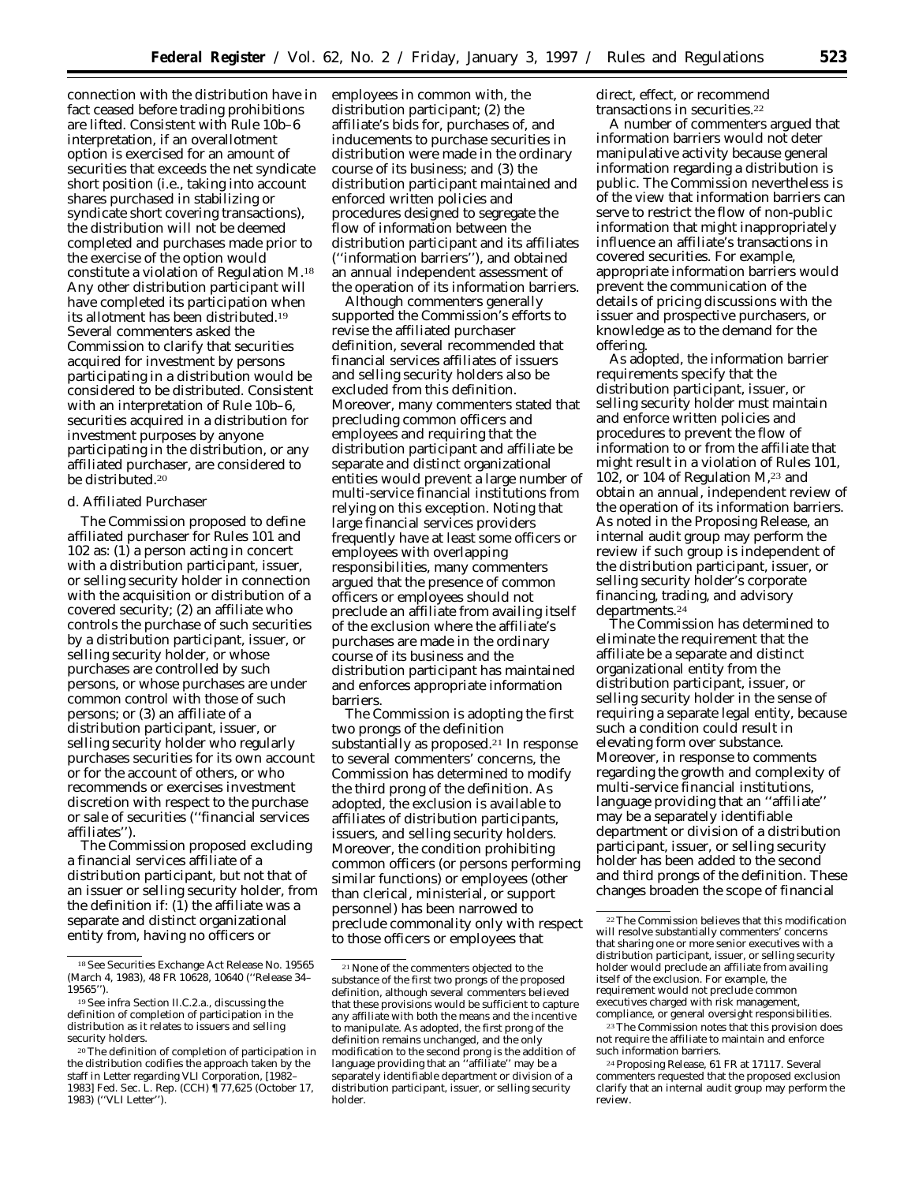connection with the distribution have in fact ceased before trading prohibitions are lifted. Consistent with Rule 10b–6 interpretation, if an overallotment option is exercised for an amount of securities that exceeds the net syndicate short position (i.e., taking into account shares purchased in stabilizing or syndicate short covering transactions), the distribution will not be deemed completed and purchases made prior to the exercise of the option would constitute a violation of Regulation M.[18] Any other distribution participant will have completed its participation when its allotment has been distributed.[19] Several commenters asked the Commission to clarify that securities acquired for investment by persons participating in a distribution would be considered to be distributed. Consistent with an interpretation of Rule 10b–6, securities acquired in a distribution for investment purposes by anyone participating in the distribution, or any affiliated purchaser, are considered to be distributed.[20]

### d. Affiliated Purchaser

The Commission proposed to define affiliated purchaser for Rules 101 and 102 as: (1) a person acting in concert with a distribution participant, issuer, or selling security holder in connection with the acquisition or distribution of a covered security; (2) an affiliate who controls the purchase of such securities by a distribution participant, issuer, or selling security holder, or whose purchases are controlled by such persons, or whose purchases are under common control with those of such persons; or (3) an affiliate of a distribution participant, issuer, or selling security holder who regularly purchases securities for its own account or for the account of others, or who recommends or exercises investment discretion with respect to the purchase or sale of securities (''financial services affiliates'').

The Commission proposed excluding a financial services affiliate of a distribution participant, but not that of an issuer or selling security holder, from the definition if: (1) the affiliate was a separate and distinct organizational entity from, having no officers or employees in common with, the distribution participant; (2) the affiliate's bids for, purchases of, and inducements to purchase securities in distribution were made in the ordinary course of its business; and (3) the distribution participant maintained and enforced written policies and procedures designed to segregate the flow of information between the distribution participant and its affiliates (''information barriers''), and obtained an annual independent assessment of the operation of its information barriers.

Although commenters generally supported the Commission's efforts to revise the affiliated purchaser definition, several recommended that financial services affiliates of issuers and selling security holders also be excluded from this definition. Moreover, many commenters stated that precluding common officers and employees and requiring that the distribution participant and affiliate be separate and distinct organizational entities would prevent a large number of multi-service financial institutions from relying on this exception. Noting that large financial services providers frequently have at least some officers or employees with overlapping responsibilities, many commenters argued that the presence of common officers or employees should not preclude an affiliate from availing itself of the exclusion where the affiliate's purchases are made in the ordinary course of its business and the distribution participant has maintained and enforces appropriate information barriers.

The Commission is adopting the first two prongs of the definition substantially as proposed.[21] In response to several commenters' concerns, the Commission has determined to modify the third prong of the definition. As adopted, the exclusion is available to affiliates of distribution participants, issuers, and selling security holders. Moreover, the condition prohibiting common officers (or persons performing similar functions) or employees (other than clerical, ministerial, or support personnel) has been narrowed to preclude commonality only with respect to those officers or employees that direct, effect, or recommend transactions in securities.[22]

A number of commenters argued that information barriers would not deter manipulative activity because general information regarding a distribution is public. The Commission nevertheless is of the view that information barriers can serve to restrict the flow of non-public information that might inappropriately influence an affiliate's transactions in covered securities. For example, appropriate information barriers would prevent the communication of the details of pricing discussions with the issuer and prospective purchasers, or knowledge as to the demand for the offering.

As adopted, the information barrier requirements specify that the distribution participant, issuer, or selling security holder must maintain and enforce written policies and procedures to prevent the flow of information to or from the affiliate that might result in a violation of Rules 101, 102, or 104 of Regulation M,[23] and obtain an annual, independent review of the operation of its information barriers. As noted in the Proposing Release, an internal audit group may perform the review if such group is independent of the distribution participant, issuer, or selling security holder's corporate financing, trading, and advisory departments.[24]

The Commission has determined to eliminate the requirement that the affiliate be a separate and distinct organizational entity from the distribution participant, issuer, or selling security holder in the sense of requiring a separate legal entity, because such a condition could result in elevating form over substance. Moreover, in response to comments regarding the growth and complexity of multi-service financial institutions, language providing that an ''affiliate'' may be a separately identifiable department or division of a distribution participant, issuer, or selling security holder has been added to the second and third prongs of the definition. These changes broaden the scope of financial

---

[18] See Securities Exchange Act Release No. 19565 (March 4, 1983), 48 FR 10628, 10640 (''Release 34–19565'').

[19] See infra Section II.C.2.a., discussing the definition of completion of participation in the distribution as it relates to issuers and selling security holders.

[20] The definition of completion of participation in the distribution codifies the approach taken by the staff in Letter regarding VLI Corporation, [1982–1983] Fed. Sec. L. Rep. (CCH) ¶ 77,625 (October 17, 1983) (''VLI Letter'').

[21] None of the commenters objected to the substance of the first two prongs of the proposed definition, although several commenters believed that these provisions would be sufficient to capture any affiliate with both the means and the incentive to manipulate. As adopted, the first prong of the definition remains unchanged, and the only modification to the second prong is the addition of language providing that an ''affiliate'' may be a separately identifiable department or division of a distribution participant, issuer, or selling security holder.

[22] The Commission believes that this modification will resolve substantially commenters' concerns that sharing one or more senior executives with a distribution participant, issuer, or selling security holder would preclude an affiliate from availing itself of the exclusion. For example, the requirement would not preclude common executives charged with risk management, compliance, or general oversight responsibilities.

[23] The Commission notes that this provision does not require the affiliate to maintain and enforce such information barriers.

[24] Proposing Release, 61 FR at 17117. Several commenters requested that the proposed exclusion clarify that an internal audit group may perform the review.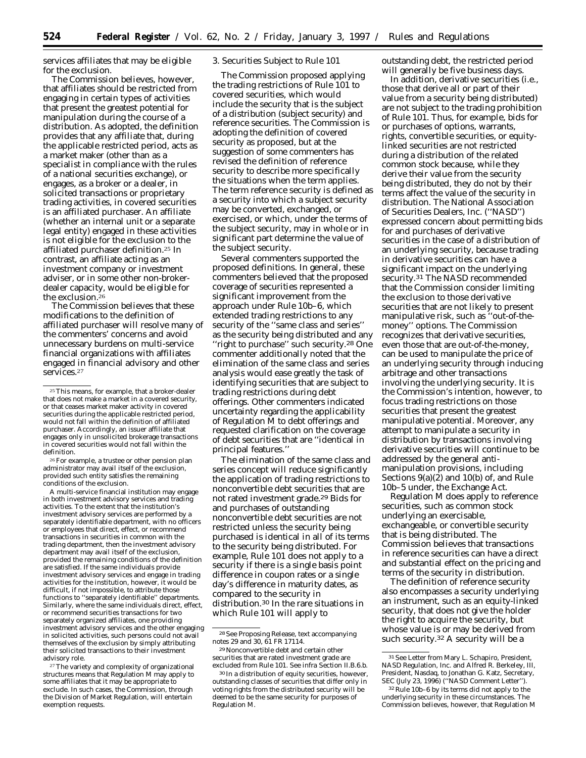services affiliates that may be eligible for the exclusion.

The Commission believes, however, that affiliates should be restricted from engaging in certain types of activities that present the greatest potential for manipulation during the course of a distribution. As adopted, the definition provides that any affiliate that, during the applicable restricted period, acts as a market maker (other than as a specialist in compliance with the rules of a national securities exchange), or engages, as a broker or a dealer, in solicited transactions or proprietary trading activities, in covered securities is an affiliated purchaser. An affiliate (whether an internal unit or a separate legal entity) engaged in these activities is not eligible for the exclusion to the affiliated purchaser definition.[25] In contrast, an affiliate acting as an investment company or investment adviser, or in some other non-broker-dealer capacity, would be eligible for the exclusion.[26]

The Commission believes that these modifications to the definition of affiliated purchaser will resolve many of the commenters' concerns and avoid unnecessary burdens on multi-service financial organizations with affiliates engaged in financial advisory and other services.[27]

### 3. Securities Subject to Rule 101

The Commission proposed applying the trading restrictions of Rule 101 to covered securities, which would include the security that is the subject of a distribution (subject security) and reference securities. The Commission is adopting the definition of covered security as proposed, but at the suggestion of some commenters has revised the definition of reference security to describe more specifically the situations when the term applies. The term reference security is defined as a security into which a subject security may be converted, exchanged, or exercised, or which, under the terms of the subject security, may in whole or in significant part determine the value of the subject security.

Several commenters supported the proposed definitions. In general, these commenters believed that the proposed coverage of securities represented a significant improvement from the approach under Rule 10b–6, which extended trading restrictions to any security of the ''same class and series'' as the security being distributed and any ''right to purchase'' such security.[28] One commenter additionally noted that the elimination of the same class and series analysis would ease greatly the task of identifying securities that are subject to trading restrictions during debt offerings. Other commenters indicated uncertainty regarding the applicability of Regulation M to debt offerings and requested clarification on the coverage of debt securities that are ''identical in principal features.''

The elimination of the same class and series concept will reduce significantly the application of trading restrictions to nonconvertible debt securities that are not rated investment grade.[29] Bids for and purchases of outstanding nonconvertible debt securities are not restricted unless the security being purchased is identical in all of its terms to the security being distributed. For example, Rule 101 does not apply to a security if there is a single basis point difference in coupon rates or a single day's difference in maturity dates, as compared to the security in distribution.[30] In the rare situations in which Rule 101 will apply to outstanding debt, the restricted period will generally be five business days.

In addition, derivative securities (*i.e.*, those that derive all or part of their value from a security being distributed) are not subject to the trading prohibition of Rule 101. Thus, for example, bids for or purchases of options, warrants, rights, convertible securities, or equity-linked securities are not restricted during a distribution of the related common stock because, while they derive their value from the security being distributed, they do not by their terms affect the value of the security in distribution. The National Association of Securities Dealers, Inc. (''NASD'') expressed concern about permitting bids for and purchases of derivative securities in the case of a distribution of an underlying security, because trading in derivative securities can have a significant impact on the underlying security.[31] The NASD recommended that the Commission consider limiting the exclusion to those derivative securities that are not likely to present manipulative risk, such as ''out-of-the-money'' options. The Commission recognizes that derivative securities, even those that are out-of-the-money, can be used to manipulate the price of an underlying security through inducing arbitrage and other transactions involving the underlying security. It is the Commission's intention, however, to focus trading restrictions on those securities that present the greatest manipulative potential. Moreover, any attempt to manipulate a security in distribution by transactions involving derivative securities will continue to be addressed by the general anti-manipulation provisions, including Sections 9(a)(2) and 10(b) of, and Rule 10b–5 under, the Exchange Act.

Regulation M does apply to reference securities, such as common stock underlying an exercisable, exchangeable, or convertible security that is being distributed. The Commission believes that transactions in reference securities can have a direct and substantial effect on the pricing and terms of the security in distribution.

The definition of reference security also encompasses a security underlying an instrument, such as an equity-linked security, that does not give the holder the right to acquire the security, but whose value is or may be derived from such security.[32] A security will be a

---

[25] This means, for example, that a broker-dealer that does not make a market in a covered security, or that ceases market maker activity in covered securities during the applicable restricted period, would not fall within the definition of affiliated purchaser. Accordingly, an issuer affiliate that engages only in unsolicited brokerage transactions in covered securities would not fall within the definition.

[26] For example, a trustee or other pension plan administrator may avail itself of the exclusion, provided such entity satisfies the remaining conditions of the exclusion.

A multi-service financial institution may engage in both investment advisory services and trading activities. To the extent that the institution's investment advisory services are performed by a separately identifiable department, with no officers or employees that direct, effect, or recommend transactions in securities in common with the trading department, then the investment advisory department may avail itself of the exclusion, provided the remaining conditions of the definition are satisfied. If the same individuals provide investment advisory services and engage in trading activities for the institution, however, it would be difficult, if not impossible, to attribute those functions to ''separately identifiable'' departments. Similarly, where the same individuals direct, effect, or recommend securities transactions for two separately organized affiliates, one providing investment advisory services and the other engaging in solicited activities, such persons could not avail themselves of the exclusion by simply attributing their solicited transactions to their investment advisory role.

[27] The variety and complexity of organizational structures means that Regulation M may apply to some affiliates that it may be appropriate to exclude. In such cases, the Commission, through the Division of Market Regulation, will entertain exemption requests.

[28] *See* Proposing Release, text accompanying notes 29 and 30, 61 FR 17114.

[29] Nonconvertible debt and certain other securities that are rated investment grade are excluded from Rule 101. *See infra* Section II.B.6.b.

[30] In a distribution of equity securities, however, outstanding classes of securities that differ only in voting rights from the distributed security will be deemed to be the same security for purposes of Regulation M.

[31] *See* Letter from Mary L. Schapiro, President, NASD Regulation, Inc. and Alfred R. Berkeley, III, President, Nasdaq, to Jonathan G. Katz, Secretary, SEC (July 23, 1996) (''NASD Comment Letter'').

[32] Rule 10b–6 by its terms did not apply to the underlying security in these circumstances. The Commission believes, however, that Regulation M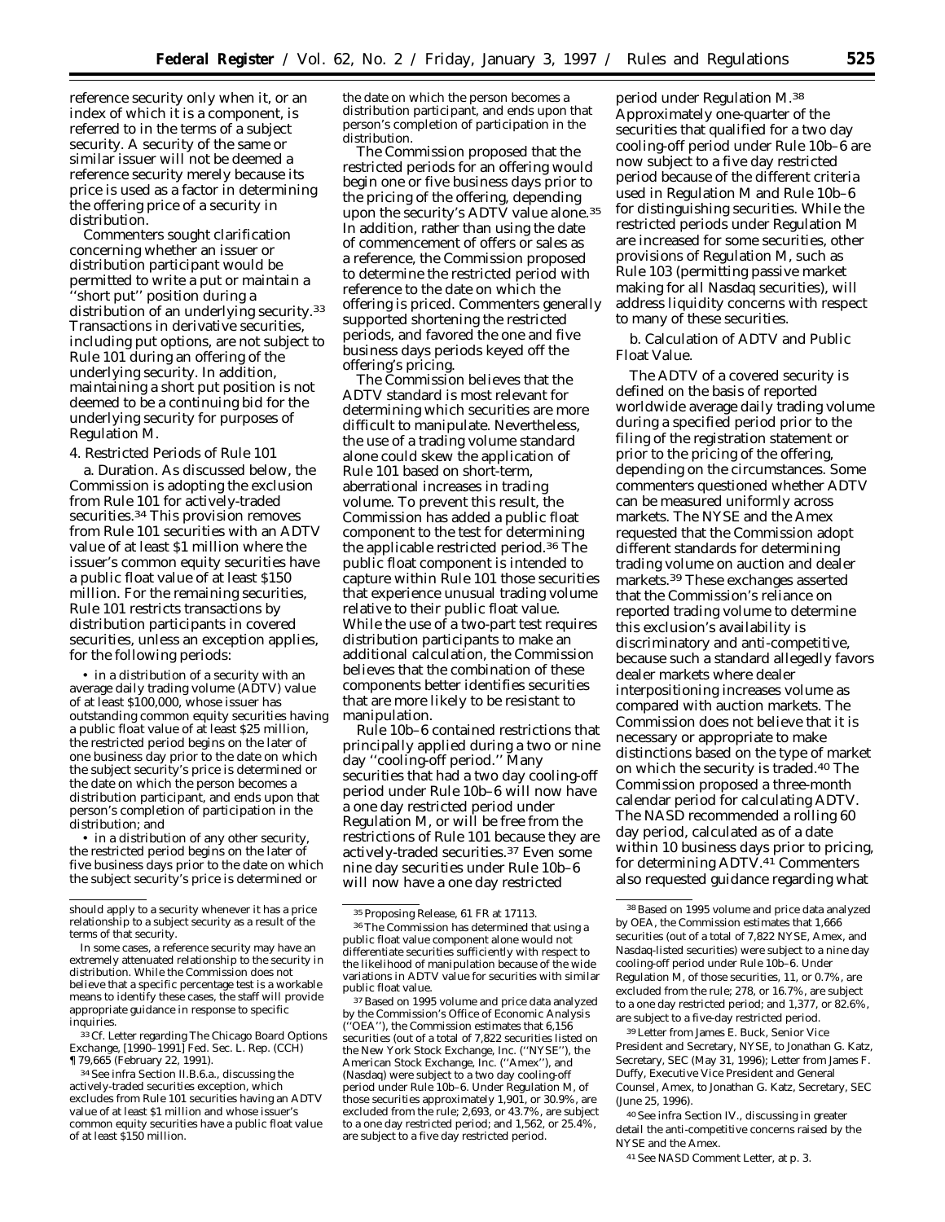reference security only when it, or an index of which it is a component, is referred to in the terms of a subject security. A security of the same or similar issuer will not be deemed a reference security merely because its price is used as a factor in determining the offering price of a security in distribution.

Commenters sought clarification concerning whether an issuer or distribution participant would be permitted to write a put or maintain a ''short put'' position during a distribution of an underlying security.[33] Transactions in derivative securities, including put options, are not subject to Rule 101 during an offering of the underlying security. In addition, maintaining a short put position is not deemed to be a continuing bid for the underlying security for purposes of Regulation M.

4. Restricted Periods of Rule 101

a. *Duration.* As discussed below, the Commission is adopting the exclusion from Rule 101 for actively-traded securities.[34] This provision removes from Rule 101 securities with an ADTV value of at least $1 million where the issuer's common equity securities have a public float value of at least $150 million. For the remaining securities, Rule 101 restricts transactions by distribution participants in covered securities, unless an exception applies, for the following periods:

• in a distribution of a security with an average daily trading volume (ADTV) value of at least $100,000, whose issuer has outstanding common equity securities having a public float value of at least $25 million, the restricted period begins on the later of one business day prior to the date on which the subject security's price is determined or the date on which the person becomes a distribution participant, and ends upon that person's completion of participation in the distribution; and

• in a distribution of any other security, the restricted period begins on the later of five business days prior to the date on which the subject security's price is determined or the date on which the person becomes a distribution participant, and ends upon that person's completion of participation in the distribution.

The Commission proposed that the restricted periods for an offering would begin one or five business days prior to the pricing of the offering, depending upon the security's ADTV value alone.[35] In addition, rather than using the date of commencement of offers or sales as a reference, the Commission proposed to determine the restricted period with reference to the date on which the offering is priced. Commenters generally supported shortening the restricted periods, and favored the one and five business days periods keyed off the offering's pricing.

The Commission believes that the ADTV standard is most relevant for determining which securities are more difficult to manipulate. Nevertheless, the use of a trading volume standard alone could skew the application of Rule 101 based on short-term, aberrational increases in trading volume. To prevent this result, the Commission has added a public float component to the test for determining the applicable restricted period.[36] The public float component is intended to capture within Rule 101 those securities that experience unusual trading volume relative to their public float value. While the use of a two-part test requires distribution participants to make an additional calculation, the Commission believes that the combination of these components better identifies securities that are more likely to be resistant to manipulation.

Rule 10b–6 contained restrictions that principally applied during a two or nine day ''cooling-off period.'' Many securities that had a two day cooling-off period under Rule 10b–6 will now have a one day restricted period under Regulation M, or will be free from the restrictions of Rule 101 because they are actively-traded securities.[37] Even some nine day securities under Rule 10b–6 will now have a one day restricted period under Regulation M.[38] Approximately one-quarter of the securities that qualified for a two day cooling-off period under Rule 10b–6 are now subject to a five day restricted period because of the different criteria used in Regulation M and Rule 10b–6 for distinguishing securities. While the restricted periods under Regulation M are increased for some securities, other provisions of Regulation M, such as Rule 103 (permitting passive market making for all Nasdaq securities), will address liquidity concerns with respect to many of these securities.

b. Calculation of ADTV and Public Float Value.

The ADTV of a covered security is defined on the basis of reported worldwide average daily trading volume during a specified period prior to the filing of the registration statement or prior to the pricing of the offering, depending on the circumstances. Some commenters questioned whether ADTV can be measured uniformly across markets. The NYSE and the Amex requested that the Commission adopt different standards for determining trading volume on auction and dealer markets.[39] These exchanges asserted that the Commission's reliance on reported trading volume to determine this exclusion's availability is discriminatory and anti-competitive, because such a standard allegedly favors dealer markets where dealer interpositioning increases volume as compared with auction markets. The Commission does not believe that it is necessary or appropriate to make distinctions based on the type of market on which the security is traded.[40] The Commission proposed a three-month calendar period for calculating ADTV. The NASD recommended a rolling 60 day period, calculated as of a date within 10 business days prior to pricing, for determining ADTV.[41] Commenters also requested guidance regarding what

---

should apply to a security whenever it has a price relationship to a subject security as a result of the terms of that security.

In some cases, a reference security may have an extremely attenuated relationship to the security in distribution. While the Commission does not believe that a specific percentage test is a workable means to identify these cases, the staff will provide appropriate guidance in response to specific inquiries.

[33] *Cf.* Letter regarding The Chicago Board Options Exchange, [1990–1991] Fed. Sec. L. Rep. (CCH) ¶ 79,665 (February 22, 1991).

[34] *See infra* Section II.B.6.a., discussing the actively-traded securities exception, which excludes from Rule 101 securities having an ADTV value of at least $1 million and whose issuer's common equity securities have a public float value of at least $150 million.

[35] Proposing Release, 61 FR at 17113.

[36] The Commission has determined that using a public float value component alone would not differentiate securities sufficiently with respect to the likelihood of manipulation because of the wide variations in ADTV value for securities with similar public float value.

[37] Based on 1995 volume and price data analyzed by the Commission's Office of Economic Analysis (''OEA''), the Commission estimates that 6,156 securities (out of a total of 7,822 securities listed on the New York Stock Exchange, Inc. (''NYSE''), the American Stock Exchange, Inc. (''Amex''), and (Nasdaq) were subject to a two day cooling-off period under Rule 10b–6. Under Regulation M, of those securities approximately 1,901, or 30.9%, are excluded from the rule; 2,693, or 43.7%, are subject to a one day restricted period; and 1,562, or 25.4%, are subject to a five day restricted period.

[38] Based on 1995 volume and price data analyzed by OEA, the Commission estimates that 1,666 securities (out of a total of 7,822 NYSE, Amex, and Nasdaq-listed securities) were subject to a nine day cooling-off period under Rule 10b–6. Under Regulation M, of those securities, 11, or 0.7%, are excluded from the rule; 278, or 16.7%, are subject to a one day restricted period; and 1,377, or 82.6%, are subject to a five-day restricted period.

[39] Letter from James E. Buck, Senior Vice President and Secretary, NYSE, to Jonathan G. Katz, Secretary, SEC (May 31, 1996); Letter from James F. Duffy, Executive Vice President and General Counsel, Amex, to Jonathan G. Katz, Secretary, SEC (June 25, 1996).

[40] *See infra* Section IV., discussing in greater detail the anti-competitive concerns raised by the NYSE and the Amex.

[41] *See* NASD Comment Letter, at p. 3.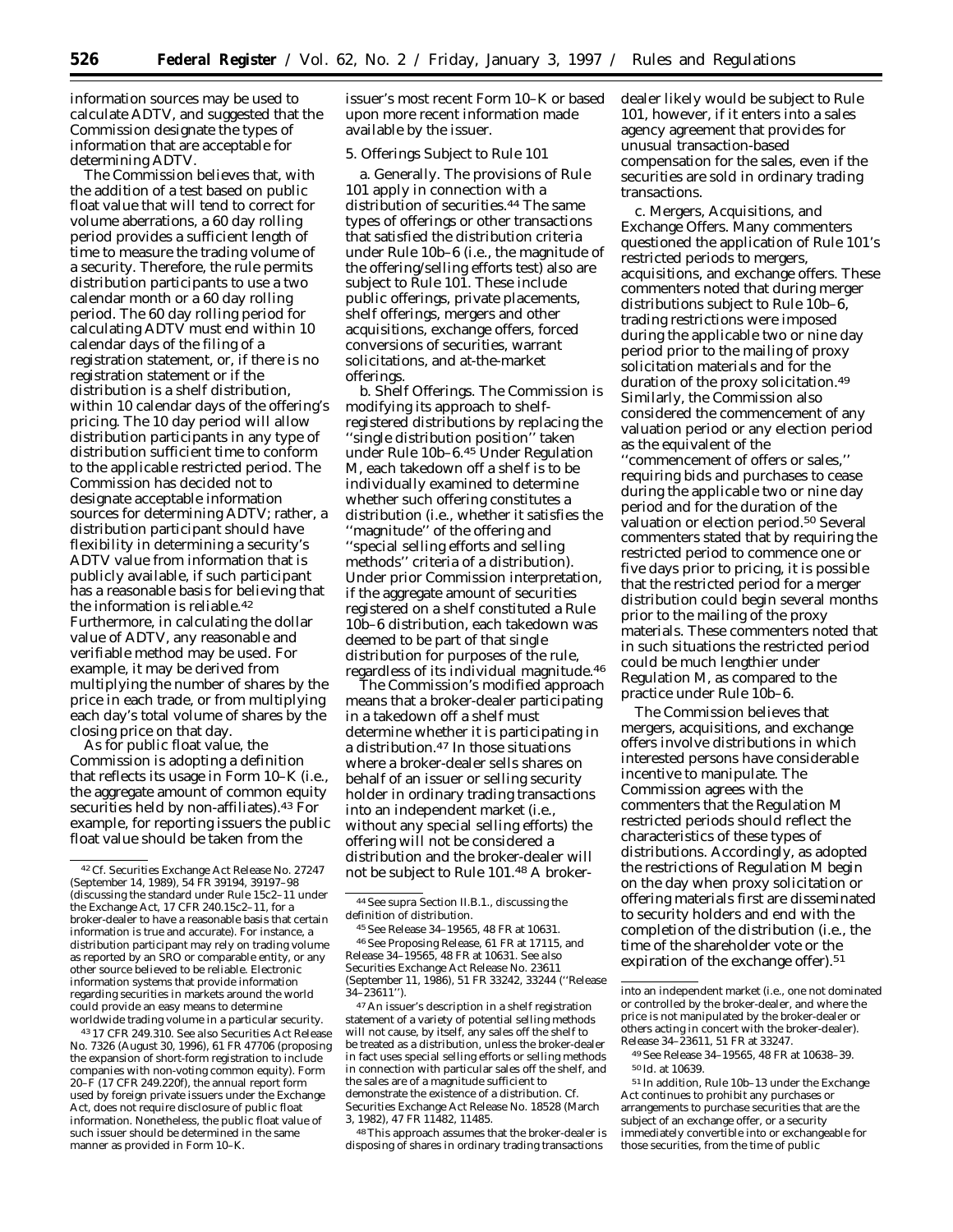information sources may be used to calculate ADTV, and suggested that the Commission designate the types of information that are acceptable for determining ADTV.

The Commission believes that, with the addition of a test based on public float value that will tend to correct for volume aberrations, a 60 day rolling period provides a sufficient length of time to measure the trading volume of a security. Therefore, the rule permits distribution participants to use a two calendar month or a 60 day rolling period. The 60 day rolling period for calculating ADTV must end within 10 calendar days of the filing of a registration statement, or, if there is no registration statement or if the distribution is a shelf distribution, within 10 calendar days of the offering's pricing. The 10 day period will allow distribution participants in any type of distribution sufficient time to conform to the applicable restricted period. The Commission has decided not to designate acceptable information sources for determining ADTV; rather, a distribution participant should have flexibility in determining a security's ADTV value from information that is publicly available, if such participant has a reasonable basis for believing that the information is reliable.[42] Furthermore, in calculating the dollar value of ADTV, any reasonable and verifiable method may be used. For example, it may be derived from multiplying the number of shares by the price in each trade, or from multiplying each day's total volume of shares by the closing price on that day.

As for public float value, the Commission is adopting a definition that reflects its usage in Form 10–K (i.e., the aggregate amount of common equity securities held by non-affiliates).[43] For example, for reporting issuers the public float value should be taken from the issuer's most recent Form 10–K or based upon more recent information made available by the issuer.

5. Offerings Subject to Rule 101

a. *Generally.* The provisions of Rule 101 apply in connection with a distribution of securities.[44] The same types of offerings or other transactions that satisfied the distribution criteria under Rule 10b–6 (i.e., the magnitude of the offering/selling efforts test) also are subject to Rule 101. These include public offerings, private placements, shelf offerings, mergers and other acquisitions, exchange offers, forced conversions of securities, warrant solicitations, and at-the-market offerings.

b. *Shelf Offerings.* The Commission is modifying its approach to shelf-registered distributions by replacing the ''single distribution position'' taken under Rule 10b–6.[45] Under Regulation M, each takedown off a shelf is to be individually examined to determine whether such offering constitutes a distribution (i.e., whether it satisfies the ''magnitude'' of the offering and ''special selling efforts and selling methods'' criteria of a distribution). Under prior Commission interpretation, if the aggregate amount of securities registered on a shelf constituted a Rule 10b–6 distribution, each takedown was deemed to be part of that single distribution for purposes of the rule, regardless of its individual magnitude.[46]

The Commission's modified approach means that a broker-dealer participating in a takedown off a shelf must determine whether it is participating in a distribution.[47] In those situations where a broker-dealer sells shares on behalf of an issuer or selling security holder in ordinary trading transactions into an independent market (i.e., without any special selling efforts) the offering will not be considered a distribution and the broker-dealer will not be subject to Rule 101.[48] A broker-dealer likely would be subject to Rule 101, however, if it enters into a sales agency agreement that provides for unusual transaction-based compensation for the sales, even if the securities are sold in ordinary trading transactions.

c. *Mergers, Acquisitions, and Exchange Offers.* Many commenters questioned the application of Rule 101's restricted periods to mergers, acquisitions, and exchange offers. These commenters noted that during merger distributions subject to Rule 10b–6, trading restrictions were imposed during the applicable two or nine day period prior to the mailing of proxy solicitation materials and for the duration of the proxy solicitation.[49] Similarly, the Commission also considered the commencement of any valuation period or any election period as the equivalent of the ''commencement of offers or sales,'' requiring bids and purchases to cease during the applicable two or nine day period and for the duration of the valuation or election period.[50] Several commenters stated that by requiring the restricted period to commence one or five days prior to pricing, it is possible that the restricted period for a merger distribution could begin several months prior to the mailing of the proxy materials. These commenters noted that in such situations the restricted period could be much lengthier under Regulation M, as compared to the practice under Rule 10b–6.

The Commission believes that mergers, acquisitions, and exchange offers involve distributions in which interested persons have considerable incentive to manipulate. The Commission agrees with the commenters that the Regulation M restricted periods should reflect the characteristics of these types of distributions. Accordingly, as adopted the restrictions of Regulation M begin on the day when proxy solicitation or offering materials first are disseminated to security holders and end with the completion of the distribution (i.e., the time of the shareholder vote or the expiration of the exchange offer).[51]

---

[42] Cf. Securities Exchange Act Release No. 27247 (September 14, 1989), 54 FR 39194, 39197–98 (discussing the standard under Rule 15c2–11 under the Exchange Act, 17 CFR 240.15c2–11, for a broker-dealer to have a reasonable basis that certain information is true and accurate). For instance, a distribution participant may rely on trading volume as reported by an SRO or comparable entity, or any other source believed to be reliable. Electronic information systems that provide information regarding securities in markets around the world could provide an easy means to determine worldwide trading volume in a particular security.

[43] 17 CFR 249.310. See also Securities Act Release No. 7326 (August 30, 1996), 61 FR 47706 (proposing the expansion of short-form registration to include companies with non-voting common equity). Form 20–F (17 CFR 249.220f), the annual report form used by foreign private issuers under the Exchange Act, does not require disclosure of public float information. Nonetheless, the public float value of such issuer should be determined in the same manner as provided in Form 10–K.

[44] See *supra* Section II.B.1., discussing the definition of distribution.

[45] See Release 34–19565, 48 FR at 10631.

[46] See Proposing Release, 61 FR at 17115, and Release 34–19565, 48 FR at 10631. See also Securities Exchange Act Release No. 23611 (September 11, 1986), 51 FR 33242, 33244 (''Release 34–23611'').

[47] An issuer's description in a shelf registration statement of a variety of potential selling methods will not cause, by itself, any sales off the shelf to be treated as a distribution, unless the broker-dealer in fact uses special selling efforts or selling methods in connection with particular sales off the shelf, and the sales are of a magnitude sufficient to demonstrate the existence of a distribution. Cf. Securities Exchange Act Release No. 18528 (March 3, 1982), 47 FR 11482, 11485.

[48] This approach assumes that the broker-dealer is disposing of shares in ordinary trading transactions into an independent market (i.e., one not dominated or controlled by the broker-dealer, and where the price is not manipulated by the broker-dealer or others acting in concert with the broker-dealer). Release 34–23611, 51 FR at 33247.

[49] See Release 34–19565, 48 FR at 10638–39.

[50] *Id.* at 10639.

[51] In addition, Rule 10b–13 under the Exchange Act continues to prohibit any purchases or arrangements to purchase securities that are the subject of an exchange offer, or a security immediately convertible into or exchangeable for those securities, from the time of public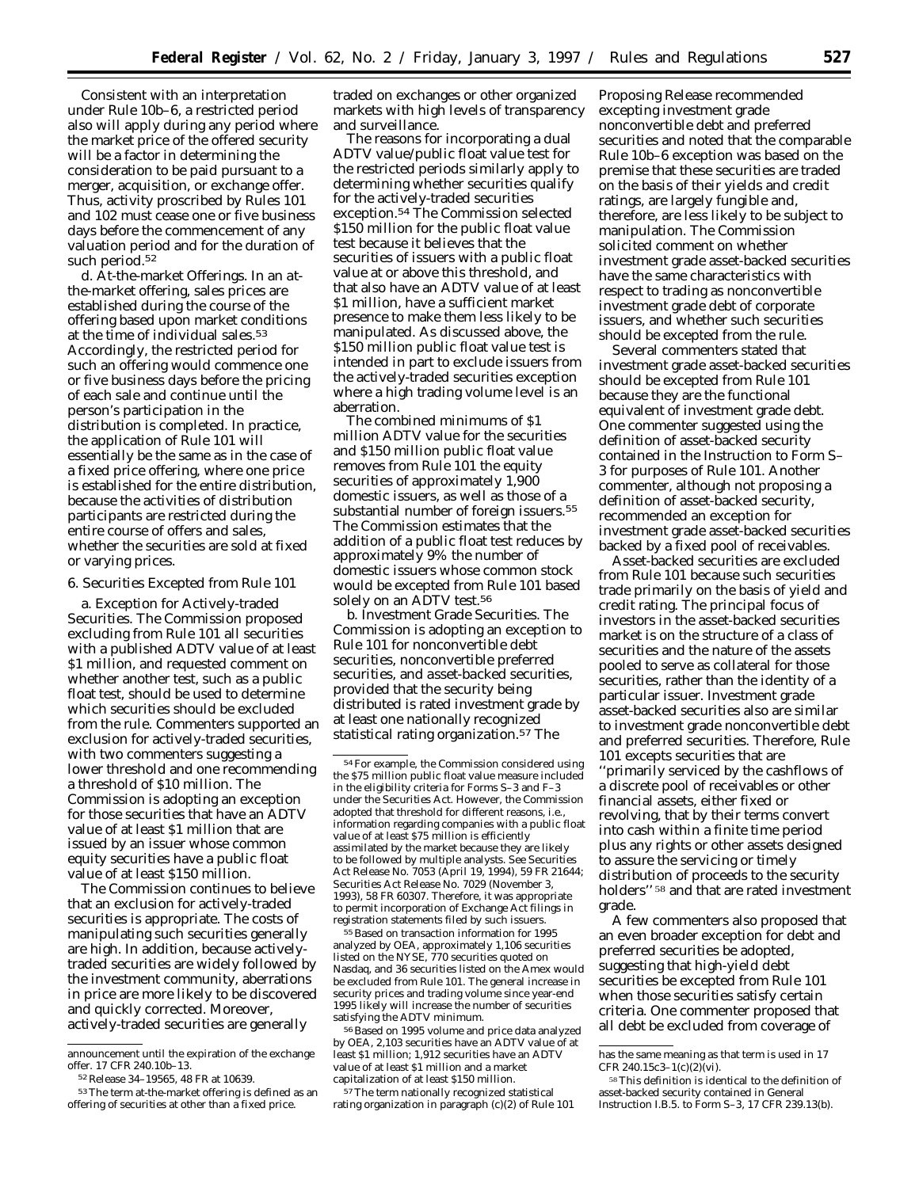Consistent with an interpretation under Rule 10b–6, a restricted period also will apply during any period where the market price of the offered security will be a factor in determining the consideration to be paid pursuant to a merger, acquisition, or exchange offer. Thus, activity proscribed by Rules 101 and 102 must cease one or five business days before the commencement of any valuation period and for the duration of such period.[52]

d. *At-the-market Offerings.* In an at-the-market offering, sales prices are established during the course of the offering based upon market conditions at the time of individual sales.[53] Accordingly, the restricted period for such an offering would commence one or five business days before the pricing of each sale and continue until the person's participation in the distribution is completed. In practice, the application of Rule 101 will essentially be the same as in the case of a fixed price offering, where one price is established for the entire distribution, because the activities of distribution participants are restricted during the entire course of offers and sales, whether the securities are sold at fixed or varying prices.

6. Securities Excepted from Rule 101

a. *Exception for Actively-traded Securities.* The Commission proposed excluding from Rule 101 all securities with a published ADTV value of at least $1 million, and requested comment on whether another test, such as a public float test, should be used to determine which securities should be excluded from the rule. Commenters supported an exclusion for actively-traded securities, with two commenters suggesting a lower threshold and one recommending a threshold of $10 million. The Commission is adopting an exception for those securities that have an ADTV value of at least $1 million that are issued by an issuer whose common equity securities have a public float value of at least $150 million.

The Commission continues to believe that an exclusion for actively-traded securities is appropriate. The costs of manipulating such securities generally are high. In addition, because actively-traded securities are widely followed by the investment community, aberrations in price are more likely to be discovered and quickly corrected. Moreover, actively-traded securities are generally traded on exchanges or other organized markets with high levels of transparency and surveillance.

The reasons for incorporating a dual ADTV value/public float value test for the restricted periods similarly apply to determining whether securities qualify for the actively-traded securities exception.[54] The Commission selected $150 million for the public float value test because it believes that the securities of issuers with a public float value at or above this threshold, and that also have an ADTV value of at least $1 million, have a sufficient market presence to make them less likely to be manipulated. As discussed above, the $150 million public float value test is intended in part to exclude issuers from the actively-traded securities exception where a high trading volume level is an aberration.

The combined minimums of $1 million ADTV value for the securities and $150 million public float value removes from Rule 101 the equity securities of approximately 1,900 domestic issuers, as well as those of a substantial number of foreign issuers.[55] The Commission estimates that the addition of a public float test reduces by approximately 9% the number of domestic issuers whose common stock would be excepted from Rule 101 based solely on an ADTV test.[56]

b. *Investment Grade Securities.* The Commission is adopting an exception to Rule 101 for nonconvertible debt securities, nonconvertible preferred securities, and asset-backed securities, provided that the security being distributed is rated investment grade by at least one nationally recognized statistical rating organization.[57] The Proposing Release recommended excepting investment grade nonconvertible debt and preferred securities and noted that the comparable Rule 10b–6 exception was based on the premise that these securities are traded on the basis of their yields and credit ratings, are largely fungible and, therefore, are less likely to be subject to manipulation. The Commission solicited comment on whether investment grade asset-backed securities have the same characteristics with respect to trading as nonconvertible investment grade debt of corporate issuers, and whether such securities should be excepted from the rule.

Several commenters stated that investment grade asset-backed securities should be excepted from Rule 101 because they are the functional equivalent of investment grade debt. One commenter suggested using the definition of asset-backed security contained in the Instruction to Form S–3 for purposes of Rule 101. Another commenter, although not proposing a definition of asset-backed security, recommended an exception for investment grade asset-backed securities backed by a fixed pool of receivables.

Asset-backed securities are excluded from Rule 101 because such securities trade primarily on the basis of yield and credit rating. The principal focus of investors in the asset-backed securities market is on the structure of a class of securities and the nature of the assets pooled to serve as collateral for those securities, rather than the identity of a particular issuer. Investment grade asset-backed securities also are similar to investment grade nonconvertible debt and preferred securities. Therefore, Rule 101 excepts securities that are "primarily serviced by the cashflows of a discrete pool of receivables or other financial assets, either fixed or revolving, that by their terms convert into cash within a finite time period plus any rights or other assets designed to assure the servicing or timely distribution of proceeds to the security holders" [58] and that are rated investment grade.

A few commenters also proposed that an even broader exception for debt and preferred securities be adopted, suggesting that high-yield debt securities be excepted from Rule 101 when those securities satisfy certain criteria. One commenter proposed that all debt be excluded from coverage of

---

announcement until the expiration of the exchange offer. 17 CFR 240.10b–13.

[52] Release 34–19565, 48 FR at 10639.

[53] The term at-the-market offering is defined as an offering of securities at other than a fixed price.

[54] For example, the Commission considered using the $75 million public float value measure included in the eligibility criteria for Forms S–3 and F–3 under the Securities Act. However, the Commission adopted that threshold for different reasons, *i.e.*, information regarding companies with a public float value of at least $75 million is efficiently assimilated by the market because they are likely to be followed by multiple analysts. *See* Securities Act Release No. 7053 (April 19, 1994), 59 FR 21644; Securities Act Release No. 7029 (November 3, 1993), 58 FR 60307. Therefore, it was appropriate to permit incorporation of Exchange Act filings in registration statements filed by such issuers.

[55] Based on transaction information for 1995 analyzed by OEA, approximately 1,106 securities listed on the NYSE, 770 securities quoted on Nasdaq, and 36 securities listed on the Amex would be excluded from Rule 101. The general increase in security prices and trading volume since year-end 1995 likely will increase the number of securities satisfying the ADTV minimum.

[56] Based on 1995 volume and price data analyzed by OEA, 2,103 securities have an ADTV value of at least $1 million; 1,912 securities have an ADTV value of at least $1 million and a market capitalization of at least $150 million.

[57] The term nationally recognized statistical rating organization in paragraph (c)(2) of Rule 101 has the same meaning as that term is used in 17 CFR 240.15c3–1(c)(2)(vi).

[58] This definition is identical to the definition of asset-backed security contained in General Instruction I.B.5. to Form S–3, 17 CFR 239.13(b).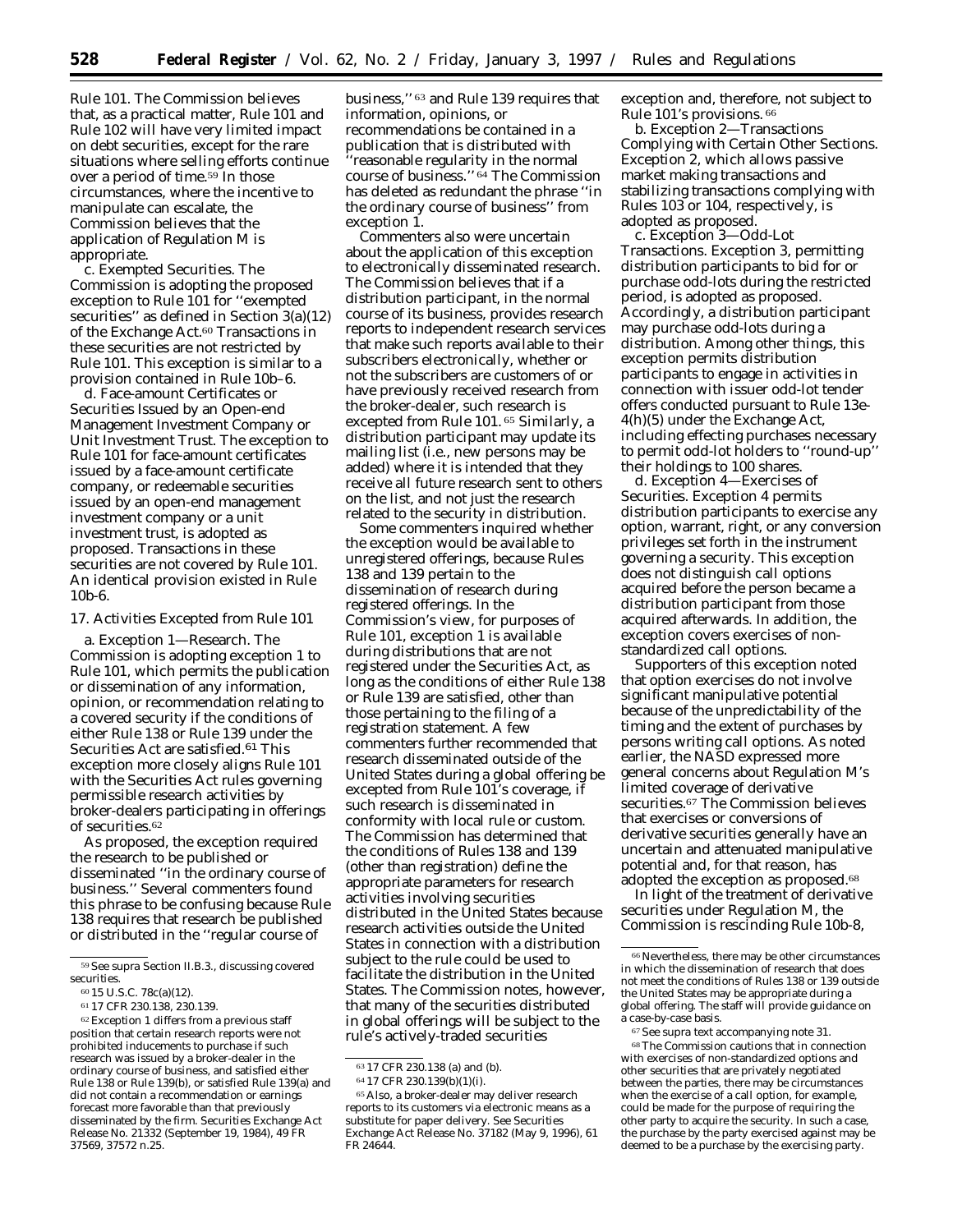Rule 101. The Commission believes that, as a practical matter, Rule 101 and Rule 102 will have very limited impact on debt securities, except for the rare situations where selling efforts continue over a period of time.[59] In those circumstances, where the incentive to manipulate can escalate, the Commission believes that the application of Regulation M is appropriate.

c. *Exempted Securities.* The Commission is adopting the proposed exception to Rule 101 for ''exempted securities'' as defined in Section 3(a)(12) of the Exchange Act.[60] Transactions in these securities are not restricted by Rule 101. This exception is similar to a provision contained in Rule 10b–6.

d. *Face-amount Certificates or Securities Issued by an Open-end Management Investment Company or Unit Investment Trust.* The exception to Rule 101 for face-amount certificates issued by a face-amount certificate company, or redeemable securities issued by an open-end management investment company or a unit investment trust, is adopted as proposed. Transactions in these securities are not covered by Rule 101. An identical provision existed in Rule 10b-6.

17. Activities Excepted from Rule 101

a. *Exception 1—Research.* The Commission is adopting exception 1 to Rule 101, which permits the publication or dissemination of any information, opinion, or recommendation relating to a covered security if the conditions of either Rule 138 or Rule 139 under the Securities Act are satisfied.[61] This exception more closely aligns Rule 101 with the Securities Act rules governing permissible research activities by broker-dealers participating in offerings of securities.[62]

As proposed, the exception required the research to be published or disseminated ''in the ordinary course of business.'' Several commenters found this phrase to be confusing because Rule 138 requires that research be published or distributed in the ''regular course of business,''[63] and Rule 139 requires that information, opinions, or recommendations be contained in a publication that is distributed with ''reasonable regularity in the normal course of business.''[64] The Commission has deleted as redundant the phrase ''in the ordinary course of business'' from exception 1.

Commenters also were uncertain about the application of this exception to electronically disseminated research. The Commission believes that if a distribution participant, in the normal course of its business, provides research reports to independent research services that make such reports available to their subscribers electronically, whether or not the subscribers are customers of or have previously received research from the broker-dealer, such research is excepted from Rule 101.[65] Similarly, a distribution participant may update its mailing list (*i.e.*, new persons may be added) where it is intended that they receive all future research sent to others on the list, and not just the research related to the security in distribution.

Some commenters inquired whether the exception would be available to unregistered offerings, because Rules 138 and 139 pertain to the dissemination of research during registered offerings. In the Commission's view, for purposes of Rule 101, exception 1 is available during distributions that are not registered under the Securities Act, as long as the conditions of either Rule 138 or Rule 139 are satisfied, other than those pertaining to the filing of a registration statement. A few commenters further recommended that research disseminated outside of the United States during a global offering be excepted from Rule 101's coverage, if such research is disseminated in conformity with local rule or custom. The Commission has determined that the conditions of Rules 138 and 139 (other than registration) define the appropriate parameters for research activities involving securities distributed in the United States because research activities outside the United States in connection with a distribution subject to the rule could be used to facilitate the distribution in the United States. The Commission notes, however, that many of the securities distributed in global offerings will be subject to the rule's actively-traded securities exception and, therefore, not subject to Rule 101's provisions.[66]

b. *Exception 2—Transactions Complying with Certain Other Sections.* Exception 2, which allows passive market making transactions and stabilizing transactions complying with Rules 103 or 104, respectively, is adopted as proposed.

c. *Exception 3—Odd-Lot Transactions.* Exception 3, permitting distribution participants to bid for or purchase odd-lots during the restricted period, is adopted as proposed. Accordingly, a distribution participant may purchase odd-lots during a distribution. Among other things, this exception permits distribution participants to engage in activities in connection with issuer odd-lot tender offers conducted pursuant to Rule 13e-4(h)(5) under the Exchange Act, including effecting purchases necessary to permit odd-lot holders to ''round-up'' their holdings to 100 shares.

d. *Exception 4—Exercises of Securities.* Exception 4 permits distribution participants to exercise any option, warrant, right, or any conversion privileges set forth in the instrument governing a security. This exception does not distinguish call options acquired before the person became a distribution participant from those acquired afterwards. In addition, the exception covers exercises of non-standardized call options.

Supporters of this exception noted that option exercises do not involve significant manipulative potential because of the unpredictability of the timing and the extent of purchases by persons writing call options. As noted earlier, the NASD expressed more general concerns about Regulation M's limited coverage of derivative securities.[67] The Commission believes that exercises or conversions of derivative securities generally have an uncertain and attenuated manipulative potential and, for that reason, has adopted the exception as proposed.[68]

In light of the treatment of derivative securities under Regulation M, the Commission is rescinding Rule 10b-8,

---

[59] *See supra* Section II.B.3., discussing covered securities.

[60] 15 U.S.C. 78c(a)(12).

[61] 17 CFR 230.138, 230.139.

[62] Exception 1 differs from a previous staff position that certain research reports were not prohibited inducements to purchase if such research was issued by a broker-dealer in the ordinary course of business, and satisfied either Rule 138 or Rule 139(b), or satisfied Rule 139(a) and did not contain a recommendation or earnings forecast more favorable than that previously disseminated by the firm. Securities Exchange Act Release No. 21332 (September 19, 1984), 49 FR 37569, 37572 n.25.

[63] 17 CFR 230.138 (a) and (b).

[64] 17 CFR 230.139(b)(1)(i).

[65] Also, a broker-dealer may deliver research reports to its customers via electronic means as a substitute for paper delivery. *See* Securities Exchange Act Release No. 37182 (May 9, 1996), 61 FR 24644.

[66] Nevertheless, there may be other circumstances in which the dissemination of research that does not meet the conditions of Rules 138 or 139 outside the United States may be appropriate during a global offering. The staff will provide guidance on a case-by-case basis.

[67] *See supra* text accompanying note 31.

[68] The Commission cautions that in connection with exercises of non-standardized options and other securities that are privately negotiated between the parties, there may be circumstances when the exercise of a call option, for example, could be made for the purpose of requiring the other party to acquire the security. In such a case, the purchase by the party exercised against may be deemed to be a purchase by the exercising party.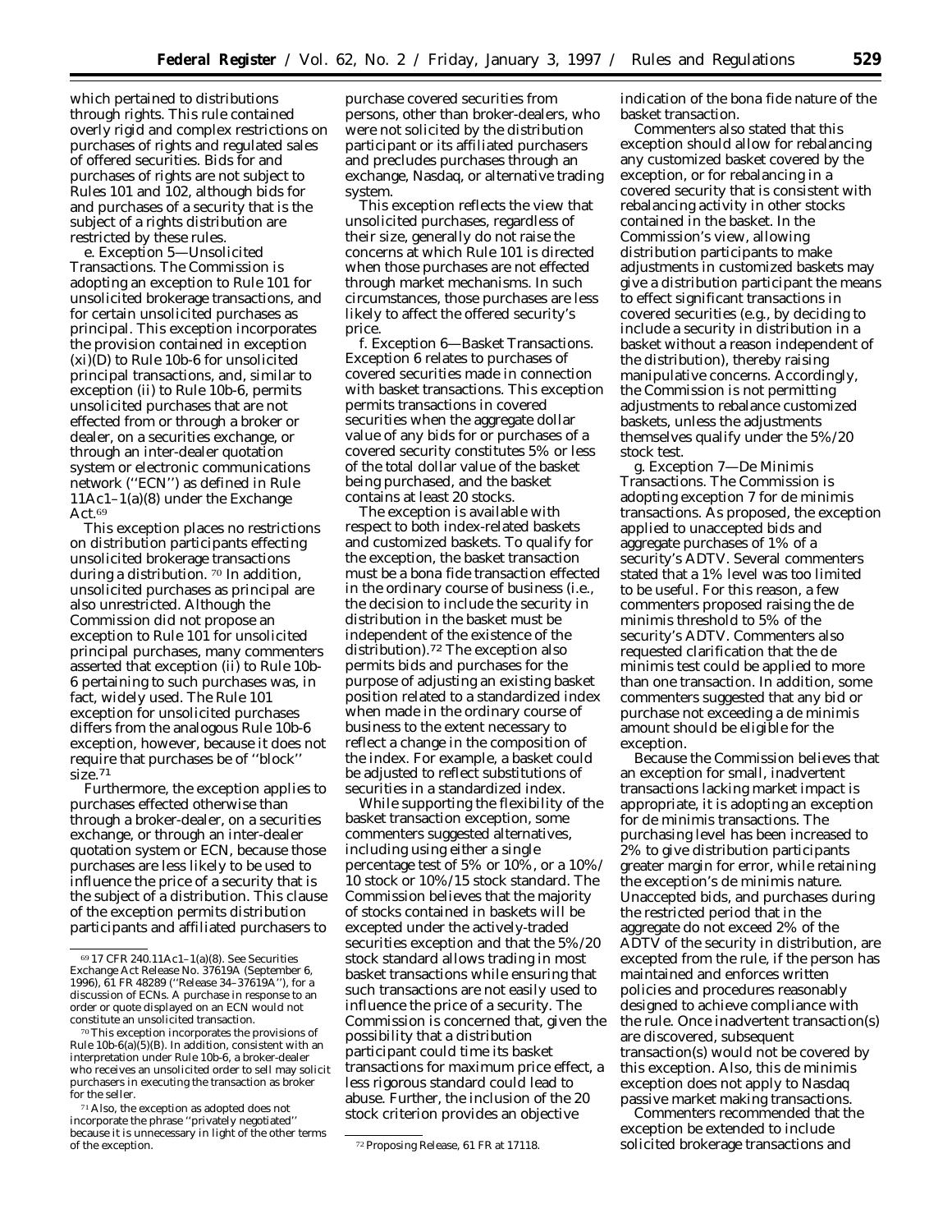which pertained to distributions through rights. This rule contained overly rigid and complex restrictions on purchases of rights and regulated sales of offered securities. Bids for and purchases of rights are not subject to Rules 101 and 102, although bids for and purchases of a security that is the subject of a rights distribution are restricted by these rules.

e. *Exception 5—Unsolicited Transactions.* The Commission is adopting an exception to Rule 101 for unsolicited brokerage transactions, and for certain unsolicited purchases as principal. This exception incorporates the provision contained in exception (xi)(D) to Rule 10b-6 for unsolicited principal transactions, and, similar to exception (ii) to Rule 10b-6, permits unsolicited purchases that are not effected from or through a broker or dealer, on a securities exchange, or through an inter-dealer quotation system or electronic communications network (''ECN'') as defined in Rule 11Ac1–1(a)(8) under the Exchange Act.[69]

This exception places no restrictions on distribution participants effecting unsolicited brokerage transactions during a distribution.[70] In addition, unsolicited purchases as principal are also unrestricted. Although the Commission did not propose an exception to Rule 101 for unsolicited principal purchases, many commenters asserted that exception (ii) to Rule 10b-6 pertaining to such purchases was, in fact, widely used. The Rule 101 exception for unsolicited purchases differs from the analogous Rule 10b-6 exception, however, because it does not require that purchases be of ''block'' size.[71]

Furthermore, the exception applies to purchases effected otherwise than through a broker-dealer, on a securities exchange, or through an inter-dealer quotation system or ECN, because those purchases are less likely to be used to influence the price of a security that is the subject of a distribution. This clause of the exception permits distribution participants and affiliated purchasers to purchase covered securities from persons, other than broker-dealers, who were not solicited by the distribution participant or its affiliated purchasers and precludes purchases through an exchange, Nasdaq, or alternative trading system.

This exception reflects the view that unsolicited purchases, regardless of their size, generally do not raise the concerns at which Rule 101 is directed when those purchases are not effected through market mechanisms. In such circumstances, those purchases are less likely to affect the offered security's price.

f. *Exception 6—Basket Transactions.* Exception 6 relates to purchases of covered securities made in connection with basket transactions. This exception permits transactions in covered securities when the aggregate dollar value of any bids for or purchases of a covered security constitutes 5% or less of the total dollar value of the basket being purchased, and the basket contains at least 20 stocks.

The exception is available with respect to both index-related baskets and customized baskets. To qualify for the exception, the basket transaction must be a bona fide transaction effected in the ordinary course of business (*i.e.*, the decision to include the security in distribution in the basket must be independent of the existence of the distribution).[72] The exception also permits bids and purchases for the purpose of adjusting an existing basket position related to a standardized index when made in the ordinary course of business to the extent necessary to reflect a change in the composition of the index. For example, a basket could be adjusted to reflect substitutions of securities in a standardized index.

While supporting the flexibility of the basket transaction exception, some commenters suggested alternatives, including using either a single percentage test of 5% or 10%, or a 10%/10 stock or 10%/15 stock standard. The Commission believes that the majority of stocks contained in baskets will be excepted under the actively-traded securities exception and that the 5%/20 stock standard allows trading in most basket transactions while ensuring that such transactions are not easily used to influence the price of a security. The Commission is concerned that, given the possibility that a distribution participant could time its basket transactions for maximum price effect, a less rigorous standard could lead to abuse. Further, the inclusion of the 20 stock criterion provides an objective indication of the bona fide nature of the basket transaction.

Commenters also stated that this exception should allow for rebalancing any customized basket covered by the exception, or for rebalancing in a covered security that is consistent with rebalancing activity in other stocks contained in the basket. In the Commission's view, allowing distribution participants to make adjustments in customized baskets may give a distribution participant the means to effect significant transactions in covered securities (*e.g.*, by deciding to include a security in distribution in a basket without a reason independent of the distribution), thereby raising manipulative concerns. Accordingly, the Commission is not permitting adjustments to rebalance customized baskets, unless the adjustments themselves qualify under the 5%/20 stock test.

g. *Exception 7—De Minimis Transactions.* The Commission is adopting exception 7 for de minimis transactions. As proposed, the exception applied to unaccepted bids and aggregate purchases of 1% of a security's ADTV. Several commenters stated that a 1% level was too limited to be useful. For this reason, a few commenters proposed raising the de minimis threshold to 5% of the security's ADTV. Commenters also requested clarification that the de minimis test could be applied to more than one transaction. In addition, some commenters suggested that any bid or purchase not exceeding a de minimis amount should be eligible for the exception.

Because the Commission believes that an exception for small, inadvertent transactions lacking market impact is appropriate, it is adopting an exception for de minimis transactions. The purchasing level has been increased to 2% to give distribution participants greater margin for error, while retaining the exception's de minimis nature. Unaccepted bids, and purchases during the restricted period that in the aggregate do not exceed 2% of the ADTV of the security in distribution, are excepted from the rule, if the person has maintained and enforces written policies and procedures reasonably designed to achieve compliance with the rule. Once inadvertent transaction(s) are discovered, subsequent transaction(s) would not be covered by this exception. Also, this de minimis exception does not apply to Nasdaq passive market making transactions.

Commenters recommended that the exception be extended to include solicited brokerage transactions and

---

[69] 17 CFR 240.11Ac1–1(a)(8). *See* Securities Exchange Act Release No. 37619A (September 6, 1996), 61 FR 48289 (''Release 34–37619A''), for a discussion of ECNs. A purchase in response to an order or quote displayed on an ECN would not constitute an unsolicited transaction.

[70] This exception incorporates the provisions of Rule 10b-6(a)(5)(B). In addition, consistent with an interpretation under Rule 10b-6, a broker-dealer who receives an unsolicited order to sell may solicit purchasers in executing the transaction as broker for the seller.

[71] Also, the exception as adopted does not incorporate the phrase ''privately negotiated'' because it is unnecessary in light of the other terms of the exception.

[72] Proposing Release, 61 FR at 17118.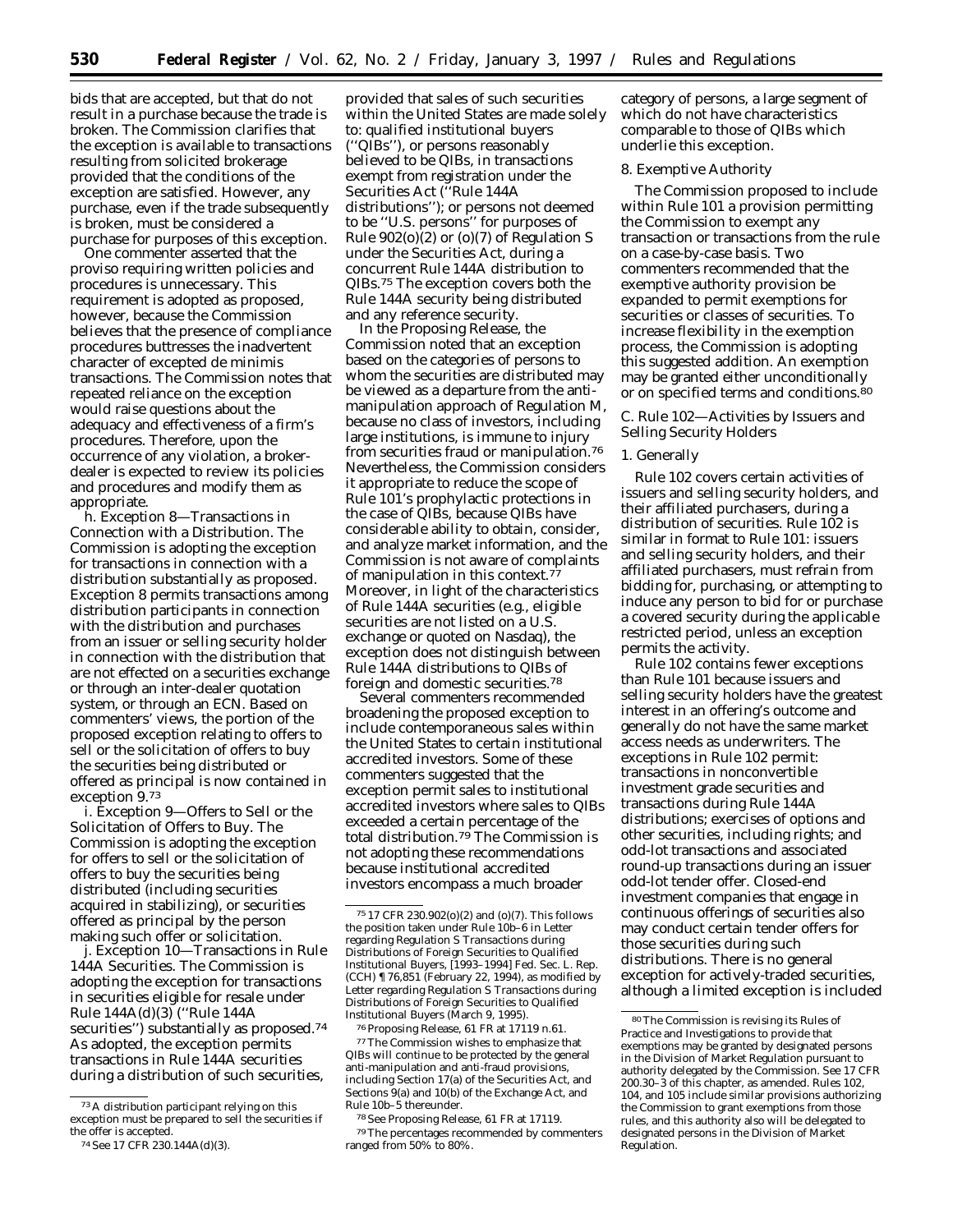bids that are accepted, but that do not result in a purchase because the trade is broken. The Commission clarifies that the exception is available to transactions resulting from solicited brokerage provided that the conditions of the exception are satisfied. However, any purchase, even if the trade subsequently is broken, must be considered a purchase for purposes of this exception.

One commenter asserted that the proviso requiring written policies and procedures is unnecessary. This requirement is adopted as proposed, however, because the Commission believes that the presence of compliance procedures buttresses the inadvertent character of excepted de minimis transactions. The Commission notes that repeated reliance on the exception would raise questions about the adequacy and effectiveness of a firm's procedures. Therefore, upon the occurrence of any violation, a broker-dealer is expected to review its policies and procedures and modify them as appropriate.

*h. Exception 8—Transactions in Connection with a Distribution.* The Commission is adopting the exception for transactions in connection with a distribution substantially as proposed. Exception 8 permits transactions among distribution participants in connection with the distribution and purchases from an issuer or selling security holder in connection with the distribution that are not effected on a securities exchange or through an inter-dealer quotation system, or through an ECN. Based on commenters' views, the portion of the proposed exception relating to offers to sell or the solicitation of offers to buy the securities being distributed or offered as principal is now contained in exception 9.[73]

*i. Exception 9—Offers to Sell or the Solicitation of Offers to Buy.* The Commission is adopting the exception for offers to sell or the solicitation of offers to buy the securities being distributed (including securities acquired in stabilizing), or securities offered as principal by the person making such offer or solicitation.

*j. Exception 10—Transactions in Rule 144A Securities.* The Commission is adopting the exception for transactions in securities eligible for resale under Rule 144A(d)(3) (''Rule 144A securities'') substantially as proposed.[74] As adopted, the exception permits transactions in Rule 144A securities during a distribution of such securities, provided that sales of such securities within the United States are made solely to: qualified institutional buyers (''QIBs''), or persons reasonably believed to be QIBs, in transactions exempt from registration under the Securities Act (''Rule 144A distributions''); or persons not deemed to be ''U.S. persons'' for purposes of Rule 902(o)(2) or (o)(7) of Regulation S under the Securities Act, during a concurrent Rule 144A distribution to QIBs.[75] The exception covers both the Rule 144A security being distributed and any reference security.

In the Proposing Release, the Commission noted that an exception based on the categories of persons to whom the securities are distributed may be viewed as a departure from the anti-manipulation approach of Regulation M, because no class of investors, including large institutions, is immune to injury from securities fraud or manipulation.[76] Nevertheless, the Commission considers it appropriate to reduce the scope of Rule 101's prophylactic protections in the case of QIBs, because QIBs have considerable ability to obtain, consider, and analyze market information, and the Commission is not aware of complaints of manipulation in this context.[77] Moreover, in light of the characteristics of Rule 144A securities (*e.g.*, eligible securities are not listed on a U.S. exchange or quoted on Nasdaq), the exception does not distinguish between Rule 144A distributions to QIBs of foreign and domestic securities.[78]

Several commenters recommended broadening the proposed exception to include contemporaneous sales within the United States to certain institutional accredited investors. Some of these commenters suggested that the exception permit sales to institutional accredited investors where sales to QIBs exceeded a certain percentage of the total distribution.[79] The Commission is not adopting these recommendations because institutional accredited investors encompass a much broader category of persons, a large segment of which do not have characteristics comparable to those of QIBs which underlie this exception.

### 8. Exemptive Authority

The Commission proposed to include within Rule 101 a provision permitting the Commission to exempt any transaction or transactions from the rule on a case-by-case basis. Two commenters recommended that the exemptive authority provision be expanded to permit exemptions for securities or classes of securities. To increase flexibility in the exemption process, the Commission is adopting this suggested addition. An exemption may be granted either unconditionally or on specified terms and conditions.[80]

## C. Rule 102—Activities by Issuers and Selling Security Holders

### 1. Generally

Rule 102 covers certain activities of issuers and selling security holders, and their affiliated purchasers, during a distribution of securities. Rule 102 is similar in format to Rule 101: issuers and selling security holders, and their affiliated purchasers, must refrain from bidding for, purchasing, or attempting to induce any person to bid for or purchase a covered security during the applicable restricted period, unless an exception permits the activity.

Rule 102 contains fewer exceptions than Rule 101 because issuers and selling security holders have the greatest interest in an offering's outcome and generally do not have the same market access needs as underwriters. The exceptions in Rule 102 permit: transactions in nonconvertible investment grade securities and transactions during Rule 144A distributions; exercises of options and other securities, including rights; and odd-lot transactions and associated round-up transactions during an issuer odd-lot tender offer. Closed-end investment companies that engage in continuous offerings of securities also may conduct certain tender offers for those securities during such distributions. There is no general exception for actively-traded securities, although a limited exception is included

---

[73] A distribution participant relying on this exception must be prepared to sell the securities if the offer is accepted.

[74] *See* 17 CFR 230.144A(d)(3).

[75] 17 CFR 230.902(o)(2) and (o)(7). This follows the position taken under Rule 10b–6 in Letter regarding Regulation S Transactions during Distributions of Foreign Securities to Qualified Institutional Buyers, [1993–1994] Fed. Sec. L. Rep. (CCH) ¶ 76,851 (February 22, 1994), as modified by Letter regarding Regulation S Transactions during Distributions of Foreign Securities to Qualified Institutional Buyers (March 9, 1995).

[76] Proposing Release, 61 FR at 17119 n.61.

[77] The Commission wishes to emphasize that QIBs will continue to be protected by the general anti-manipulation and anti-fraud provisions, including Section 17(a) of the Securities Act, and Sections 9(a) and 10(b) of the Exchange Act, and Rule 10b–5 thereunder.

[78] *See* Proposing Release, 61 FR at 17119.

[79] The percentages recommended by commenters ranged from 50% to 80%.

[80] The Commission is revising its Rules of Practice and Investigations to provide that exemptions may be granted by designated persons in the Division of Market Regulation pursuant to authority delegated by the Commission. *See* 17 CFR 200.30–3 of this chapter, as amended. Rules 102, 104, and 105 include similar provisions authorizing the Commission to grant exemptions from those rules, and this authority also will be delegated to designated persons in the Division of Market Regulation.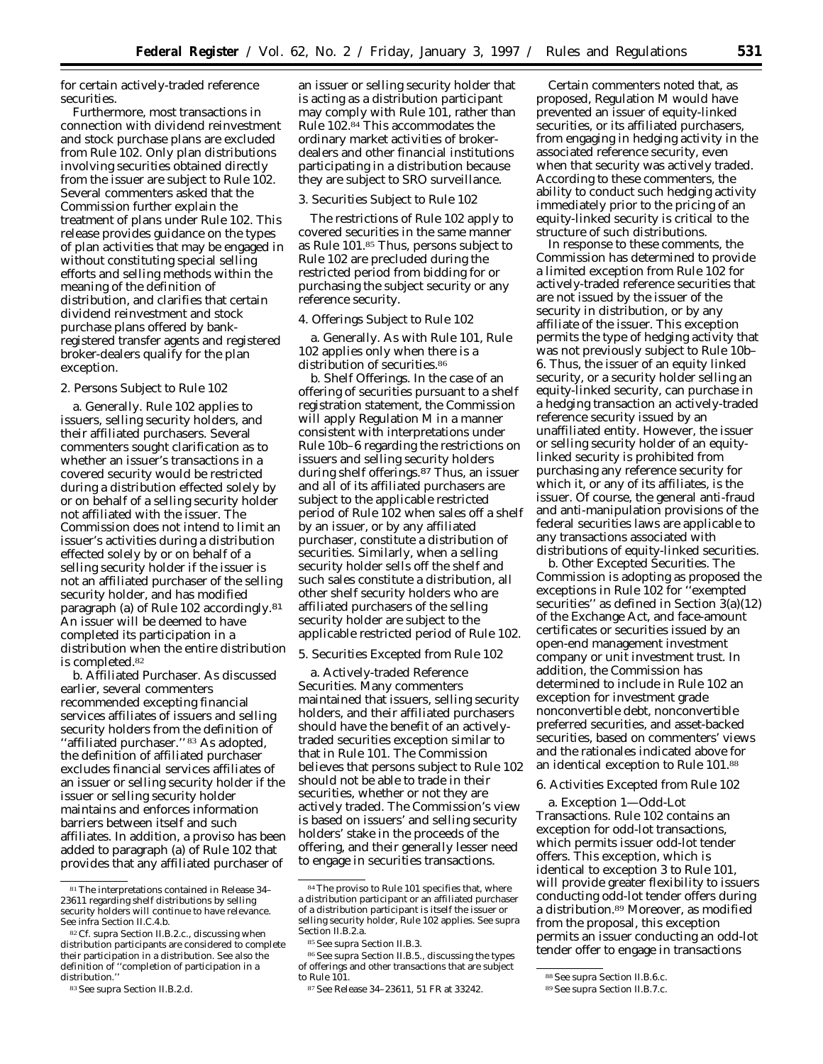for certain actively-traded reference securities.

Furthermore, most transactions in connection with dividend reinvestment and stock purchase plans are excluded from Rule 102. Only plan distributions involving securities obtained directly from the issuer are subject to Rule 102. Several commenters asked that the Commission further explain the treatment of plans under Rule 102. This release provides guidance on the types of plan activities that may be engaged in without constituting special selling efforts and selling methods within the meaning of the definition of distribution, and clarifies that certain dividend reinvestment and stock purchase plans offered by bank-registered transfer agents and registered broker-dealers qualify for the plan exception.

2. Persons Subject to Rule 102

a. *Generally.* Rule 102 applies to issuers, selling security holders, and their affiliated purchasers. Several commenters sought clarification as to whether an issuer's transactions in a covered security would be restricted during a distribution effected solely by or on behalf of a selling security holder not affiliated with the issuer. The Commission does not intend to limit an issuer's activities during a distribution effected solely by or on behalf of a selling security holder if the issuer is not an affiliated purchaser of the selling security holder, and has modified paragraph (a) of Rule 102 accordingly.[81] An issuer will be deemed to have completed its participation in a distribution when the entire distribution is completed.[82]

b. *Affiliated Purchaser.* As discussed earlier, several commenters recommended excepting financial services affiliates of issuers and selling security holders from the definition of ''affiliated purchaser.'' [83] As adopted, the definition of affiliated purchaser excludes financial services affiliates of an issuer or selling security holder if the issuer or selling security holder maintains and enforces information barriers between itself and such affiliates. In addition, a proviso has been added to paragraph (a) of Rule 102 that provides that any affiliated purchaser of an issuer or selling security holder that is acting as a distribution participant may comply with Rule 101, rather than Rule 102.[84] This accommodates the ordinary market activities of broker-dealers and other financial institutions participating in a distribution because they are subject to SRO surveillance.

3. Securities Subject to Rule 102

The restrictions of Rule 102 apply to covered securities in the same manner as Rule 101.[85] Thus, persons subject to Rule 102 are precluded during the restricted period from bidding for or purchasing the subject security or any reference security.

4. Offerings Subject to Rule 102

a. *Generally.* As with Rule 101, Rule 102 applies only when there is a distribution of securities.[86]

b. *Shelf Offerings.* In the case of an offering of securities pursuant to a shelf registration statement, the Commission will apply Regulation M in a manner consistent with interpretations under Rule 10b–6 regarding the restrictions on issuers and selling security holders during shelf offerings.[87] Thus, an issuer and all of its affiliated purchasers are subject to the applicable restricted period of Rule 102 when sales off a shelf by an issuer, or by any affiliated purchaser, constitute a distribution of securities. Similarly, when a selling security holder sells off the shelf and such sales constitute a distribution, all other shelf security holders who are affiliated purchasers of the selling security holder are subject to the applicable restricted period of Rule 102.

5. Securities Excepted from Rule 102

a. *Actively-traded Reference Securities.* Many commenters maintained that issuers, selling security holders, and their affiliated purchasers should have the benefit of an actively-traded securities exception similar to that in Rule 101. The Commission believes that persons subject to Rule 102 should not be able to trade in their securities, whether or not they are actively traded. The Commission's view is based on issuers' and selling security holders' stake in the proceeds of the offering, and their generally lesser need to engage in securities transactions.

Certain commenters noted that, as proposed, Regulation M would have prevented an issuer of equity-linked securities, or its affiliated purchasers, from engaging in hedging activity in the associated reference security, even when that security was actively traded. According to these commenters, the ability to conduct such hedging activity immediately prior to the pricing of an equity-linked security is critical to the structure of such distributions.

In response to these comments, the Commission has determined to provide a limited exception from Rule 102 for actively-traded reference securities that are not issued by the issuer of the security in distribution, or by any affiliate of the issuer. This exception permits the type of hedging activity that was not previously subject to Rule 10b–6. Thus, the issuer of an equity linked security, or a security holder selling an equity-linked security, can purchase in a hedging transaction an actively-traded reference security issued by an unaffiliated entity. However, the issuer or selling security holder of an equity-linked security is prohibited from purchasing any reference security for which it, or any of its affiliates, is the issuer. Of course, the general anti-fraud and anti-manipulation provisions of the federal securities laws are applicable to any transactions associated with distributions of equity-linked securities.

b. *Other Excepted Securities.* The Commission is adopting as proposed the exceptions in Rule 102 for ''exempted securities'' as defined in Section 3(a)(12) of the Exchange Act, and face-amount certificates or securities issued by an open-end management investment company or unit investment trust. In addition, the Commission has determined to include in Rule 102 an exception for investment grade nonconvertible debt, nonconvertible preferred securities, and asset-backed securities, based on commenters' views and the rationales indicated above for an identical exception to Rule 101.[88]

6. Activities Excepted from Rule 102

a. *Exception 1—Odd-Lot Transactions.* Rule 102 contains an exception for odd-lot transactions, which permits issuer odd-lot tender offers. This exception, which is identical to exception 3 to Rule 101, will provide greater flexibility to issuers conducting odd-lot tender offers during a distribution.[89] Moreover, as modified from the proposal, this exception permits an issuer conducting an odd-lot tender offer to engage in transactions

---

[81] The interpretations contained in Release 34–23611 regarding shelf distributions by selling security holders will continue to have relevance. See infra Section II.C.4.b.

[82] Cf. supra Section II.B.2.c., discussing when distribution participants are considered to complete their participation in a distribution. See also the definition of ''completion of participation in a distribution.''

[83] See supra Section II.B.2.d.

[84] The proviso to Rule 101 specifies that, where a distribution participant or an affiliated purchaser of a distribution participant is itself the issuer or selling security holder, Rule 102 applies. See supra Section II.B.2.a.

[85] See supra Section II.B.3.

[86] See supra Section II.B.5., discussing the types of offerings and other transactions that are subject to Rule 101.

[87] See Release 34–23611, 51 FR at 33242.

[88] See supra Section II.B.6.c.

[89] See supra Section II.B.7.c.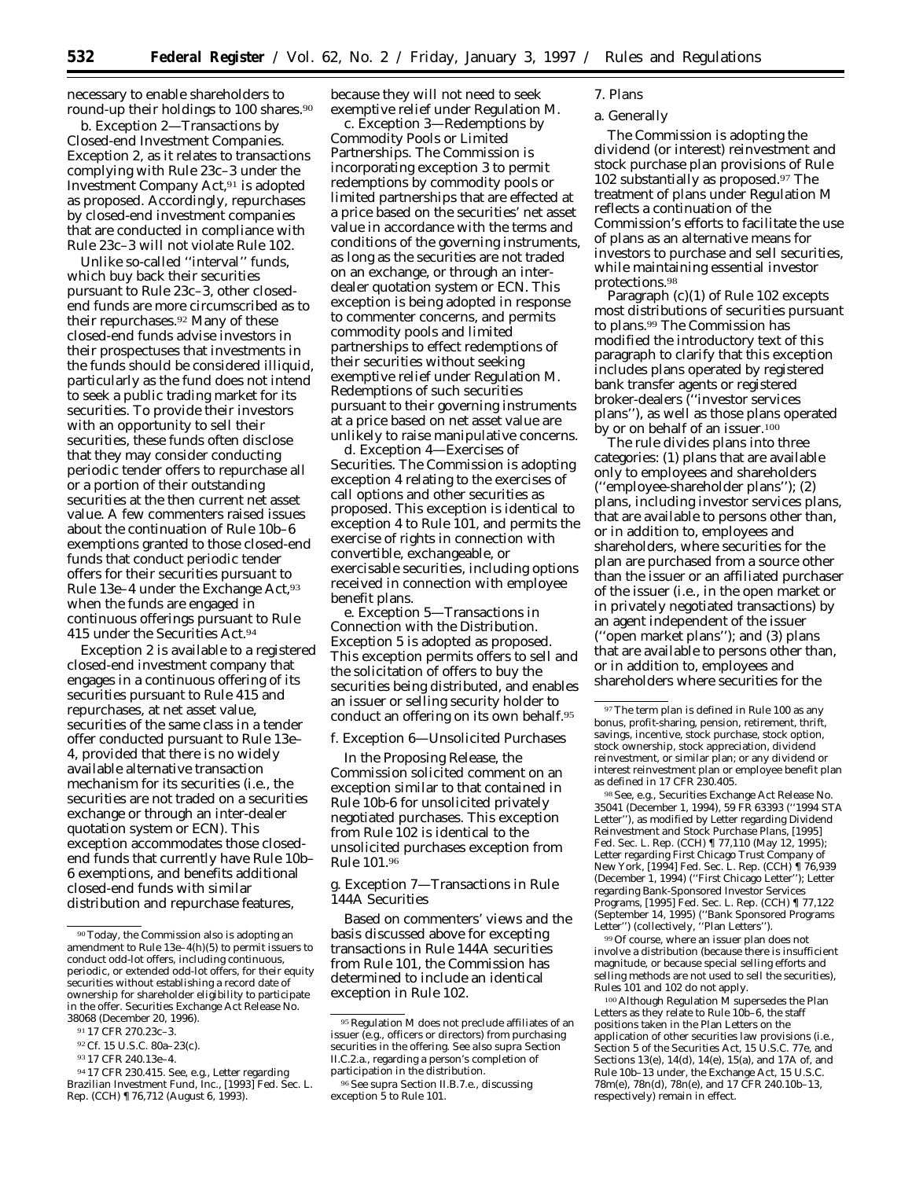necessary to enable shareholders to round-up their holdings to 100 shares.[90]

b. *Exception 2—Transactions by Closed-end Investment Companies.* Exception 2, as it relates to transactions complying with Rule 23c–3 under the Investment Company Act,[91] is adopted as proposed. Accordingly, repurchases by closed-end investment companies that are conducted in compliance with Rule 23c–3 will not violate Rule 102.

Unlike so-called ''interval'' funds, which buy back their securities pursuant to Rule 23c–3, other closed-end funds are more circumscribed as to their repurchases.[92] Many of these closed-end funds advise investors in their prospectuses that investments in the funds should be considered illiquid, particularly as the fund does not intend to seek a public trading market for its securities. To provide their investors with an opportunity to sell their securities, these funds often disclose that they may consider conducting periodic tender offers to repurchase all or a portion of their outstanding securities at the then current net asset value. A few commenters raised issues about the continuation of Rule 10b–6 exemptions granted to those closed-end funds that conduct periodic tender offers for their securities pursuant to Rule 13e–4 under the Exchange Act,[93] when the funds are engaged in continuous offerings pursuant to Rule 415 under the Securities Act.[94]

Exception 2 is available to a registered closed-end investment company that engages in a continuous offering of its securities pursuant to Rule 415 and repurchases, at net asset value, securities of the same class in a tender offer conducted pursuant to Rule 13e–4, provided that there is no widely available alternative transaction mechanism for its securities (*i.e.,* the securities are not traded on a securities exchange or through an inter-dealer quotation system or ECN). This exception accommodates those closed-end funds that currently have Rule 10b–6 exemptions, and benefits additional closed-end funds with similar distribution and repurchase features, because they will not need to seek exemptive relief under Regulation M.

c. *Exception 3—Redemptions by Commodity Pools or Limited Partnerships.* The Commission is incorporating exception 3 to permit redemptions by commodity pools or limited partnerships that are effected at a price based on the securities' net asset value in accordance with the terms and conditions of the governing instruments, as long as the securities are not traded on an exchange, or through an inter-dealer quotation system or ECN. This exception is being adopted in response to commenter concerns, and permits commodity pools and limited partnerships to effect redemptions of their securities without seeking exemptive relief under Regulation M. Redemptions of such securities pursuant to their governing instruments at a price based on net asset value are unlikely to raise manipulative concerns.

d. *Exception 4—Exercises of Securities.* The Commission is adopting exception 4 relating to the exercises of call options and other securities as proposed. This exception is identical to exception 4 to Rule 101, and permits the exercise of rights in connection with convertible, exchangeable, or exercisable securities, including options received in connection with employee benefit plans.

e. *Exception 5—Transactions in Connection with the Distribution.* Exception 5 is adopted as proposed. This exception permits offers to sell and the solicitation of offers to buy the securities being distributed, and enables an issuer or selling security holder to conduct an offering on its own behalf.[95]

f. *Exception 6—Unsolicited Purchases*

In the Proposing Release, the Commission solicited comment on an exception similar to that contained in Rule 10b-6 for unsolicited privately negotiated purchases. This exception from Rule 102 is identical to the unsolicited purchases exception from Rule 101.[96]

g. *Exception 7—Transactions in Rule 144A Securities*

Based on commenters' views and the basis discussed above for excepting transactions in Rule 144A securities from Rule 101, the Commission has determined to include an identical exception in Rule 102.

7. Plans

a. Generally

The Commission is adopting the dividend (or interest) reinvestment and stock purchase plan provisions of Rule 102 substantially as proposed.[97] The treatment of plans under Regulation M reflects a continuation of the Commission's efforts to facilitate the use of plans as an alternative means for investors to purchase and sell securities, while maintaining essential investor protections.[98]

Paragraph (c)(1) of Rule 102 excepts most distributions of securities pursuant to plans.[99] The Commission has modified the introductory text of this paragraph to clarify that this exception includes plans operated by registered bank transfer agents or registered broker-dealers (''investor services plans''), as well as those plans operated by or on behalf of an issuer.[100]

The rule divides plans into three categories: (1) plans that are available only to employees and shareholders (''employee-shareholder plans''); (2) plans, including investor services plans, that are available to persons other than, or in addition to, employees and shareholders, where securities for the plan are purchased from a source other than the issuer or an affiliated purchaser of the issuer (*i.e.,* in the open market or in privately negotiated transactions) by an agent independent of the issuer (''open market plans''); and (3) plans that are available to persons other than, or in addition to, employees and shareholders where securities for the

---

[90] Today, the Commission also is adopting an amendment to Rule 13e–4(h)(5) to permit issuers to conduct odd-lot offers, including continuous, periodic, or extended odd-lot offers, for their equity securities without establishing a record date of ownership for shareholder eligibility to participate in the offer. Securities Exchange Act Release No. 38068 (December 20, 1996).

[91] 17 CFR 270.23c–3.

[92] *Cf.* 15 U.S.C. 80a–23(c).

[93] 17 CFR 240.13e–4.

[94] 17 CFR 230.415. *See, e.g.,* Letter regarding Brazilian Investment Fund, Inc., [1993] Fed. Sec. L. Rep. (CCH) ¶ 76,712 (August 6, 1993).

[95] Regulation M does not preclude affiliates of an issuer (*e.g.,* officers or directors) from purchasing securities in the offering. *See also supra* Section II.C.2.a., regarding a person's completion of participation in the distribution.

[96] *See supra* Section II.B.7.e., discussing exception 5 to Rule 101.

[97] The term plan is defined in Rule 100 as any bonus, profit-sharing, pension, retirement, thrift, savings, incentive, stock purchase, stock option, stock ownership, stock appreciation, dividend reinvestment, or similar plan; or any dividend or interest reinvestment plan or employee benefit plan as defined in 17 CFR 230.405.

[98] *See, e.g.,* Securities Exchange Act Release No. 35041 (December 1, 1994), 59 FR 63393 (''1994 STA Letter''), *as modified by* Letter regarding Dividend Reinvestment and Stock Purchase Plans, [1995] Fed. Sec. L. Rep. (CCH) ¶ 77,110 (May 12, 1995); Letter regarding First Chicago Trust Company of New York, [1994] Fed. Sec. L. Rep. (CCH) ¶ 76,939 (December 1, 1994) (''First Chicago Letter''); Letter regarding Bank-Sponsored Investor Services Programs, [1995] Fed. Sec. L. Rep. (CCH) ¶ 77,122 (September 14, 1995) (''Bank Sponsored Programs Letter'') (collectively, ''Plan Letters'').

[99] Of course, where an issuer plan does not involve a distribution (because there is insufficient magnitude, or because special selling efforts and selling methods are not used to sell the securities), Rules 101 and 102 do not apply.

[100] Although Regulation M supersedes the Plan Letters as they relate to Rule 10b–6, the staff positions taken in the Plan Letters on the application of other securities law provisions (*i.e.,* Section 5 of the Securities Act, 15 U.S.C. 77e, and Sections 13(e), 14(d), 14(e), 15(a), and 17A of, and Rule 10b–13 under, the Exchange Act, 15 U.S.C. 78m(e), 78n(d), 78n(e), and 17 CFR 240.10b–13, respectively) remain in effect.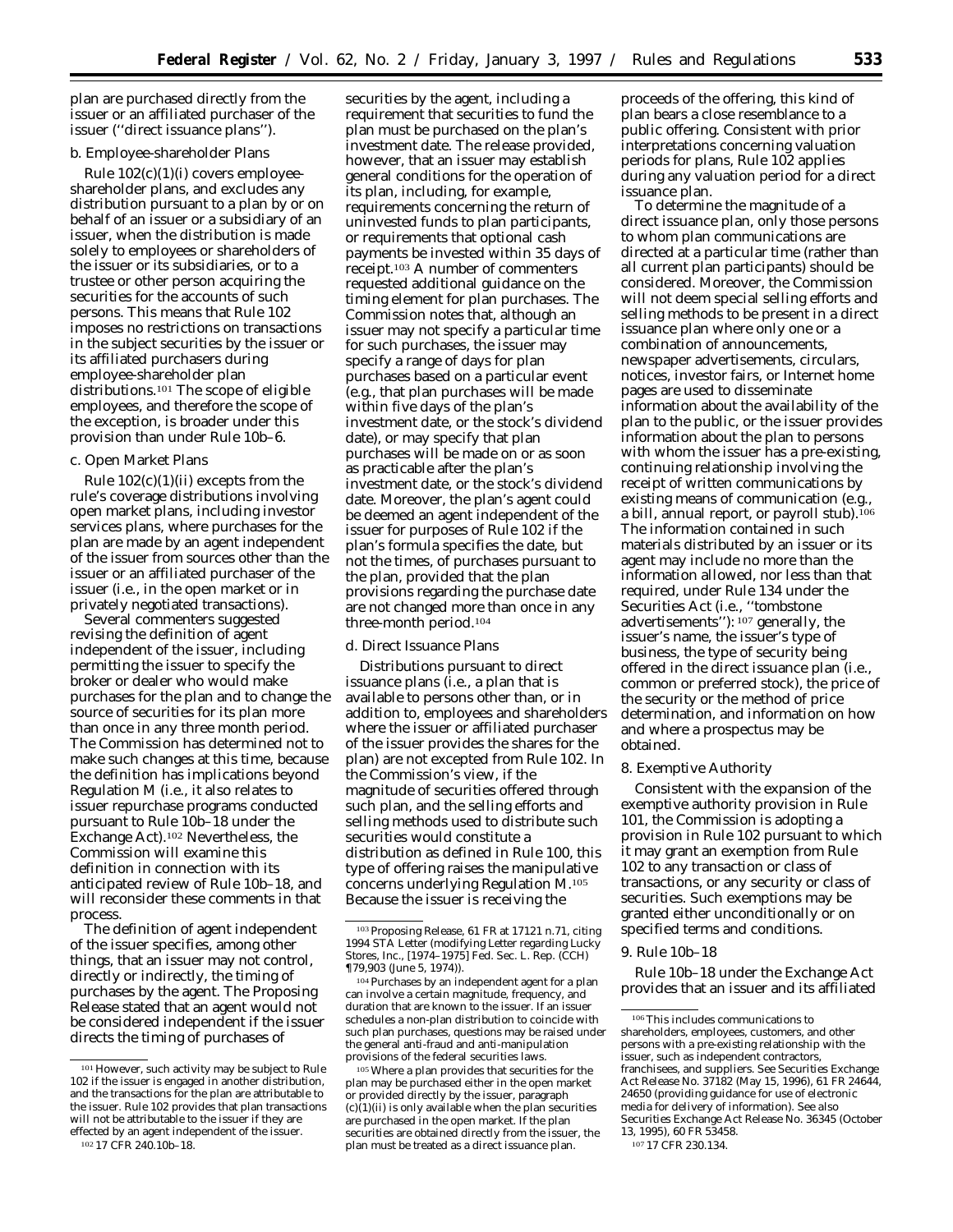plan are purchased directly from the issuer or an affiliated purchaser of the issuer (''direct issuance plans'').

b. Employee-shareholder Plans

Rule 102(c)(1)(i) covers employee-shareholder plans, and excludes any distribution pursuant to a plan by or on behalf of an issuer or a subsidiary of an issuer, when the distribution is made solely to employees or shareholders of the issuer or its subsidiaries, or to a trustee or other person acquiring the securities for the accounts of such persons. This means that Rule 102 imposes no restrictions on transactions in the subject securities by the issuer or its affiliated purchasers during employee-shareholder plan distributions.[101] The scope of eligible employees, and therefore the scope of the exception, is broader under this provision than under Rule 10b–6.

c. Open Market Plans

Rule 102(c)(1)(ii) excepts from the rule's coverage distributions involving open market plans, including investor services plans, where purchases for the plan are made by an agent independent of the issuer from sources other than the issuer or an affiliated purchaser of the issuer (*i.e.*, in the open market or in privately negotiated transactions).

Several commenters suggested revising the definition of agent independent of the issuer, including permitting the issuer to specify the broker or dealer who would make purchases for the plan and to change the source of securities for its plan more than once in any three month period. The Commission has determined not to make such changes at this time, because the definition has implications beyond Regulation M (*i.e.*, it also relates to issuer repurchase programs conducted pursuant to Rule 10b–18 under the Exchange Act).[102] Nevertheless, the Commission will examine this definition in connection with its anticipated review of Rule 10b–18, and will reconsider these comments in that process.

The definition of agent independent of the issuer specifies, among other things, that an issuer may not control, directly or indirectly, the timing of purchases by the agent. The Proposing Release stated that an agent would not be considered independent if the issuer directs the timing of purchases of securities by the agent, including a requirement that securities to fund the plan must be purchased on the plan's investment date. The release provided, however, that an issuer may establish general conditions for the operation of its plan, including, for example, requirements concerning the return of uninvested funds to plan participants, or requirements that optional cash payments be invested within 35 days of receipt.[103] A number of commenters requested additional guidance on the timing element for plan purchases. The Commission notes that, although an issuer may not specify a particular time for such purchases, the issuer may specify a range of days for plan purchases based on a particular event (*e.g.*, that plan purchases will be made within five days of the plan's investment date, or the stock's dividend date), or may specify that plan purchases will be made on or as soon as practicable after the plan's investment date, or the stock's dividend date. Moreover, the plan's agent could be deemed an agent independent of the issuer for purposes of Rule 102 if the plan's formula specifies the date, but not the times, of purchases pursuant to the plan, provided that the plan provisions regarding the purchase date are not changed more than once in any three-month period.[104]

d. Direct Issuance Plans

Distributions pursuant to direct issuance plans (*i.e.*, a plan that is available to persons other than, or in addition to, employees and shareholders where the issuer or affiliated purchaser of the issuer provides the shares for the plan) are not excepted from Rule 102. In the Commission's view, if the magnitude of securities offered through such plan, and the selling efforts and selling methods used to distribute such securities would constitute a distribution as defined in Rule 100, this type of offering raises the manipulative concerns underlying Regulation M.[105] Because the issuer is receiving the proceeds of the offering, this kind of plan bears a close resemblance to a public offering. Consistent with prior interpretations concerning valuation periods for plans, Rule 102 applies during any valuation period for a direct issuance plan.

To determine the magnitude of a direct issuance plan, only those persons to whom plan communications are directed at a particular time (rather than all current plan participants) should be considered. Moreover, the Commission will not deem special selling efforts and selling methods to be present in a direct issuance plan where only one or a combination of announcements, newspaper advertisements, circulars, notices, investor fairs, or Internet home pages are used to disseminate information about the availability of the plan to the public, or the issuer provides information about the plan to persons with whom the issuer has a pre-existing, continuing relationship involving the receipt of written communications by existing means of communication (*e.g.*, a bill, annual report, or payroll stub).[106] The information contained in such materials distributed by an issuer or its agent may include no more than the information allowed, nor less than that required, under Rule 134 under the Securities Act (*i.e.*, ''tombstone advertisements''):[107] generally, the issuer's name, the issuer's type of business, the type of security being offered in the direct issuance plan (*i.e.*, common or preferred stock), the price of the security or the method of price determination, and information on how and where a prospectus may be obtained.

8. Exemptive Authority

Consistent with the expansion of the exemptive authority provision in Rule 101, the Commission is adopting a provision in Rule 102 pursuant to which it may grant an exemption from Rule 102 to any transaction or class of transactions, or any security or class of securities. Such exemptions may be granted either unconditionally or on specified terms and conditions.

9. Rule 10b–18

Rule 10b–18 under the Exchange Act provides that an issuer and its affiliated

---

[101] However, such activity may be subject to Rule 102 if the issuer is engaged in another distribution, and the transactions for the plan are attributable to the issuer. Rule 102 provides that plan transactions will not be attributable to the issuer if they are effected by an agent independent of the issuer.

[102] 17 CFR 240.10b–18.

[103] Proposing Release, 61 FR at 17121 n.71, citing 1994 STA Letter (modifying Letter regarding Lucky Stores, Inc., [1974–1975] Fed. Sec. L. Rep. (CCH) ¶79,903 (June 5, 1974)).

[104] Purchases by an independent agent for a plan can involve a certain magnitude, frequency, and duration that are known to the issuer. If an issuer schedules a non-plan distribution to coincide with such plan purchases, questions may be raised under the general anti-fraud and anti-manipulation provisions of the federal securities laws.

[105] Where a plan provides that securities for the plan may be purchased either in the open market or provided directly by the issuer, paragraph (c)(1)(ii) is only available when the plan securities are purchased in the open market. If the plan securities are obtained directly from the issuer, the plan must be treated as a direct issuance plan.

[106] This includes communications to shareholders, employees, customers, and other persons with a pre-existing relationship with the issuer, such as independent contractors, franchisees, and suppliers. *See* Securities Exchange Act Release No. 37182 (May 15, 1996), 61 FR 24644, 24650 (providing guidance for use of electronic media for delivery of information). *See also* Securities Exchange Act Release No. 36345 (October 13, 1995), 60 FR 53458.

[107] 17 CFR 230.134.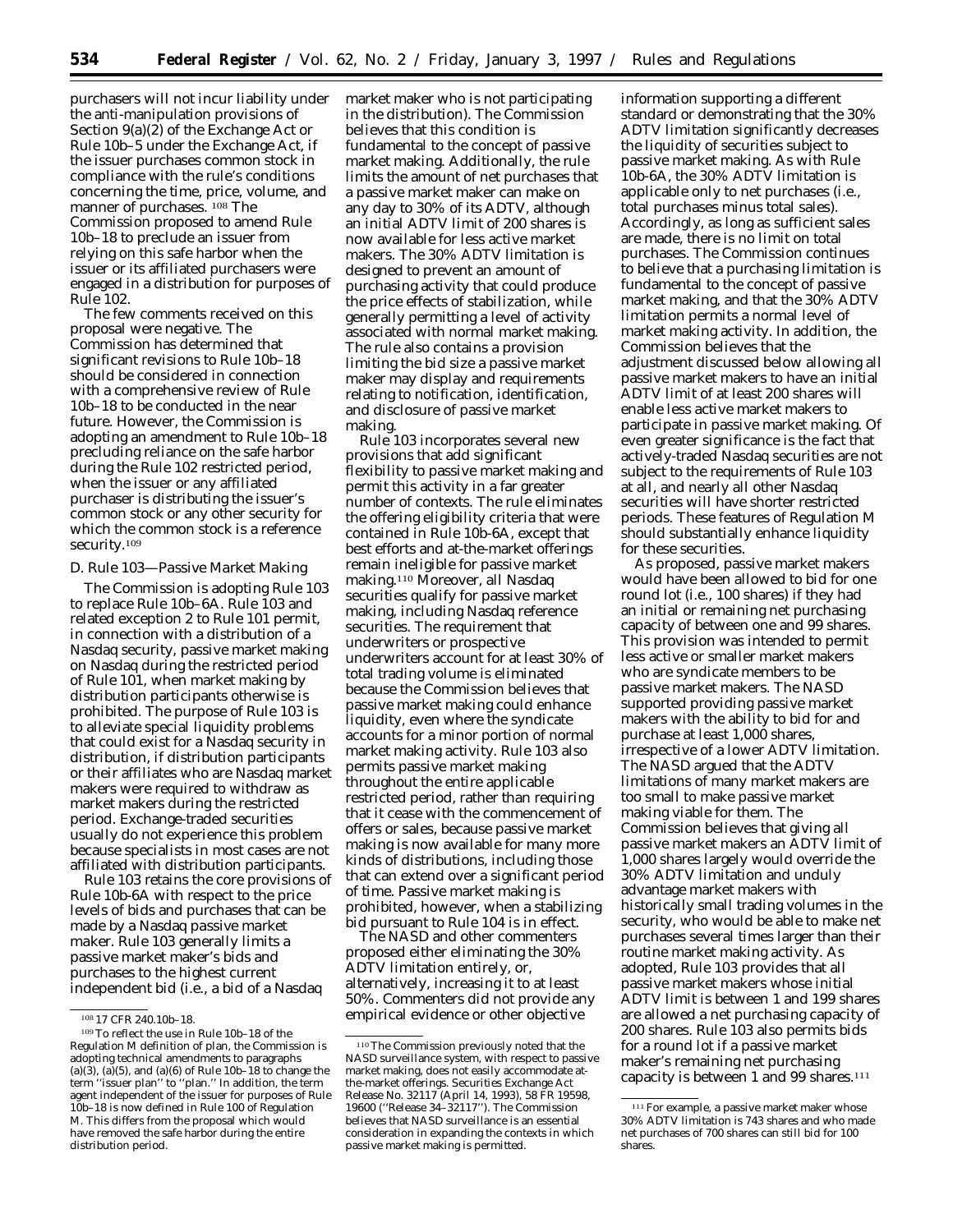purchasers will not incur liability under the anti-manipulation provisions of Section 9(a)(2) of the Exchange Act or Rule 10b–5 under the Exchange Act, if the issuer purchases common stock in compliance with the rule's conditions concerning the time, price, volume, and manner of purchases. [108] The Commission proposed to amend Rule 10b–18 to preclude an issuer from relying on this safe harbor when the issuer or its affiliated purchasers were engaged in a distribution for purposes of Rule 102.

The few comments received on this proposal were negative. The Commission has determined that significant revisions to Rule 10b–18 should be considered in connection with a comprehensive review of Rule 10b–18 to be conducted in the near future. However, the Commission is adopting an amendment to Rule 10b–18 precluding reliance on the safe harbor during the Rule 102 restricted period, when the issuer or any affiliated purchaser is distributing the issuer's common stock or any other security for which the common stock is a reference security.[109]

### D. Rule 103—Passive Market Making

The Commission is adopting Rule 103 to replace Rule 10b–6A. Rule 103 and related exception 2 to Rule 101 permit, in connection with a distribution of a Nasdaq security, passive market making on Nasdaq during the restricted period of Rule 101, when market making by distribution participants otherwise is prohibited. The purpose of Rule 103 is to alleviate special liquidity problems that could exist for a Nasdaq security in distribution, if distribution participants or their affiliates who are Nasdaq market makers were required to withdraw as market makers during the restricted period. Exchange-traded securities usually do not experience this problem because specialists in most cases are not affiliated with distribution participants.

Rule 103 retains the core provisions of Rule 10b-6A with respect to the price levels of bids and purchases that can be made by a Nasdaq passive market maker. Rule 103 generally limits a passive market maker's bids and purchases to the highest current independent bid (*i.e.*, a bid of a Nasdaq market maker who is not participating in the distribution). The Commission believes that this condition is fundamental to the concept of passive market making. Additionally, the rule limits the amount of net purchases that a passive market maker can make on any day to 30% of its ADTV, although an initial ADTV limit of 200 shares is now available for less active market makers. The 30% ADTV limitation is designed to prevent an amount of purchasing activity that could produce the price effects of stabilization, while generally permitting a level of activity associated with normal market making. The rule also contains a provision limiting the bid size a passive market maker may display and requirements relating to notification, identification, and disclosure of passive market making.

Rule 103 incorporates several new provisions that add significant flexibility to passive market making and permit this activity in a far greater number of contexts. The rule eliminates the offering eligibility criteria that were contained in Rule 10b-6A, except that best efforts and at-the-market offerings remain ineligible for passive market making.[110] Moreover, all Nasdaq securities qualify for passive market making, including Nasdaq reference securities. The requirement that underwriters or prospective underwriters account for at least 30% of total trading volume is eliminated because the Commission believes that passive market making could enhance liquidity, even where the syndicate accounts for a minor portion of normal market making activity. Rule 103 also permits passive market making throughout the entire applicable restricted period, rather than requiring that it cease with the commencement of offers or sales, because passive market making is now available for many more kinds of distributions, including those that can extend over a significant period of time. Passive market making is prohibited, however, when a stabilizing bid pursuant to Rule 104 is in effect.

The NASD and other commenters proposed either eliminating the 30% ADTV limitation entirely, or, alternatively, increasing it to at least 50%. Commenters did not provide any empirical evidence or other objective information supporting a different standard or demonstrating that the 30% ADTV limitation significantly decreases the liquidity of securities subject to passive market making. As with Rule 10b-6A, the 30% ADTV limitation is applicable only to net purchases (*i.e.*, total purchases minus total sales). Accordingly, as long as sufficient sales are made, there is no limit on total purchases. The Commission continues to believe that a purchasing limitation is fundamental to the concept of passive market making, and that the 30% ADTV limitation permits a normal level of market making activity. In addition, the Commission believes that the adjustment discussed below allowing all passive market makers to have an initial ADTV limit of at least 200 shares will enable less active market makers to participate in passive market making. Of even greater significance is the fact that actively-traded Nasdaq securities are not subject to the requirements of Rule 103 at all, and nearly all other Nasdaq securities will have shorter restricted periods. These features of Regulation M should substantially enhance liquidity for these securities.

As proposed, passive market makers would have been allowed to bid for one round lot (*i.e.*, 100 shares) if they had an initial or remaining net purchasing capacity of between one and 99 shares. This provision was intended to permit less active or smaller market makers who are syndicate members to be passive market makers. The NASD supported providing passive market makers with the ability to bid for and purchase at least 1,000 shares, irrespective of a lower ADTV limitation. The NASD argued that the ADTV limitations of many market makers are too small to make passive market making viable for them. The Commission believes that giving all passive market makers an ADTV limit of 1,000 shares largely would override the 30% ADTV limitation and unduly advantage market makers with historically small trading volumes in the security, who would be able to make net purchases several times larger than their routine market making activity. As adopted, Rule 103 provides that all passive market makers whose initial ADTV limit is between 1 and 199 shares are allowed a net purchasing capacity of 200 shares. Rule 103 also permits bids for a round lot if a passive market maker's remaining net purchasing capacity is between 1 and 99 shares.[111]

---

[108] 17 CFR 240.10b–18.

[109] To reflect the use in Rule 10b–18 of the Regulation M definition of plan, the Commission is adopting technical amendments to paragraphs (a)(3), (a)(5), and (a)(6) of Rule 10b–18 to change the term ''issuer plan'' to ''plan.'' In addition, the term agent independent of the issuer for purposes of Rule 10b–18 is now defined in Rule 100 of Regulation M. This differs from the proposal which would have removed the safe harbor during the entire distribution period.

[110] The Commission previously noted that the NASD surveillance system, with respect to passive market making, does not easily accommodate at-the-market offerings. Securities Exchange Act Release No. 32117 (April 14, 1993), 58 FR 19598, 19600 (''Release 34–32117''). The Commission believes that NASD surveillance is an essential consideration in expanding the contexts in which passive market making is permitted.

[111] For example, a passive market maker whose 30% ADTV limitation is 743 shares and who made net purchases of 700 shares can still bid for 100 shares.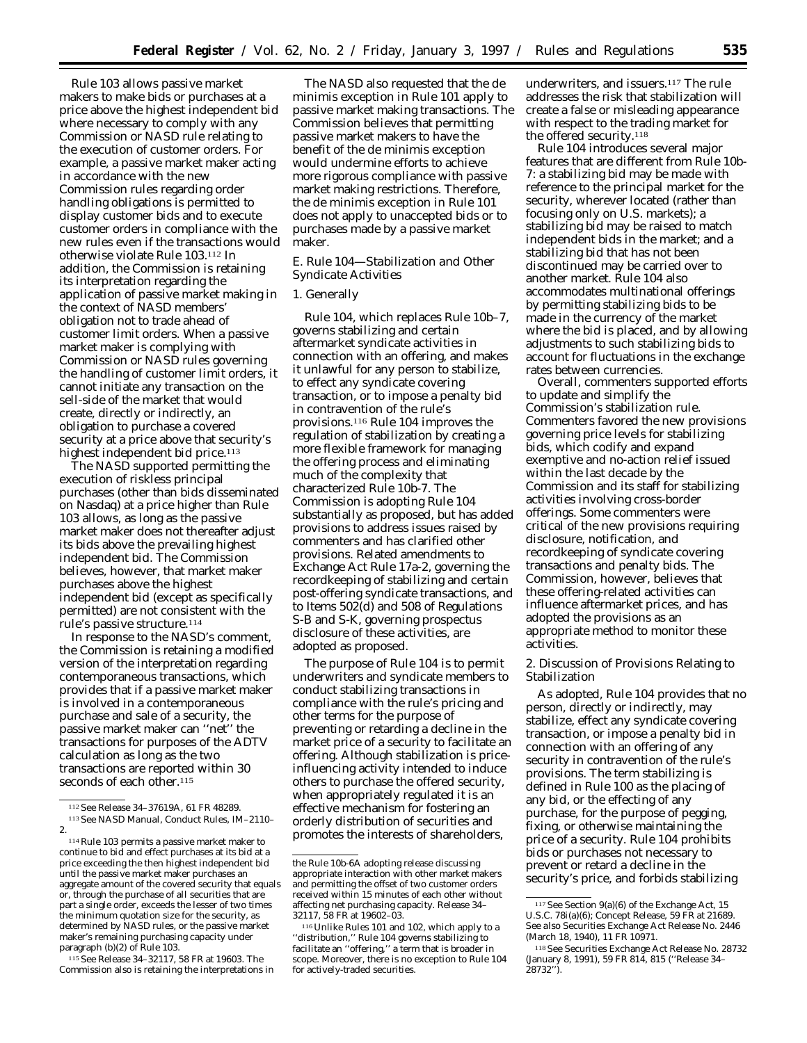Rule 103 allows passive market makers to make bids or purchases at a price above the highest independent bid where necessary to comply with any Commission or NASD rule relating to the execution of customer orders. For example, a passive market maker acting in accordance with the new Commission rules regarding order handling obligations is permitted to display customer bids and to execute customer orders in compliance with the new rules even if the transactions would otherwise violate Rule 103.[112] In addition, the Commission is retaining its interpretation regarding the application of passive market making in the context of NASD members' obligation not to trade ahead of customer limit orders. When a passive market maker is complying with Commission or NASD rules governing the handling of customer limit orders, it cannot initiate any transaction on the sell-side of the market that would create, directly or indirectly, an obligation to purchase a covered security at a price above that security's highest independent bid price.[113]

The NASD supported permitting the execution of riskless principal purchases (other than bids disseminated on Nasdaq) at a price higher than Rule 103 allows, as long as the passive market maker does not thereafter adjust its bids above the prevailing highest independent bid. The Commission believes, however, that market maker purchases above the highest independent bid (except as specifically permitted) are not consistent with the rule's passive structure.[114]

In response to the NASD's comment, the Commission is retaining a modified version of the interpretation regarding contemporaneous transactions, which provides that if a passive market maker is involved in a contemporaneous purchase and sale of a security, the passive market maker can "net" the transactions for purposes of the ADTV calculation as long as the two transactions are reported within 30 seconds of each other.[115]

The NASD also requested that the de minimis exception in Rule 101 apply to passive market making transactions. The Commission believes that permitting passive market makers to have the benefit of the de minimis exception would undermine efforts to achieve more rigorous compliance with passive market making restrictions. Therefore, the de minimis exception in Rule 101 does not apply to unaccepted bids or to purchases made by a passive market maker.

*E. Rule 104—Stabilization and Other Syndicate Activities*

*1. Generally*

Rule 104, which replaces Rule 10b–7, governs stabilizing and certain aftermarket syndicate activities in connection with an offering, and makes it unlawful for any person to stabilize, to effect any syndicate covering transaction, or to impose a penalty bid in contravention of the rule's provisions.[116] Rule 104 improves the regulation of stabilization by creating a more flexible framework for managing the offering process and eliminating much of the complexity that characterized Rule 10b-7. The Commission is adopting Rule 104 substantially as proposed, but has added provisions to address issues raised by commenters and has clarified other provisions. Related amendments to Exchange Act Rule 17a-2, governing the recordkeeping of stabilizing and certain post-offering syndicate transactions, and to Items 502(d) and 508 of Regulations S-B and S-K, governing prospectus disclosure of these activities, are adopted as proposed.

The purpose of Rule 104 is to permit underwriters and syndicate members to conduct stabilizing transactions in compliance with the rule's pricing and other terms for the purpose of preventing or retarding a decline in the market price of a security to facilitate an offering. Although stabilization is price-influencing activity intended to induce others to purchase the offered security, when appropriately regulated it is an effective mechanism for fostering an orderly distribution of securities and promotes the interests of shareholders, underwriters, and issuers.[117] The rule addresses the risk that stabilization will create a false or misleading appearance with respect to the trading market for the offered security.[118]

Rule 104 introduces several major features that are different from Rule 10b-7: a stabilizing bid may be made with reference to the principal market for the security, wherever located (rather than focusing only on U.S. markets); a stabilizing bid may be raised to match independent bids in the market; and a stabilizing bid that has not been discontinued may be carried over to another market. Rule 104 also accommodates multinational offerings by permitting stabilizing bids to be made in the currency of the market where the bid is placed, and by allowing adjustments to such stabilizing bids to account for fluctuations in the exchange rates between currencies.

Overall, commenters supported efforts to update and simplify the Commission's stabilization rule. Commenters favored the new provisions governing price levels for stabilizing bids, which codify and expand exemptive and no-action relief issued within the last decade by the Commission and its staff for stabilizing activities involving cross-border offerings. Some commenters were critical of the new provisions requiring disclosure, notification, and recordkeeping of syndicate covering transactions and penalty bids. The Commission, however, believes that these offering-related activities can influence aftermarket prices, and has adopted the provisions as an appropriate method to monitor these activities.

*2. Discussion of Provisions Relating to Stabilization*

As adopted, Rule 104 provides that no person, directly or indirectly, may stabilize, effect any syndicate covering transaction, or impose a penalty bid in connection with an offering of any security in contravention of the rule's provisions. The term stabilizing is defined in Rule 100 as the placing of any bid, or the effecting of any purchase, for the purpose of pegging, fixing, or otherwise maintaining the price of a security. Rule 104 prohibits bids or purchases not necessary to prevent or retard a decline in the security's price, and forbids stabilizing

---

[112] See Release 34–37619A, 61 FR 48289.

[113] See NASD Manual, Conduct Rules, IM–2110–2.

[114] Rule 103 permits a passive market maker to continue to bid and effect purchases at its bid at a price exceeding the then highest independent bid until the passive market maker purchases an aggregate amount of the covered security that equals or, through the purchase of all securities that are part a single order, exceeds the lesser of two times the minimum quotation size for the security, as determined by NASD rules, or the passive market maker's remaining purchasing capacity under paragraph (b)(2) of Rule 103.

[115] See Release 34–32117, 58 FR at 19603. The Commission also is retaining the interpretations in the Rule 10b-6A adopting release discussing appropriate interaction with other market makers and permitting the offset of two customer orders received within 15 minutes of each other without affecting net purchasing capacity. Release 34–32117, 58 FR at 19602–03.

[116] Unlike Rules 101 and 102, which apply to a "distribution," Rule 104 governs stabilizing to facilitate an "offering," a term that is broader in scope. Moreover, there is no exception to Rule 104 for actively-traded securities.

[117] See Section 9(a)(6) of the Exchange Act, 15 U.S.C. 78i(a)(6); Concept Release, 59 FR at 21689. See also Securities Exchange Act Release No. 2446 (March 18, 1940), 11 FR 10971.

[118] See Securities Exchange Act Release No. 28732 (January 8, 1991), 59 FR 814, 815 ("Release 34–28732").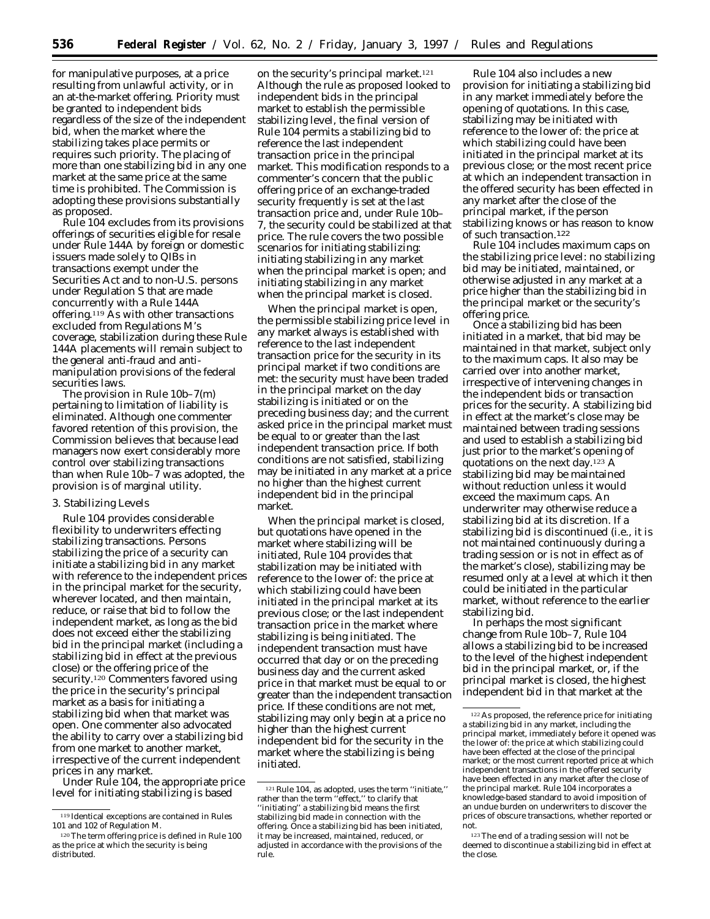for manipulative purposes, at a price resulting from unlawful activity, or in an at-the-market offering. Priority must be granted to independent bids regardless of the size of the independent bid, when the market where the stabilizing takes place permits or requires such priority. The placing of more than one stabilizing bid in any one market at the same price at the same time is prohibited. The Commission is adopting these provisions substantially as proposed.

Rule 104 excludes from its provisions offerings of securities eligible for resale under Rule 144A by foreign or domestic issuers made solely to QIBs in transactions exempt under the Securities Act and to non-U.S. persons under Regulation S that are made concurrently with a Rule 144A offering.[119] As with other transactions excluded from Regulations M's coverage, stabilization during these Rule 144A placements will remain subject to the general anti-fraud and anti-manipulation provisions of the federal securities laws.

The provision in Rule 10b–7(m) pertaining to limitation of liability is eliminated. Although one commenter favored retention of this provision, the Commission believes that because lead managers now exert considerably more control over stabilizing transactions than when Rule 10b–7 was adopted, the provision is of marginal utility.

### 3. Stabilizing Levels

Rule 104 provides considerable flexibility to underwriters effecting stabilizing transactions. Persons stabilizing the price of a security can initiate a stabilizing bid in any market with reference to the independent prices in the principal market for the security, wherever located, and then maintain, reduce, or raise that bid to follow the independent market, as long as the bid does not exceed either the stabilizing bid in the principal market (including a stabilizing bid in effect at the previous close) or the offering price of the security.[120] Commenters favored using the price in the security's principal market as a basis for initiating a stabilizing bid when that market was open. One commenter also advocated the ability to carry over a stabilizing bid from one market to another market, irrespective of the current independent prices in any market.

Under Rule 104, the appropriate price level for initiating stabilizing is based on the security's principal market.[121] Although the rule as proposed looked to independent bids in the principal market to establish the permissible stabilizing level, the final version of Rule 104 permits a stabilizing bid to reference the last independent transaction price in the principal market. This modification responds to a commenter's concern that the public offering price of an exchange-traded security frequently is set at the last transaction price and, under Rule 10b–7, the security could be stabilized at that price. The rule covers the two possible scenarios for initiating stabilizing: initiating stabilizing in any market when the principal market is open; and initiating stabilizing in any market when the principal market is closed.

When the principal market is open, the permissible stabilizing price level in any market always is established with reference to the last independent transaction price for the security in its principal market if two conditions are met: the security must have been traded in the principal market on the day stabilizing is initiated or on the preceding business day; and the current asked price in the principal market must be equal to or greater than the last independent transaction price. If both conditions are not satisfied, stabilizing may be initiated in any market at a price no higher than the highest current independent bid in the principal market.

When the principal market is closed, but quotations have opened in the market where stabilizing will be initiated, Rule 104 provides that stabilization may be initiated with reference to the lower of: the price at which stabilizing could have been initiated in the principal market at its previous close; or the last independent transaction price in the market where stabilizing is being initiated. The independent transaction must have occurred that day or on the preceding business day and the current asked price in that market must be equal to or greater than the independent transaction price. If these conditions are not met, stabilizing may only begin at a price no higher than the highest current independent bid for the security in the market where the stabilizing is being initiated.

Rule 104 also includes a new provision for initiating a stabilizing bid in any market immediately before the opening of quotations. In this case, stabilizing may be initiated with reference to the lower of: the price at which stabilizing could have been initiated in the principal market at its previous close; or the most recent price at which an independent transaction in the offered security has been effected in any market after the close of the principal market, if the person stabilizing knows or has reason to know of such transaction.[122]

Rule 104 includes maximum caps on the stabilizing price level: no stabilizing bid may be initiated, maintained, or otherwise adjusted in any market at a price higher than the stabilizing bid in the principal market or the security's offering price.

Once a stabilizing bid has been initiated in a market, that bid may be maintained in that market, subject only to the maximum caps. It also may be carried over into another market, irrespective of intervening changes in the independent bids or transaction prices for the security. A stabilizing bid in effect at the market's close may be maintained between trading sessions and used to establish a stabilizing bid just prior to the market's opening of quotations on the next day.[123] A stabilizing bid may be maintained without reduction unless it would exceed the maximum caps. An underwriter may otherwise reduce a stabilizing bid at its discretion. If a stabilizing bid is discontinued (*i.e.*, it is not maintained continuously during a trading session or is not in effect as of the market's close), stabilizing may be resumed only at a level at which it then could be initiated in the particular market, without reference to the earlier stabilizing bid.

In perhaps the most significant change from Rule 10b–7, Rule 104 allows a stabilizing bid to be increased to the level of the highest independent bid in the principal market, or, if the principal market is closed, the highest independent bid in that market at the

---

[119] Identical exceptions are contained in Rules 101 and 102 of Regulation M.

[120] The term offering price is defined in Rule 100 as the price at which the security is being distributed.

[121] Rule 104, as adopted, uses the term "initiate," rather than the term "effect," to clarify that "initiating" a stabilizing bid means the first stabilizing bid made in connection with the offering. Once a stabilizing bid has been initiated, it may be increased, maintained, reduced, or adjusted in accordance with the provisions of the rule.

[122] As proposed, the reference price for initiating a stabilizing bid in any market, including the principal market, immediately before it opened was the lower of: the price at which stabilizing could have been effected at the close of the principal market; or the most current reported price at which independent transactions in the offered security have been effected in any market after the close of the principal market. Rule 104 incorporates a knowledge-based standard to avoid imposition of an undue burden on underwriters to discover the prices of obscure transactions, whether reported or not.

[123] The end of a trading session will not be deemed to discontinue a stabilizing bid in effect at the close.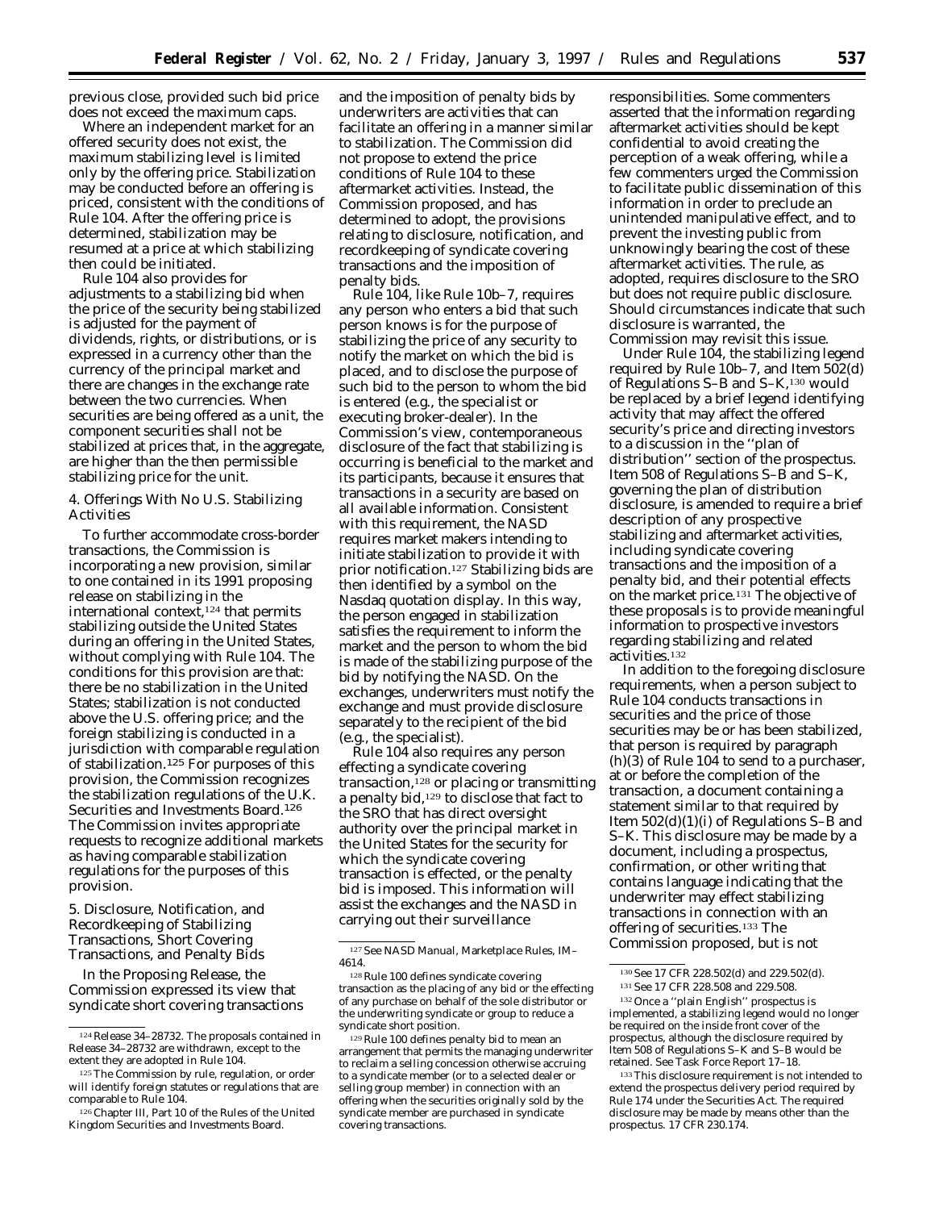previous close, provided such bid price does not exceed the maximum caps.

Where an independent market for an offered security does not exist, the maximum stabilizing level is limited only by the offering price. Stabilization may be conducted before an offering is priced, consistent with the conditions of Rule 104. After the offering price is determined, stabilization may be resumed at a price at which stabilizing then could be initiated.

Rule 104 also provides for adjustments to a stabilizing bid when the price of the security being stabilized is adjusted for the payment of dividends, rights, or distributions, or is expressed in a currency other than the currency of the principal market and there are changes in the exchange rate between the two currencies. When securities are being offered as a unit, the component securities shall not be stabilized at prices that, in the aggregate, are higher than the then permissible stabilizing price for the unit.

### 4. Offerings With No U.S. Stabilizing Activities

To further accommodate cross-border transactions, the Commission is incorporating a new provision, similar to one contained in its 1991 proposing release on stabilizing in the international context,[124] that permits stabilizing outside the United States during an offering in the United States, without complying with Rule 104. The conditions for this provision are that: there be no stabilization in the United States; stabilization is not conducted above the U.S. offering price; and the foreign stabilizing is conducted in a jurisdiction with comparable regulation of stabilization.[125] For purposes of this provision, the Commission recognizes the stabilization regulations of the U.K. Securities and Investments Board.[126] The Commission invites appropriate requests to recognize additional markets as having comparable stabilization regulations for the purposes of this provision.

### 5. Disclosure, Notification, and Recordkeeping of Stabilizing Transactions, Short Covering Transactions, and Penalty Bids

In the Proposing Release, the Commission expressed its view that syndicate short covering transactions and the imposition of penalty bids by underwriters are activities that can facilitate an offering in a manner similar to stabilization. The Commission did not propose to extend the price conditions of Rule 104 to these aftermarket activities. Instead, the Commission proposed, and has determined to adopt, the provisions relating to disclosure, notification, and recordkeeping of syndicate covering transactions and the imposition of penalty bids.

Rule 104, like Rule 10b–7, requires any person who enters a bid that such person knows is for the purpose of stabilizing the price of any security to notify the market on which the bid is placed, and to disclose the purpose of such bid to the person to whom the bid is entered (*e.g.*, the specialist or executing broker-dealer). In the Commission's view, contemporaneous disclosure of the fact that stabilizing is occurring is beneficial to the market and its participants, because it ensures that transactions in a security are based on all available information. Consistent with this requirement, the NASD requires market makers intending to initiate stabilization to provide it with prior notification.[127] Stabilizing bids are then identified by a symbol on the Nasdaq quotation display. In this way, the person engaged in stabilization satisfies the requirement to inform the market and the person to whom the bid is made of the stabilizing purpose of the bid by notifying the NASD. On the exchanges, underwriters must notify the exchange and must provide disclosure separately to the recipient of the bid (*e.g.*, the specialist).

Rule 104 also requires any person effecting a syndicate covering transaction,[128] or placing or transmitting a penalty bid,[129] to disclose that fact to the SRO that has direct oversight authority over the principal market in the United States for the security for which the syndicate covering transaction is effected, or the penalty bid is imposed. This information will assist the exchanges and the NASD in carrying out their surveillance responsibilities. Some commenters asserted that the information regarding aftermarket activities should be kept confidential to avoid creating the perception of a weak offering, while a few commenters urged the Commission to facilitate public dissemination of this information in order to preclude an unintended manipulative effect, and to prevent the investing public from unknowingly bearing the cost of these aftermarket activities. The rule, as adopted, requires disclosure to the SRO but does not require public disclosure. Should circumstances indicate that such disclosure is warranted, the Commission may revisit this issue.

Under Rule 104, the stabilizing legend required by Rule 10b–7, and Item 502(d) of Regulations S–B and S–K,[130] would be replaced by a brief legend identifying activity that may affect the offered security's price and directing investors to a discussion in the "plan of distribution" section of the prospectus. Item 508 of Regulations S–B and S–K, governing the plan of distribution disclosure, is amended to require a brief description of any prospective stabilizing and aftermarket activities, including syndicate covering transactions and the imposition of a penalty bid, and their potential effects on the market price.[131] The objective of these proposals is to provide meaningful information to prospective investors regarding stabilizing and related activities.[132]

In addition to the foregoing disclosure requirements, when a person subject to Rule 104 conducts transactions in securities and the price of those securities may be or has been stabilized, that person is required by paragraph (h)(3) of Rule 104 to send to a purchaser, at or before the completion of the transaction, a document containing a statement similar to that required by Item 502(d)(1)(i) of Regulations S–B and S–K. This disclosure may be made by a document, including a prospectus, confirmation, or other writing that contains language indicating that the underwriter may effect stabilizing transactions in connection with an offering of securities.[133] The Commission proposed, but is not

---

[124] Release 34–28732. The proposals contained in Release 34–28732 are withdrawn, except to the extent they are adopted in Rule 104.

[125] The Commission by rule, regulation, or order will identify foreign statutes or regulations that are comparable to Rule 104.

[126] Chapter III, Part 10 of the Rules of the United Kingdom Securities and Investments Board.

[127] See NASD Manual, Marketplace Rules, IM–4614.

[128] Rule 100 defines syndicate covering transaction as the placing of any bid or the effecting of any purchase on behalf of the sole distributor or the underwriting syndicate or group to reduce a syndicate short position.

[129] Rule 100 defines penalty bid to mean an arrangement that permits the managing underwriter to reclaim a selling concession otherwise accruing to a syndicate member (or to a selected dealer or selling group member) in connection with an offering when the securities originally sold by the syndicate member are purchased in syndicate covering transactions.

[130] See 17 CFR 228.502(d) and 229.502(d).

[131] See 17 CFR 228.508 and 229.508.

[132] Once a "plain English" prospectus is implemented, a stabilizing legend would no longer be required on the inside front cover of the prospectus, although the disclosure required by Item 508 of Regulations S–K and S–B would be retained. See Task Force Report 17–18.

[133] This disclosure requirement is not intended to extend the prospectus delivery period required by Rule 174 under the Securities Act. The required disclosure may be made by means other than the prospectus. 17 CFR 230.174.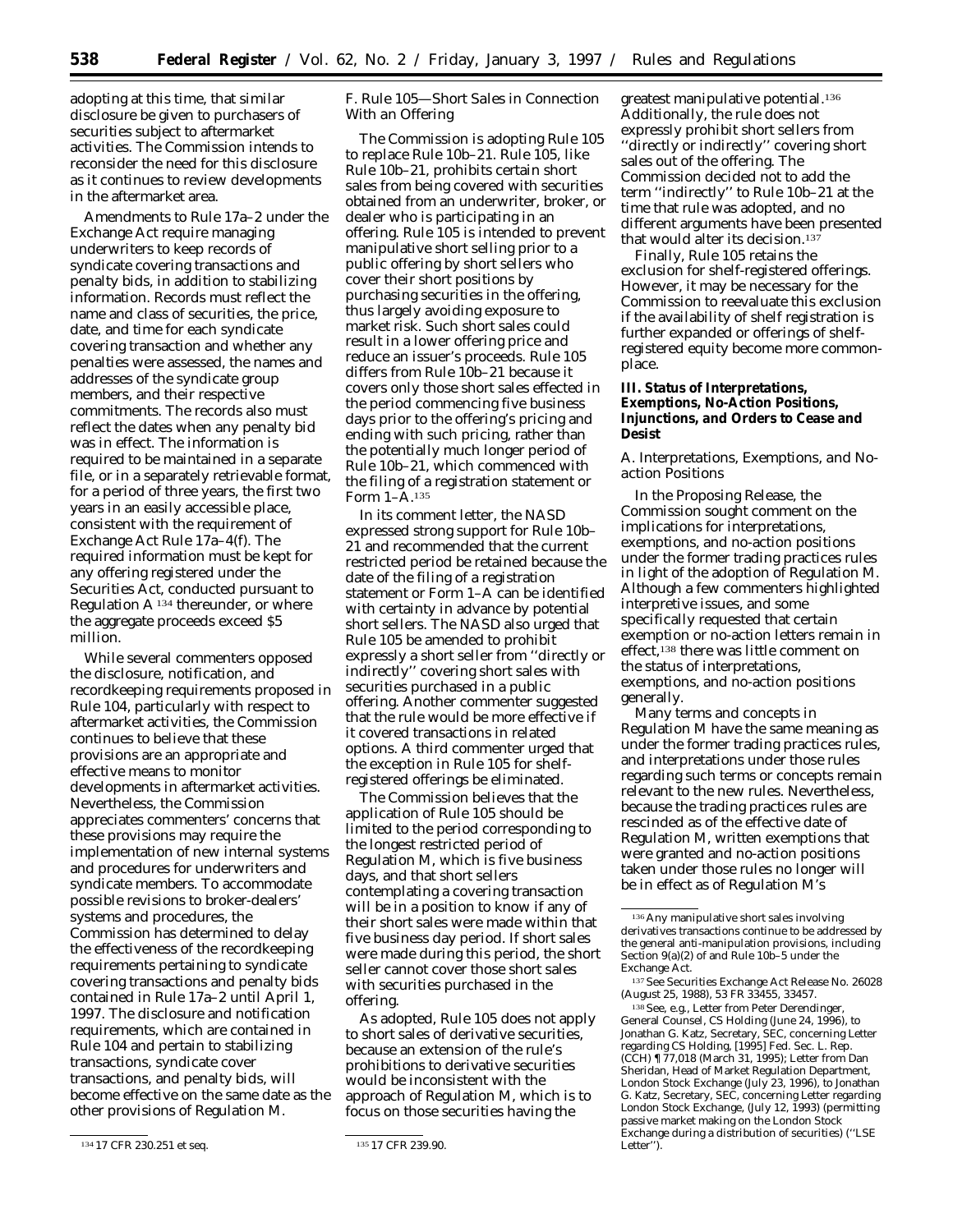adopting at this time, that similar disclosure be given to purchasers of securities subject to aftermarket activities. The Commission intends to reconsider the need for this disclosure as it continues to review developments in the aftermarket area.

Amendments to Rule 17a–2 under the Exchange Act require managing underwriters to keep records of syndicate covering transactions and penalty bids, in addition to stabilizing information. Records must reflect the name and class of securities, the price, date, and time for each syndicate covering transaction and whether any penalties were assessed, the names and addresses of the syndicate group members, and their respective commitments. The records also must reflect the dates when any penalty bid was in effect. The information is required to be maintained in a separate file, or in a separately retrievable format, for a period of three years, the first two years in an easily accessible place, consistent with the requirement of Exchange Act Rule 17a–4(f). The required information must be kept for any offering registered under the Securities Act, conducted pursuant to Regulation A [134] thereunder, or where the aggregate proceeds exceed $5 million.

While several commenters opposed the disclosure, notification, and recordkeeping requirements proposed in Rule 104, particularly with respect to aftermarket activities, the Commission continues to believe that these provisions are an appropriate and effective means to monitor developments in aftermarket activities. Nevertheless, the Commission appreciates commenters' concerns that these provisions may require the implementation of new internal systems and procedures for underwriters and syndicate members. To accommodate possible revisions to broker-dealers' systems and procedures, the Commission has determined to delay the effectiveness of the recordkeeping requirements pertaining to syndicate covering transactions and penalty bids contained in Rule 17a–2 until April 1, 1997. The disclosure and notification requirements, which are contained in Rule 104 and pertain to stabilizing transactions, syndicate cover transactions, and penalty bids, will become effective on the same date as the other provisions of Regulation M.

*F. Rule 105—Short Sales in Connection With an Offering*

The Commission is adopting Rule 105 to replace Rule 10b–21. Rule 105, like Rule 10b–21, prohibits certain short sales from being covered with securities obtained from an underwriter, broker, or dealer who is participating in an offering. Rule 105 is intended to prevent manipulative short selling prior to a public offering by short sellers who cover their short positions by purchasing securities in the offering, thus largely avoiding exposure to market risk. Such short sales could result in a lower offering price and reduce an issuer's proceeds. Rule 105 differs from Rule 10b–21 because it covers only those short sales effected in the period commencing five business days prior to the offering's pricing and ending with such pricing, rather than the potentially much longer period of Rule 10b–21, which commenced with the filing of a registration statement or Form 1–A.[135]

In its comment letter, the NASD expressed strong support for Rule 10b–21 and recommended that the current restricted period be retained because the date of the filing of a registration statement or Form 1–A can be identified with certainty in advance by potential short sellers. The NASD also urged that Rule 105 be amended to prohibit expressly a short seller from ''directly or indirectly'' covering short sales with securities purchased in a public offering. Another commenter suggested that the rule would be more effective if it covered transactions in related options. A third commenter urged that the exception in Rule 105 for shelf-registered offerings be eliminated.

The Commission believes that the application of Rule 105 should be limited to the period corresponding to the longest restricted period of Regulation M, which is five business days, and that short sellers contemplating a covering transaction will be in a position to know if any of their short sales were made within that five business day period. If short sales were made during this period, the short seller cannot cover those short sales with securities purchased in the offering.

As adopted, Rule 105 does not apply to short sales of derivative securities, because an extension of the rule's prohibitions to derivative securities would be inconsistent with the approach of Regulation M, which is to focus on those securities having the greatest manipulative potential.[136] Additionally, the rule does not expressly prohibit short sellers from ''directly or indirectly'' covering short sales out of the offering. The Commission decided not to add the term ''indirectly'' to Rule 10b–21 at the time that rule was adopted, and no different arguments have been presented that would alter its decision.[137]

Finally, Rule 105 retains the exclusion for shelf-registered offerings. However, it may be necessary for the Commission to reevaluate this exclusion if the availability of shelf registration is further expanded or offerings of shelf-registered equity become more commonplace.

## III. Status of Interpretations, Exemptions, No-Action Positions, Injunctions, and Orders to Cease and Desist

*A. Interpretations, Exemptions, and No-action Positions*

In the Proposing Release, the Commission sought comment on the implications for interpretations, exemptions, and no-action positions under the former trading practices rules in light of the adoption of Regulation M. Although a few commenters highlighted interpretive issues, and some specifically requested that certain exemption or no-action letters remain in effect,[138] there was little comment on the status of interpretations, exemptions, and no-action positions generally.

Many terms and concepts in Regulation M have the same meaning as under the former trading practices rules, and interpretations under those rules regarding such terms or concepts remain relevant to the new rules. Nevertheless, because the trading practices rules are rescinded as of the effective date of Regulation M, written exemptions that were granted and no-action positions taken under those rules no longer will be in effect as of Regulation M's

---

[134] 17 CFR 230.251 et seq.

[135] 17 CFR 239.90.

[136] Any manipulative short sales involving derivatives transactions continue to be addressed by the general anti-manipulation provisions, including Section 9(a)(2) of and Rule 10b–5 under the Exchange Act.

[137] See Securities Exchange Act Release No. 26028 (August 25, 1988), 53 FR 33455, 33457.

[138] See, e.g., Letter from Peter Derendinger, General Counsel, CS Holding (June 24, 1996), to Jonathan G. Katz, Secretary, SEC, concerning Letter regarding CS Holding, [1995] Fed. Sec. L. Rep. (CCH) ¶ 77,018 (March 31, 1995); Letter from Dan Sheridan, Head of Market Regulation Department, London Stock Exchange (July 23, 1996), to Jonathan G. Katz, Secretary, SEC, concerning Letter regarding London Stock Exchange, (July 12, 1993) (permitting passive market making on the London Stock Exchange during a distribution of securities) (''LSE Letter'').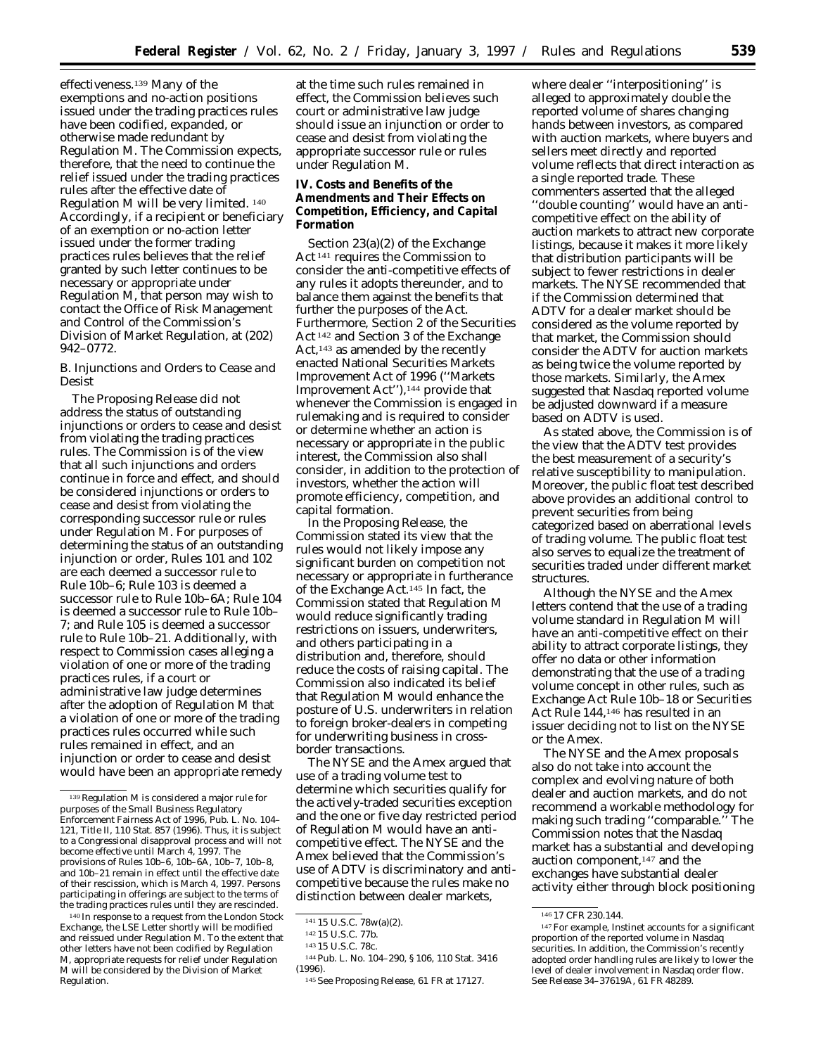effectiveness.[139] Many of the exemptions and no-action positions issued under the trading practices rules have been codified, expanded, or otherwise made redundant by Regulation M. The Commission expects, therefore, that the need to continue the relief issued under the trading practices rules after the effective date of Regulation M will be very limited. [140] Accordingly, if a recipient or beneficiary of an exemption or no-action letter issued under the former trading practices rules believes that the relief granted by such letter continues to be necessary or appropriate under Regulation M, that person may wish to contact the Office of Risk Management and Control of the Commission's Division of Market Regulation, at (202) 942–0772.

### B. Injunctions and Orders to Cease and Desist

The Proposing Release did not address the status of outstanding injunctions or orders to cease and desist from violating the trading practices rules. The Commission is of the view that all such injunctions and orders continue in force and effect, and should be considered injunctions or orders to cease and desist from violating the corresponding successor rule or rules under Regulation M. For purposes of determining the status of an outstanding injunction or order, Rules 101 and 102 are each deemed a successor rule to Rule 10b–6; Rule 103 is deemed a successor rule to Rule 10b–6A; Rule 104 is deemed a successor rule to Rule 10b–7; and Rule 105 is deemed a successor rule to Rule 10b–21. Additionally, with respect to Commission cases alleging a violation of one or more of the trading practices rules, if a court or administrative law judge determines after the adoption of Regulation M that a violation of one or more of the trading practices rules occurred while such rules remained in effect, and an injunction or order to cease and desist would have been an appropriate remedy at the time such rules remained in effect, the Commission believes such court or administrative law judge should issue an injunction or order to cease and desist from violating the appropriate successor rule or rules under Regulation M.

## IV. Costs and Benefits of the Amendments and Their Effects on Competition, Efficiency, and Capital Formation

Section 23(a)(2) of the Exchange Act [141] requires the Commission to consider the anti-competitive effects of any rules it adopts thereunder, and to balance them against the benefits that further the purposes of the Act. Furthermore, Section 2 of the Securities Act [142] and Section 3 of the Exchange Act,[143] as amended by the recently enacted National Securities Markets Improvement Act of 1996 (''Markets Improvement Act''),[144] provide that whenever the Commission is engaged in rulemaking and is required to consider or determine whether an action is necessary or appropriate in the public interest, the Commission also shall consider, in addition to the protection of investors, whether the action will promote efficiency, competition, and capital formation.

In the Proposing Release, the Commission stated its view that the rules would not likely impose any significant burden on competition not necessary or appropriate in furtherance of the Exchange Act.[145] In fact, the Commission stated that Regulation M would reduce significantly trading restrictions on issuers, underwriters, and others participating in a distribution and, therefore, should reduce the costs of raising capital. The Commission also indicated its belief that Regulation M would enhance the posture of U.S. underwriters in relation to foreign broker-dealers in competing for underwriting business in cross-border transactions.

The NYSE and the Amex argued that use of a trading volume test to determine which securities qualify for the actively-traded securities exception and the one or five day restricted period of Regulation M would have an anti-competitive effect. The NYSE and the Amex believed that the Commission's use of ADTV is discriminatory and anti-competitive because the rules make no distinction between dealer markets, where dealer ''interpositioning'' is alleged to approximately double the reported volume of shares changing hands between investors, as compared with auction markets, where buyers and sellers meet directly and reported volume reflects that direct interaction as a single reported trade. These commenters asserted that the alleged ''double counting'' would have an anti-competitive effect on the ability of auction markets to attract new corporate listings, because it makes it more likely that distribution participants will be subject to fewer restrictions in dealer markets. The NYSE recommended that if the Commission determined that ADTV for a dealer market should be considered as the volume reported by that market, the Commission should consider the ADTV for auction markets as being twice the volume reported by those markets. Similarly, the Amex suggested that Nasdaq reported volume be adjusted downward if a measure based on ADTV is used.

As stated above, the Commission is of the view that the ADTV test provides the best measurement of a security's relative susceptibility to manipulation. Moreover, the public float test described above provides an additional control to prevent securities from being categorized based on aberrational levels of trading volume. The public float test also serves to equalize the treatment of securities traded under different market structures.

Although the NYSE and the Amex letters contend that the use of a trading volume standard in Regulation M will have an anti-competitive effect on their ability to attract corporate listings, they offer no data or other information demonstrating that the use of a trading volume concept in other rules, such as Exchange Act Rule 10b–18 or Securities Act Rule 144,[146] has resulted in an issuer deciding not to list on the NYSE or the Amex.

The NYSE and the Amex proposals also do not take into account the complex and evolving nature of both dealer and auction markets, and do not recommend a workable methodology for making such trading ''comparable.'' The Commission notes that the Nasdaq market has a substantial and developing auction component,[147] and the exchanges have substantial dealer activity either through block positioning

---

[139] Regulation M is considered a major rule for purposes of the Small Business Regulatory Enforcement Fairness Act of 1996, Pub. L. No. 104–121, Title II, 110 Stat. 857 (1996). Thus, it is subject to a Congressional disapproval process and will not become effective until March 4, 1997. The provisions of Rules 10b–6, 10b–6A, 10b–7, 10b–8, and 10b–21 remain in effect until the effective date of their rescission, which is March 4, 1997. Persons participating in offerings are subject to the terms of the trading practices rules until they are rescinded.

[140] In response to a request from the London Stock Exchange, the LSE Letter shortly will be modified and reissued under Regulation M. To the extent that other letters have not been codified by Regulation M, appropriate requests for relief under Regulation M will be considered by the Division of Market Regulation.

[141] 15 U.S.C. 78w(a)(2).

[142] 15 U.S.C. 77b.

[143] 15 U.S.C. 78c.

[144] Pub. L. No. 104–290, § 106, 110 Stat. 3416 (1996).

[145] *See* Proposing Release, 61 FR at 17127.

[146] 17 CFR 230.144.

[147] For example, Instinet accounts for a significant proportion of the reported volume in Nasdaq securities. In addition, the Commission's recently adopted order handling rules are likely to lower the level of dealer involvement in Nasdaq order flow. *See* Release 34–37619A, 61 FR 48289.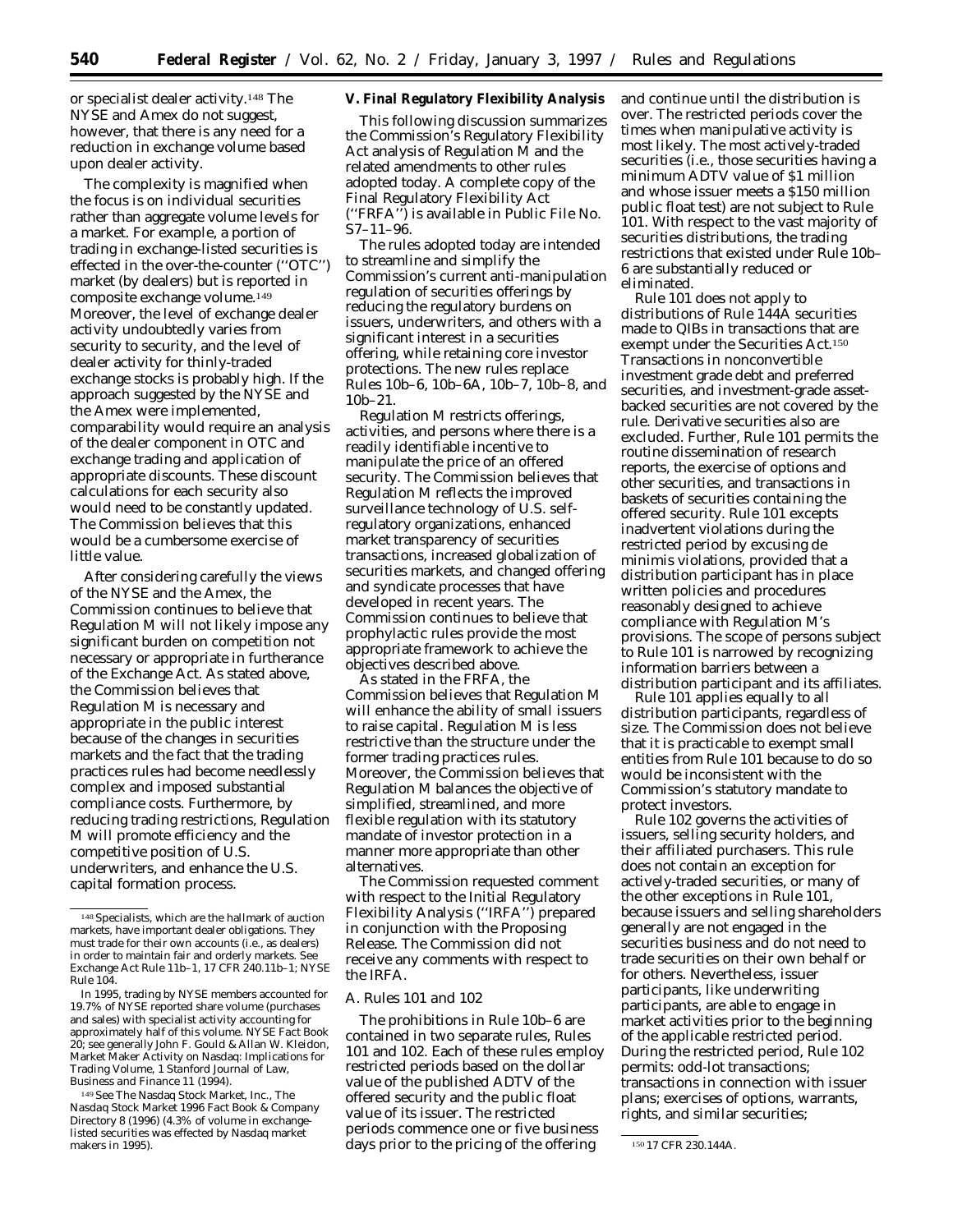or specialist dealer activity.[148] The NYSE and Amex do not suggest, however, that there is any need for a reduction in exchange volume based upon dealer activity.

The complexity is magnified when the focus is on individual securities rather than aggregate volume levels for a market. For example, a portion of trading in exchange-listed securities is effected in the over-the-counter (''OTC'') market (by dealers) but is reported in composite exchange volume.[149] Moreover, the level of exchange dealer activity undoubtedly varies from security to security, and the level of dealer activity for thinly-traded exchange stocks is probably high. If the approach suggested by the NYSE and the Amex were implemented, comparability would require an analysis of the dealer component in OTC and exchange trading and application of appropriate discounts. These discount calculations for each security also would need to be constantly updated. The Commission believes that this would be a cumbersome exercise of little value.

After considering carefully the views of the NYSE and the Amex, the Commission continues to believe that Regulation M will not likely impose any significant burden on competition not necessary or appropriate in furtherance of the Exchange Act. As stated above, the Commission believes that Regulation M is necessary and appropriate in the public interest because of the changes in securities markets and the fact that the trading practices rules had become needlessly complex and imposed substantial compliance costs. Furthermore, by reducing trading restrictions, Regulation M will promote efficiency and the competitive position of U.S. underwriters, and enhance the U.S. capital formation process.

[148] Specialists, which are the hallmark of auction markets, have important dealer obligations. They must trade for their own accounts (i.e., as dealers) in order to maintain fair and orderly markets. *See* Exchange Act Rule 11b–1, 17 CFR 240.11b–1; NYSE Rule 104.

In 1995, trading by NYSE members accounted for 19.7% of NYSE reported share volume (purchases and sales) with specialist activity accounting for approximately half of this volume. NYSE Fact Book 20; *see generally* John F. Gould & Allan W. Kleidon, *Market Maker Activity on Nasdaq: Implications for Trading Volume*, 1 Stanford Journal of Law, Business and Finance 11 (1994).

[149] *See* The Nasdaq Stock Market, Inc., *The Nasdaq Stock Market 1996 Fact Book & Company Directory* 8 (1996) (4.3% of volume in exchange-listed securities was effected by Nasdaq market makers in 1995).

## V. Final Regulatory Flexibility Analysis

This following discussion summarizes the Commission's Regulatory Flexibility Act analysis of Regulation M and the related amendments to other rules adopted today. A complete copy of the Final Regulatory Flexibility Act (''FRFA'') is available in Public File No. S7–11–96.

The rules adopted today are intended to streamline and simplify the Commission's current anti-manipulation regulation of securities offerings by reducing the regulatory burdens on issuers, underwriters, and others with a significant interest in a securities offering, while retaining core investor protections. The new rules replace Rules 10b–6, 10b–6A, 10b–7, 10b–8, and 10b–21.

Regulation M restricts offerings, activities, and persons where there is a readily identifiable incentive to manipulate the price of an offered security. The Commission believes that Regulation M reflects the improved surveillance technology of U.S. self-regulatory organizations, enhanced market transparency of securities transactions, increased globalization of securities markets, and changed offering and syndicate processes that have developed in recent years. The Commission continues to believe that prophylactic rules provide the most appropriate framework to achieve the objectives described above.

As stated in the FRFA, the Commission believes that Regulation M will enhance the ability of small issuers to raise capital. Regulation M is less restrictive than the structure under the former trading practices rules. Moreover, the Commission believes that Regulation M balances the objective of simplified, streamlined, and more flexible regulation with its statutory mandate of investor protection in a manner more appropriate than other alternatives.

The Commission requested comment with respect to the Initial Regulatory Flexibility Analysis (''IRFA'') prepared in conjunction with the Proposing Release. The Commission did not receive any comments with respect to the IRFA.

### A. Rules 101 and 102

The prohibitions in Rule 10b–6 are contained in two separate rules, Rules 101 and 102. Each of these rules employ restricted periods based on the dollar value of the published ADTV of the offered security and the public float value of its issuer. The restricted periods commence one or five business days prior to the pricing of the offering and continue until the distribution is over. The restricted periods cover the times when manipulative activity is most likely. The most actively-traded securities (i.e., those securities having a minimum ADTV value of $1 million and whose issuer meets a $150 million public float test) are not subject to Rule 101. With respect to the vast majority of securities distributions, the trading restrictions that existed under Rule 10b–6 are substantially reduced or eliminated.

Rule 101 does not apply to distributions of Rule 144A securities made to QIBs in transactions that are exempt under the Securities Act.[150] Transactions in nonconvertible investment grade debt and preferred securities, and investment-grade asset-backed securities are not covered by the rule. Derivative securities also are excluded. Further, Rule 101 permits the routine dissemination of research reports, the exercise of options and other securities, and transactions in baskets of securities containing the offered security. Rule 101 excepts inadvertent violations during the restricted period by excusing de minimis violations, provided that a distribution participant has in place written policies and procedures reasonably designed to achieve compliance with Regulation M's provisions. The scope of persons subject to Rule 101 is narrowed by recognizing information barriers between a distribution participant and its affiliates.

Rule 101 applies equally to all distribution participants, regardless of size. The Commission does not believe that it is practicable to exempt small entities from Rule 101 because to do so would be inconsistent with the Commission's statutory mandate to protect investors.

Rule 102 governs the activities of issuers, selling security holders, and their affiliated purchasers. This rule does not contain an exception for actively-traded securities, or many of the other exceptions in Rule 101, because issuers and selling shareholders generally are not engaged in the securities business and do not need to trade securities on their own behalf or for others. Nevertheless, issuer participants, like underwriting participants, are able to engage in market activities prior to the beginning of the applicable restricted period. During the restricted period, Rule 102 permits: odd-lot transactions; transactions in connection with issuer plans; exercises of options, warrants, rights, and similar securities;

[150] 17 CFR 230.144A.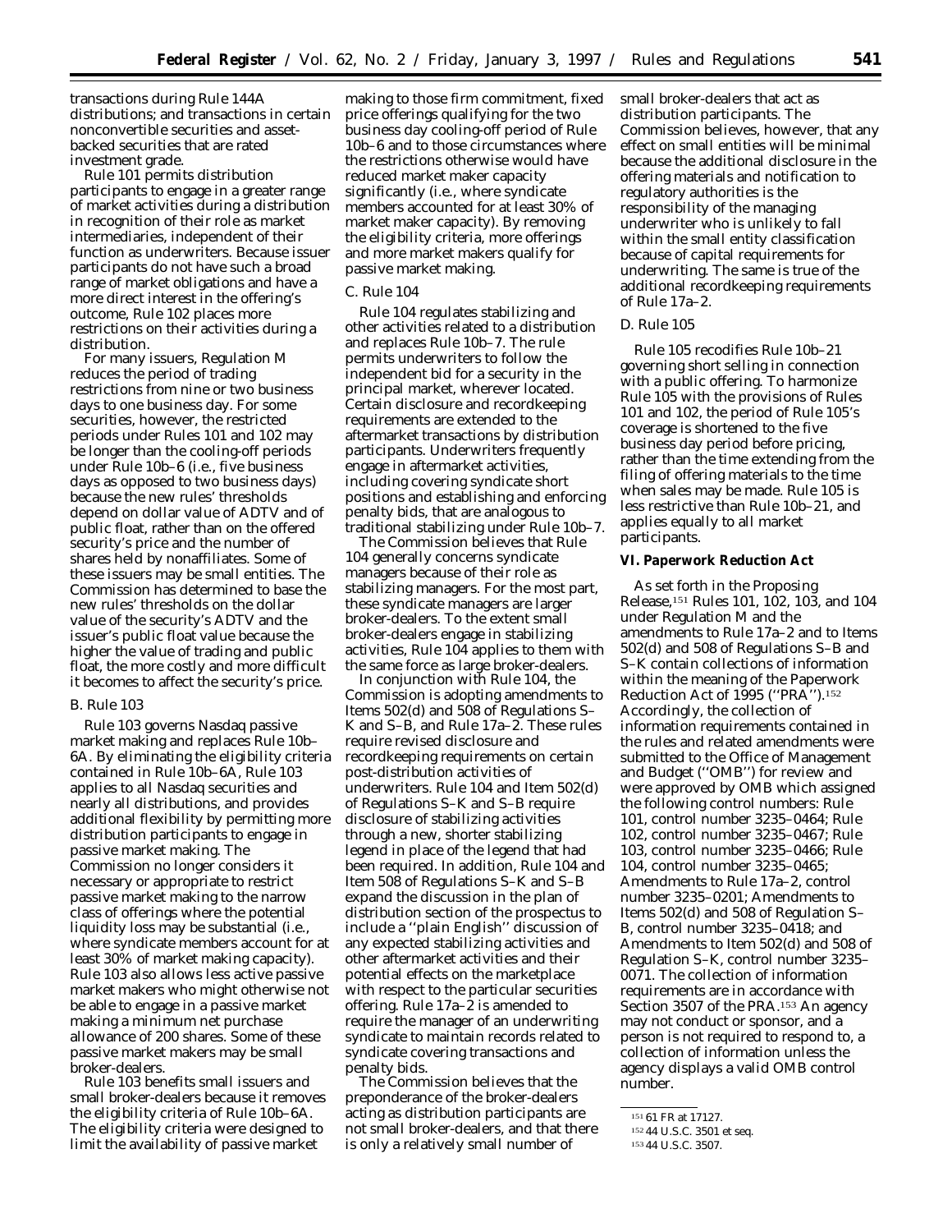transactions during Rule 144A distributions; and transactions in certain nonconvertible securities and asset-backed securities that are rated investment grade.

Rule 101 permits distribution participants to engage in a greater range of market activities during a distribution in recognition of their role as market intermediaries, independent of their function as underwriters. Because issuer participants do not have such a broad range of market obligations and have a more direct interest in the offering's outcome, Rule 102 places more restrictions on their activities during a distribution.

For many issuers, Regulation M reduces the period of trading restrictions from nine or two business days to one business day. For some securities, however, the restricted periods under Rules 101 and 102 may be longer than the cooling-off periods under Rule 10b–6 (*i.e.*, five business days as opposed to two business days) because the new rules' thresholds depend on dollar value of ADTV and of public float, rather than on the offered security's price and the number of shares held by nonaffiliates. Some of these issuers may be small entities. The Commission has determined to base the new rules' thresholds on the dollar value of the security's ADTV and the issuer's public float value because the higher the value of trading and public float, the more costly and more difficult it becomes to affect the security's price.

*B. Rule 103*

Rule 103 governs Nasdaq passive market making and replaces Rule 10b–6A. By eliminating the eligibility criteria contained in Rule 10b–6A, Rule 103 applies to all Nasdaq securities and nearly all distributions, and provides additional flexibility by permitting more distribution participants to engage in passive market making. The Commission no longer considers it necessary or appropriate to restrict passive market making to the narrow class of offerings where the potential liquidity loss may be substantial (*i.e.*, where syndicate members account for at least 30% of market making capacity). Rule 103 also allows less active passive market makers who might otherwise not be able to engage in a passive market making a minimum net purchase allowance of 200 shares. Some of these passive market makers may be small broker-dealers.

Rule 103 benefits small issuers and small broker-dealers because it removes the eligibility criteria of Rule 10b–6A. The eligibility criteria were designed to limit the availability of passive market making to those firm commitment, fixed price offerings qualifying for the two business day cooling-off period of Rule 10b–6 and to those circumstances where the restrictions otherwise would have reduced market maker capacity significantly (*i.e.*, where syndicate members accounted for at least 30% of market maker capacity). By removing the eligibility criteria, more offerings and more market makers qualify for passive market making.

*C. Rule 104*

Rule 104 regulates stabilizing and other activities related to a distribution and replaces Rule 10b–7. The rule permits underwriters to follow the independent bid for a security in the principal market, wherever located. Certain disclosure and recordkeeping requirements are extended to the aftermarket transactions by distribution participants. Underwriters frequently engage in aftermarket activities, including covering syndicate short positions and establishing and enforcing penalty bids, that are analogous to traditional stabilizing under Rule 10b–7.

The Commission believes that Rule 104 generally concerns syndicate managers because of their role as stabilizing managers. For the most part, these syndicate managers are larger broker-dealers. To the extent small broker-dealers engage in stabilizing activities, Rule 104 applies to them with the same force as large broker-dealers.

In conjunction with Rule 104, the Commission is adopting amendments to Items 502(d) and 508 of Regulations S–K and S–B, and Rule 17a–2. These rules require revised disclosure and recordkeeping requirements on certain post-distribution activities of underwriters. Rule 104 and Item 502(d) of Regulations S–K and S–B require disclosure of stabilizing activities through a new, shorter stabilizing legend in place of the legend that had been required. In addition, Rule 104 and Item 508 of Regulations S–K and S–B expand the discussion in the plan of distribution section of the prospectus to include a "plain English" discussion of any expected stabilizing activities and other aftermarket activities and their potential effects on the marketplace with respect to the particular securities offering. Rule 17a–2 is amended to require the manager of an underwriting syndicate to maintain records related to syndicate covering transactions and penalty bids.

The Commission believes that the preponderance of the broker-dealers acting as distribution participants are not small broker-dealers, and that there is only a relatively small number of small broker-dealers that act as distribution participants. The Commission believes, however, that any effect on small entities will be minimal because the additional disclosure in the offering materials and notification to regulatory authorities is the responsibility of the managing underwriter who is unlikely to fall within the small entity classification because of capital requirements for underwriting. The same is true of the additional recordkeeping requirements of Rule 17a–2.

*D. Rule 105*

Rule 105 recodifies Rule 10b–21 governing short selling in connection with a public offering. To harmonize Rule 105 with the provisions of Rules 101 and 102, the period of Rule 105's coverage is shortened to the five business day period before pricing, rather than the time extending from the filing of offering materials to the time when sales may be made. Rule 105 is less restrictive than Rule 10b–21, and applies equally to all market participants.

## VI. Paperwork Reduction Act

As set forth in the Proposing Release,[151] Rules 101, 102, 103, and 104 under Regulation M and the amendments to Rule 17a–2 and to Items 502(d) and 508 of Regulations S–B and S–K contain collections of information within the meaning of the Paperwork Reduction Act of 1995 ("PRA").[152] Accordingly, the collection of information requirements contained in the rules and related amendments were submitted to the Office of Management and Budget ("OMB") for review and were approved by OMB which assigned the following control numbers: Rule 101, control number 3235–0464; Rule 102, control number 3235–0467; Rule 103, control number 3235–0466; Rule 104, control number 3235–0465; Amendments to Rule 17a–2, control number 3235–0201; Amendments to Items 502(d) and 508 of Regulation S–B, control number 3235–0418; and Amendments to Item 502(d) and 508 of Regulation S–K, control number 3235–0071. The collection of information requirements are in accordance with Section 3507 of the PRA.[153] An agency may not conduct or sponsor, and a person is not required to respond to, a collection of information unless the agency displays a valid OMB control number.

[151] 61 FR at 17127.

[152] 44 U.S.C. 3501 *et seq.*

[153] 44 U.S.C. 3507.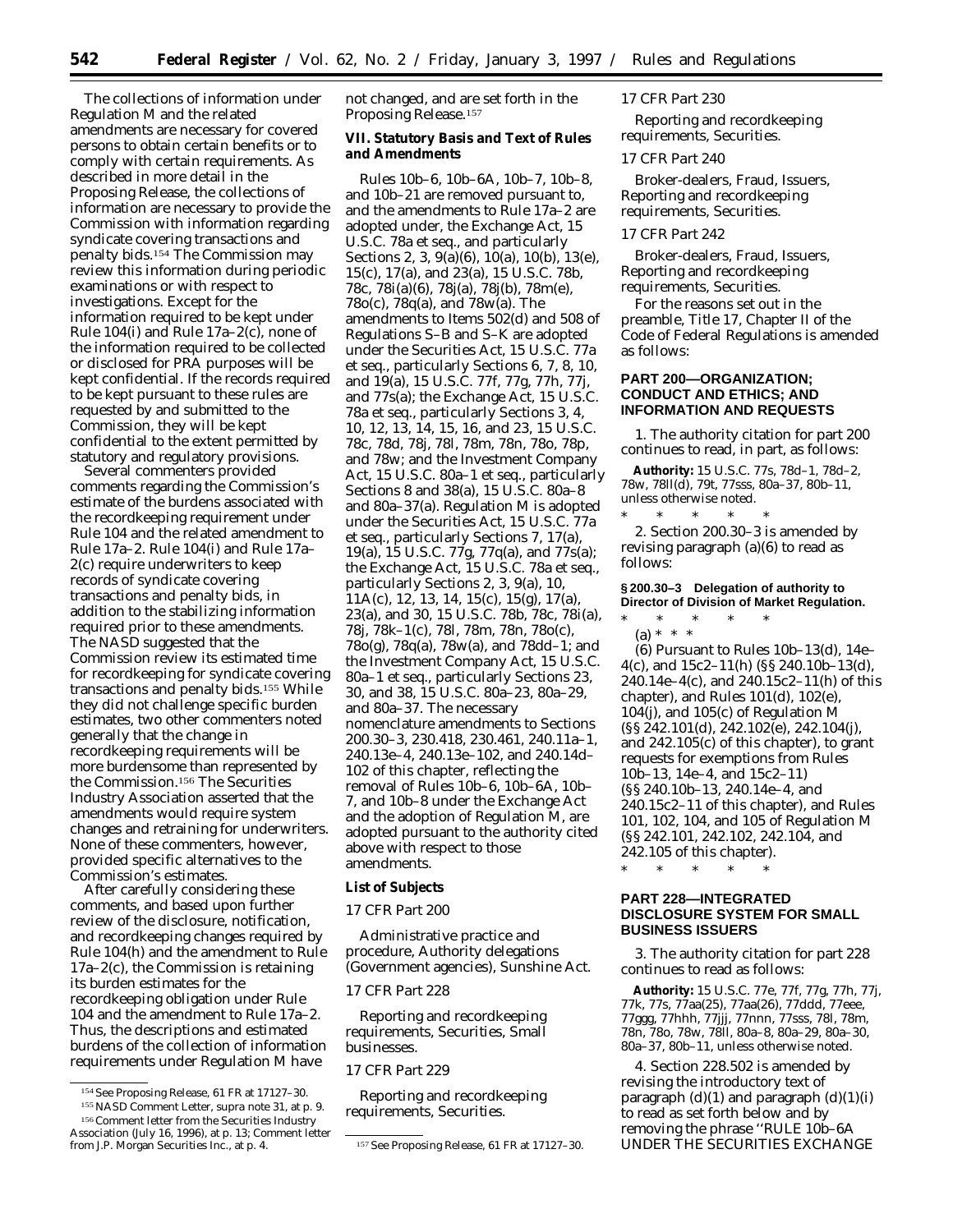The collections of information under Regulation M and the related amendments are necessary for covered persons to obtain certain benefits or to comply with certain requirements. As described in more detail in the Proposing Release, the collections of information are necessary to provide the Commission with information regarding syndicate covering transactions and penalty bids.[154] The Commission may review this information during periodic examinations or with respect to investigations. Except for the information required to be kept under Rule 104(i) and Rule 17a–2(c), none of the information required to be collected or disclosed for PRA purposes will be kept confidential. If the records required to be kept pursuant to these rules are requested by and submitted to the Commission, they will be kept confidential to the extent permitted by statutory and regulatory provisions.

Several commenters provided comments regarding the Commission's estimate of the burdens associated with the recordkeeping requirement under Rule 104 and the related amendment to Rule 17a–2. Rule 104(i) and Rule 17a–2(c) require underwriters to keep records of syndicate covering transactions and penalty bids, in addition to the stabilizing information required prior to these amendments. The NASD suggested that the Commission review its estimated time for recordkeeping for syndicate covering transactions and penalty bids.[155] While they did not challenge specific burden estimates, two other commenters noted generally that the change in recordkeeping requirements will be more burdensome than represented by the Commission.[156] The Securities Industry Association asserted that the amendments would require system changes and retraining for underwriters. None of these commenters, however, provided specific alternatives to the Commission's estimates.

After carefully considering these comments, and based upon further review of the disclosure, notification, and recordkeeping changes required by Rule 104(h) and the amendment to Rule 17a–2(c), the Commission is retaining its burden estimates for the recordkeeping obligation under Rule 104 and the amendment to Rule 17a–2. Thus, the descriptions and estimated burdens of the collection of information requirements under Regulation M have not changed, and are set forth in the Proposing Release.[157]

**VII. Statutory Basis and Text of Rules and Amendments**

Rules 10b–6, 10b–6A, 10b–7, 10b–8, and 10b–21 are removed pursuant to, and the amendments to Rule 17a–2 are adopted under, the Exchange Act, 15 U.S.C. 78a et seq., and particularly Sections 2, 3, 9(a)(6), 10(a), 10(b), 13(e), 15(c), 17(a), and 23(a), 15 U.S.C. 78b, 78c, 78i(a)(6), 78j(a), 78j(b), 78m(e), 78o(c), 78q(a), and 78w(a). The amendments to Items 502(d) and 508 of Regulations S–B and S–K are adopted under the Securities Act, 15 U.S.C. 77a et seq., particularly Sections 6, 7, 8, 10, and 19(a), 15 U.S.C. 77f, 77g, 77h, 77j, and 77s(a); the Exchange Act, 15 U.S.C. 78a et seq., particularly Sections 3, 4, 10, 12, 13, 14, 15, 16, and 23, 15 U.S.C. 78c, 78d, 78j, 78l, 78m, 78n, 78o, 78p, and 78w; and the Investment Company Act, 15 U.S.C. 80a–1 et seq., particularly Sections 8 and 38(a), 15 U.S.C. 80a–8 and 80a–37(a). Regulation M is adopted under the Securities Act, 15 U.S.C. 77a et seq., particularly Sections 7, 17(a), 19(a), 15 U.S.C. 77g, 77q(a), and 77s(a); the Exchange Act, 15 U.S.C. 78a et seq., particularly Sections 2, 3, 9(a), 10, 11A(c), 12, 13, 14, 15(c), 15(g), 17(a), 23(a), and 30, 15 U.S.C. 78b, 78c, 78i(a), 78j, 78k–1(c), 78l, 78m, 78n, 78o(c), 78o(g), 78q(a), 78w(a), and 78dd–1; and the Investment Company Act, 15 U.S.C. 80a–1 et seq., particularly Sections 23, 30, and 38, 15 U.S.C. 80a–23, 80a–29, and 80a–37. The necessary nomenclature amendments to Sections 200.30–3, 230.418, 230.461, 240.11a–1, 240.13e–4, 240.13e–102, and 240.14d–102 of this chapter, reflecting the removal of Rules 10b–6, 10b–6A, 10b–7, and 10b–8 under the Exchange Act and the adoption of Regulation M, are adopted pursuant to the authority cited above with respect to those amendments.

**List of Subjects**

*17 CFR Part 200*

Administrative practice and procedure, Authority delegations (Government agencies), Sunshine Act.

*17 CFR Part 228*

Reporting and recordkeeping requirements, Securities, Small businesses.

*17 CFR Part 229*

Reporting and recordkeeping requirements, Securities.

*17 CFR Part 230*

Reporting and recordkeeping requirements, Securities.

*17 CFR Part 240*

Broker-dealers, Fraud, Issuers, Reporting and recordkeeping requirements, Securities.

*17 CFR Part 242*

Broker-dealers, Fraud, Issuers, Reporting and recordkeeping requirements, Securities.

For the reasons set out in the preamble, Title 17, Chapter II of the Code of Federal Regulations is amended as follows:

## PART 200—ORGANIZATION; CONDUCT AND ETHICS; AND INFORMATION AND REQUESTS

1. The authority citation for part 200 continues to read, in part, as follows:

**Authority:** 15 U.S.C. 77s, 78d–1, 78d–2, 78w, 78ll(d), 79t, 77sss, 80a–37, 80b–11, unless otherwise noted.

\* \* \* \* \*

2. Section 200.30–3 is amended by revising paragraph (a)(6) to read as follows:

**§ 200.30–3 Delegation of authority to Director of Division of Market Regulation.**

\* \* \* \* \*

(a) \* \* \*

(6) Pursuant to Rules 10b–13(d), 14e–4(c), and 15c2–11(h) (§§ 240.10b–13(d), 240.14e–4(c), and 240.15c2–11(h) of this chapter), and Rules 101(d), 102(e), 104(j), and 105(c) of Regulation M (§§ 242.101(d), 242.102(e), 242.104(j), and 242.105(c) of this chapter), to grant requests for exemptions from Rules 10b–13, 14e–4, and 15c2–11) (§§ 240.10b–13, 240.14e–4, and 240.15c2–11 of this chapter), and Rules 101, 102, 104, and 105 of Regulation M (§§ 242.101, 242.102, 242.104, and 242.105 of this chapter).

\* \* \* \* \*

## PART 228—INTEGRATED DISCLOSURE SYSTEM FOR SMALL BUSINESS ISSUERS

3. The authority citation for part 228 continues to read as follows:

**Authority:** 15 U.S.C. 77e, 77f, 77g, 77h, 77j, 77k, 77s, 77aa(25), 77aa(26), 77ddd, 77eee, 77ggg, 77hhh, 77jjj, 77nnn, 77sss, 78l, 78m, 78n, 78o, 78w, 78ll, 80a–8, 80a–29, 80a–30, 80a–37, 80b–11, unless otherwise noted.

4. Section 228.502 is amended by revising the introductory text of paragraph (d)(1) and paragraph (d)(1)(i) to read as set forth below and by removing the phrase "RULE 10b–6A UNDER THE SECURITIES EXCHANGE

---

[154] See Proposing Release, 61 FR at 17127–30.

[155] NASD Comment Letter, supra note 31, at p. 9.

[156] Comment letter from the Securities Industry Association (July 16, 1996), at p. 13; Comment letter from J.P. Morgan Securities Inc., at p. 4.

[157] See Proposing Release, 61 FR at 17127–30.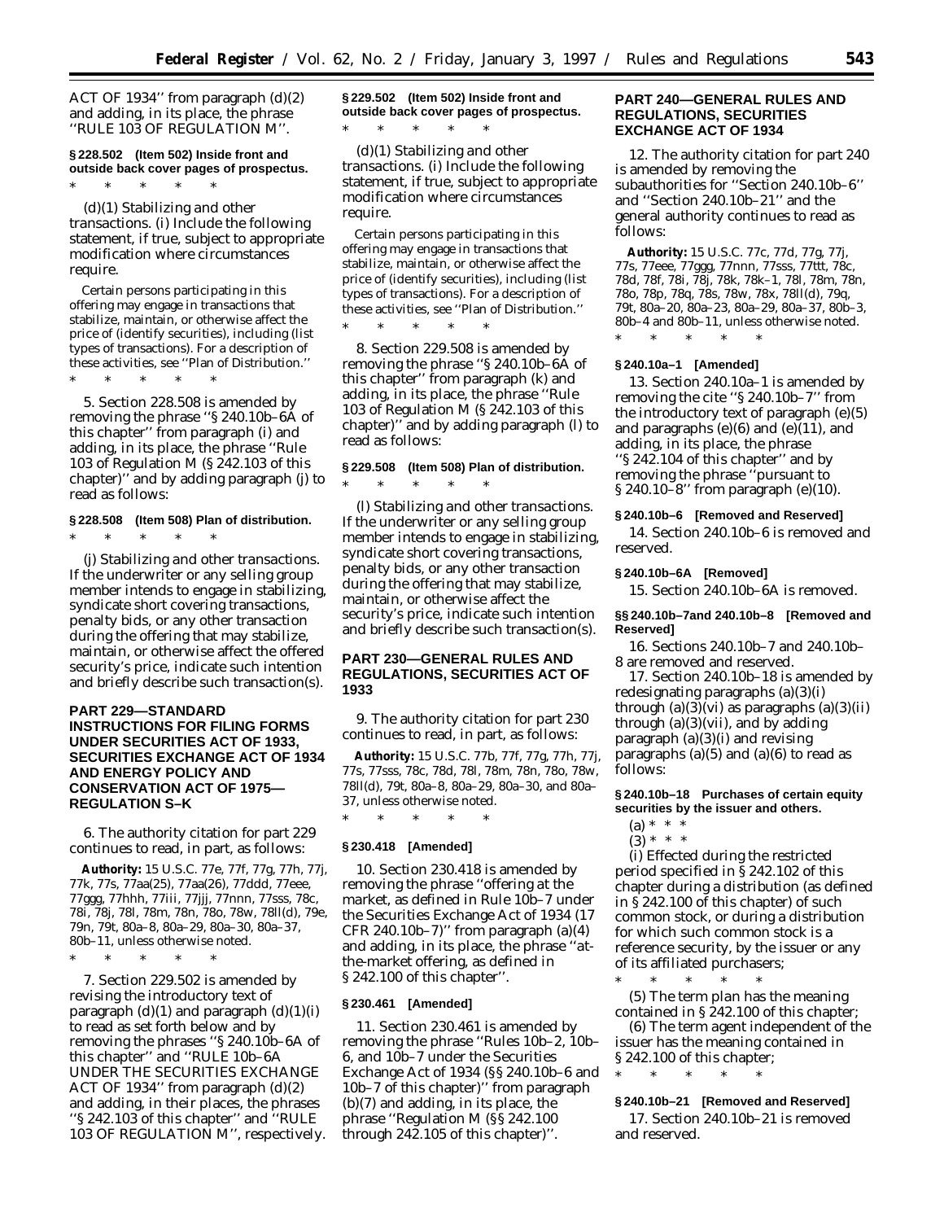ACT OF 1934'' from paragraph (d)(2) and adding, in its place, the phrase ''RULE 103 OF REGULATION M''.

**§ 228.502 (Item 502) Inside front and outside back cover pages of prospectus.**

\* \* \* \* \*

(d)(1) *Stabilizing and other transactions.* (i) Include the following statement, if true, subject to appropriate modification where circumstances require.

Certain persons participating in this offering may engage in transactions that stabilize, maintain, or otherwise affect the price of (identify securities), including (list types of transactions). For a description of these activities, see ''Plan of Distribution.''

\* \* \* \* \*

5. Section 228.508 is amended by removing the phrase ''§ 240.10b–6A of this chapter'' from paragraph (i) and adding, in its place, the phrase ''Rule 103 of Regulation M (§ 242.103 of this chapter)'' and by adding paragraph (j) to read as follows:

**§ 228.508 (Item 508) Plan of distribution.**

\* \* \* \* \*

(j) *Stabilizing and other transactions.* If the underwriter or any selling group member intends to engage in stabilizing, syndicate short covering transactions, penalty bids, or any other transaction during the offering that may stabilize, maintain, or otherwise affect the offered security's price, indicate such intention and briefly describe such transaction(s).

## PART 229—STANDARD INSTRUCTIONS FOR FILING FORMS UNDER SECURITIES ACT OF 1933, SECURITIES EXCHANGE ACT OF 1934 AND ENERGY POLICY AND CONSERVATION ACT OF 1975—REGULATION S–K

6. The authority citation for part 229 continues to read, in part, as follows:

**Authority:** 15 U.S.C. 77e, 77f, 77g, 77h, 77j, 77k, 77s, 77aa(25), 77aa(26), 77ddd, 77eee, 77ggg, 77hhh, 77iii, 77jjj, 77nnn, 77sss, 78c, 78i, 78j, 78l, 78m, 78n, 78o, 78w, 78ll(d), 79e, 79n, 79t, 80a–8, 80a–29, 80a–30, 80a–37, 80b–11, unless otherwise noted.

\* \* \* \* \*

7. Section 229.502 is amended by revising the introductory text of paragraph (d)(1) and paragraph (d)(1)(i) to read as set forth below and by removing the phrases ''§ 240.10b–6A of this chapter'' and ''RULE 10b–6A UNDER THE SECURITIES EXCHANGE ACT OF 1934'' from paragraph (d)(2) and adding, in their places, the phrases ''§ 242.103 of this chapter'' and ''RULE 103 OF REGULATION M'', respectively.

**§ 229.502 (Item 502) Inside front and outside back cover pages of prospectus.**

\* \* \* \* \*

(d)(1) *Stabilizing and other transactions.* (i) Include the following statement, if true, subject to appropriate modification where circumstances require.

Certain persons participating in this offering may engage in transactions that stabilize, maintain, or otherwise affect the price of (identify securities), including (list types of transactions). For a description of these activities, see ''Plan of Distribution.''

\* \* \* \* \*

8. Section 229.508 is amended by removing the phrase ''§ 240.10b–6A of this chapter'' from paragraph (k) and adding, in its place, the phrase ''Rule 103 of Regulation M (§ 242.103 of this chapter)'' and by adding paragraph (l) to read as follows:

**§ 229.508 (Item 508) Plan of distribution.**

\* \* \* \* \*

(l) *Stabilizing and other transactions.* If the underwriter or any selling group member intends to engage in stabilizing, syndicate short covering transactions, penalty bids, or any other transaction during the offering that may stabilize, maintain, or otherwise affect the security's price, indicate such intention and briefly describe such transaction(s).

## PART 230—GENERAL RULES AND REGULATIONS, SECURITIES ACT OF 1933

9. The authority citation for part 230 continues to read, in part, as follows:

**Authority:** 15 U.S.C. 77b, 77f, 77g, 77h, 77j, 77s, 77sss, 78c, 78d, 78l, 78m, 78n, 78o, 78w, 78ll(d), 79t, 80a–8, 80a–29, 80a–30, and 80a–37, unless otherwise noted.

\* \* \* \* \*

**§ 230.418 [Amended]**

10. Section 230.418 is amended by removing the phrase ''offering at the market, as defined in Rule 10b–7 under the Securities Exchange Act of 1934 (17 CFR 240.10b–7)'' from paragraph (a)(4) and adding, in its place, the phrase ''at-the-market offering, as defined in § 242.100 of this chapter''.

**§ 230.461 [Amended]**

11. Section 230.461 is amended by removing the phrase ''Rules 10b–2, 10b–6, and 10b–7 under the Securities Exchange Act of 1934 (§§ 240.10b–6 and 10b–7 of this chapter)'' from paragraph (b)(7) and adding, in its place, the phrase ''Regulation M (§§ 242.100 through 242.105 of this chapter)''.

## PART 240—GENERAL RULES AND REGULATIONS, SECURITIES EXCHANGE ACT OF 1934

12. The authority citation for part 240 is amended by removing the subauthorities for ''Section 240.10b–6'' and ''Section 240.10b–21'' and the general authority continues to read as follows:

**Authority:** 15 U.S.C. 77c, 77d, 77g, 77j, 77s, 77eee, 77ggg, 77nnn, 77sss, 77ttt, 78c, 78d, 78f, 78i, 78j, 78k, 78k–1, 78l, 78m, 78n, 78o, 78p, 78q, 78s, 78w, 78x, 78ll(d), 79q, 79t, 80a–20, 80a–23, 80a–29, 80a–37, 80b–3, 80b–4 and 80b–11, unless otherwise noted.

\* \* \* \* \*

**§ 240.10a–1 [Amended]**

13. Section 240.10a–1 is amended by removing the cite ''§ 240.10b–7'' from the introductory text of paragraph (e)(5) and paragraphs (e)(6) and (e)(11), and adding, in its place, the phrase ''§ 242.104 of this chapter'' and by removing the phrase ''pursuant to § 240.10–8'' from paragraph (e)(10).

**§ 240.10b–6 [Removed and Reserved]**

14. Section 240.10b–6 is removed and reserved.

**§ 240.10b–6A [Removed]**

15. Section 240.10b–6A is removed.

**§§ 240.10b–7and 240.10b–8 [Removed and Reserved]**

16. Sections 240.10b–7 and 240.10b–8 are removed and reserved.

17. Section 240.10b–18 is amended by redesignating paragraphs (a)(3)(i) through (a)(3)(vi) as paragraphs (a)(3)(ii) through (a)(3)(vii), and by adding paragraph (a)(3)(i) and revising paragraphs (a)(5) and (a)(6) to read as follows:

**§ 240.10b–18 Purchases of certain equity securities by the issuer and others.**

(a) \* \* \*

(3) \* \* \*

(i) Effected during the restricted period specified in § 242.102 of this chapter during a distribution (as defined in § 242.100 of this chapter) of such common stock, or during a distribution for which such common stock is a reference security, by the issuer or any of its affiliated purchasers;

\* \* \* \* \*

(5) The term *plan* has the meaning contained in § 242.100 of this chapter;

(6) The term *agent independent of the issuer* has the meaning contained in § 242.100 of this chapter;

\* \* \* \* \*

**§ 240.10b–21 [Removed and Reserved]**

17. Section 240.10b–21 is removed and reserved.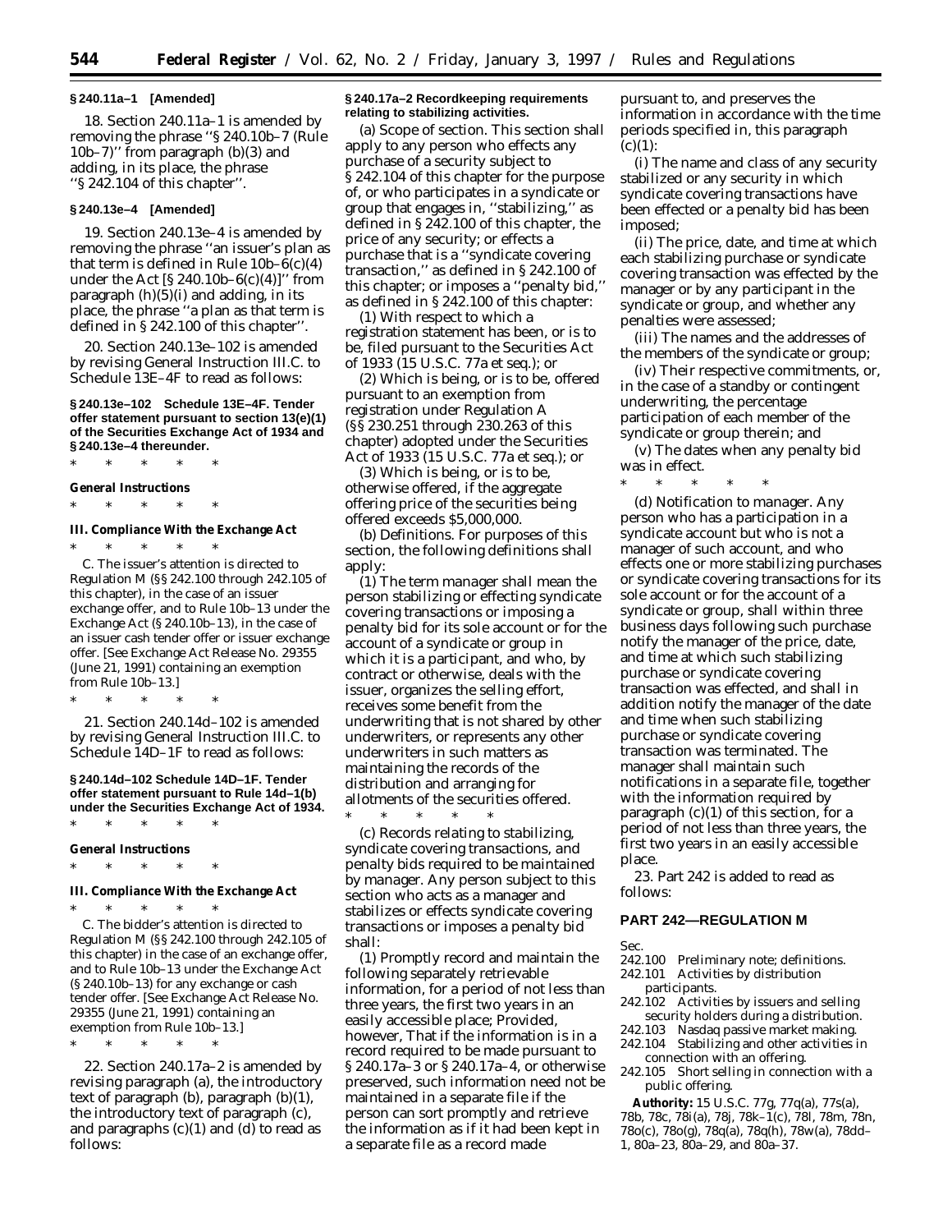**§ 240.11a–1 [Amended]**

18. Section 240.11a–1 is amended by removing the phrase ''§ 240.10b–7 (Rule 10b–7)'' from paragraph (b)(3) and adding, in its place, the phrase ''§ 242.104 of this chapter''.

**§ 240.13e–4 [Amended]**

19. Section 240.13e–4 is amended by removing the phrase ''an issuer's plan as that term is defined in Rule 10b–6(c)(4) under the Act [§ 240.10b–6(c)(4)]'' from paragraph (h)(5)(i) and adding, in its place, the phrase ''a plan as that term is defined in § 242.100 of this chapter''.

20. Section 240.13e–102 is amended by revising General Instruction III.C. to Schedule 13E–4F to read as follows:

**§ 240.13e–102 Schedule 13E–4F. Tender offer statement pursuant to section 13(e)(1) of the Securities Exchange Act of 1934 and § 240.13e–4 thereunder.**

\* \* \* \* \*

**General Instructions**

\* \* \* \* \*

**III. Compliance With the Exchange Act**

\* \* \* \* \*

C. The issuer's attention is directed to Regulation M (§§ 242.100 through 242.105 of this chapter), in the case of an issuer exchange offer, and to Rule 10b–13 under the Exchange Act (§ 240.10b–13), in the case of an issuer cash tender offer or issuer exchange offer. [See Exchange Act Release No. 29355 (June 21, 1991) containing an exemption from Rule 10b–13.]

\* \* \* \* \*

21. Section 240.14d–102 is amended by revising General Instruction III.C. to Schedule 14D–1F to read as follows:

**§ 240.14d–102 Schedule 14D–1F. Tender offer statement pursuant to Rule 14d–1(b) under the Securities Exchange Act of 1934.**

\* \* \* \* \*

**General Instructions**

\* \* \* \* \*

**III. Compliance With the Exchange Act**

\* \* \* \* \*

C. The bidder's attention is directed to Regulation M (§§ 242.100 through 242.105 of this chapter) in the case of an exchange offer, and to Rule 10b–13 under the Exchange Act (§ 240.10b–13) for any exchange or cash tender offer. [See Exchange Act Release No. 29355 (June 21, 1991) containing an exemption from Rule 10b–13.]

\* \* \* \* \*

22. Section 240.17a–2 is amended by revising paragraph (a), the introductory text of paragraph (b), paragraph (b)(1), the introductory text of paragraph (c), and paragraphs (c)(1) and (d) to read as follows:

**§ 240.17a–2 Recordkeeping requirements relating to stabilizing activities.**

(a) *Scope of section.* This section shall apply to any person who effects any purchase of a security subject to § 242.104 of this chapter for the purpose of, or who participates in a syndicate or group that engages in, ''stabilizing,'' as defined in § 242.100 of this chapter, the price of any security; or effects a purchase that is a ''syndicate covering transaction,'' as defined in § 242.100 of this chapter; or imposes a ''penalty bid,'' as defined in § 242.100 of this chapter:

(1) With respect to which a registration statement has been, or is to be, filed pursuant to the Securities Act of 1933 (15 U.S.C. 77a *et seq.*); or

(2) Which is being, or is to be, offered pursuant to an exemption from registration under Regulation A (§§ 230.251 through 230.263 of this chapter) adopted under the Securities Act of 1933 (15 U.S.C. 77a *et seq.*); or

(3) Which is being, or is to be, otherwise offered, if the aggregate offering price of the securities being offered exceeds $5,000,000.

(b) *Definitions.* For purposes of this section, the following definitions shall apply:

(1) The term *manager* shall mean the person stabilizing or effecting syndicate covering transactions or imposing a penalty bid for its sole account or for the account of a syndicate or group in which it is a participant, and who, by contract or otherwise, deals with the issuer, organizes the selling effort, receives some benefit from the underwriting that is not shared by other underwriters, or represents any other underwriters in such matters as maintaining the records of the distribution and arranging for allotments of the securities offered.

\* \* \* \* \*

(c) *Records relating to stabilizing, syndicate covering transactions, and penalty bids required to be maintained by manager.* Any person subject to this section who acts as a manager and stabilizes or effects syndicate covering transactions or imposes a penalty bid shall:

(1) Promptly record and maintain the following separately retrievable information, for a period of not less than three years, the first two years in an easily accessible place; *Provided, however,* That if the information is in a record required to be made pursuant to § 240.17a–3 or § 240.17a–4, or otherwise preserved, such information need not be maintained in a separate file if the person can sort promptly and retrieve the information as if it had been kept in a separate file as a record made pursuant to, and preserves the information in accordance with the time periods specified in, this paragraph (c)(1):

(i) The name and class of any security stabilized or any security in which syndicate covering transactions have been effected or a penalty bid has been imposed;

(ii) The price, date, and time at which each stabilizing purchase or syndicate covering transaction was effected by the manager or by any participant in the syndicate or group, and whether any penalties were assessed;

(iii) The names and the addresses of the members of the syndicate or group;

(iv) Their respective commitments, or, in the case of a standby or contingent underwriting, the percentage participation of each member of the syndicate or group therein; and

(v) The dates when any penalty bid was in effect.

\* \* \* \* \*

(d) *Notification to manager.* Any person who has a participation in a syndicate account but who is not a manager of such account, and who effects one or more stabilizing purchases or syndicate covering transactions for its sole account or for the account of a syndicate or group, shall within three business days following such purchase notify the manager of the price, date, and time at which such stabilizing purchase or syndicate covering transaction was effected, and shall in addition notify the manager of the date and time when such stabilizing purchase or syndicate covering transaction was terminated. The manager shall maintain such notifications in a separate file, together with the information required by paragraph (c)(1) of this section, for a period of not less than three years, the first two years in an easily accessible place.

23. Part 242 is added to read as follows:

## PART 242—REGULATION M

Sec.
242.100 Preliminary note; definitions.
242.101 Activities by distribution participants.
242.102 Activities by issuers and selling security holders during a distribution.
242.103 Nasdaq passive market making.
242.104 Stabilizing and other activities in connection with an offering.
242.105 Short selling in connection with a public offering.

**Authority:** 15 U.S.C. 77g, 77q(a), 77s(a), 78b, 78c, 78i(a), 78j, 78k–1(c), 78l, 78m, 78n, 78o(c), 78o(g), 78q(a), 78q(h), 78w(a), 78dd–1, 80a–23, 80a–29, and 80a–37.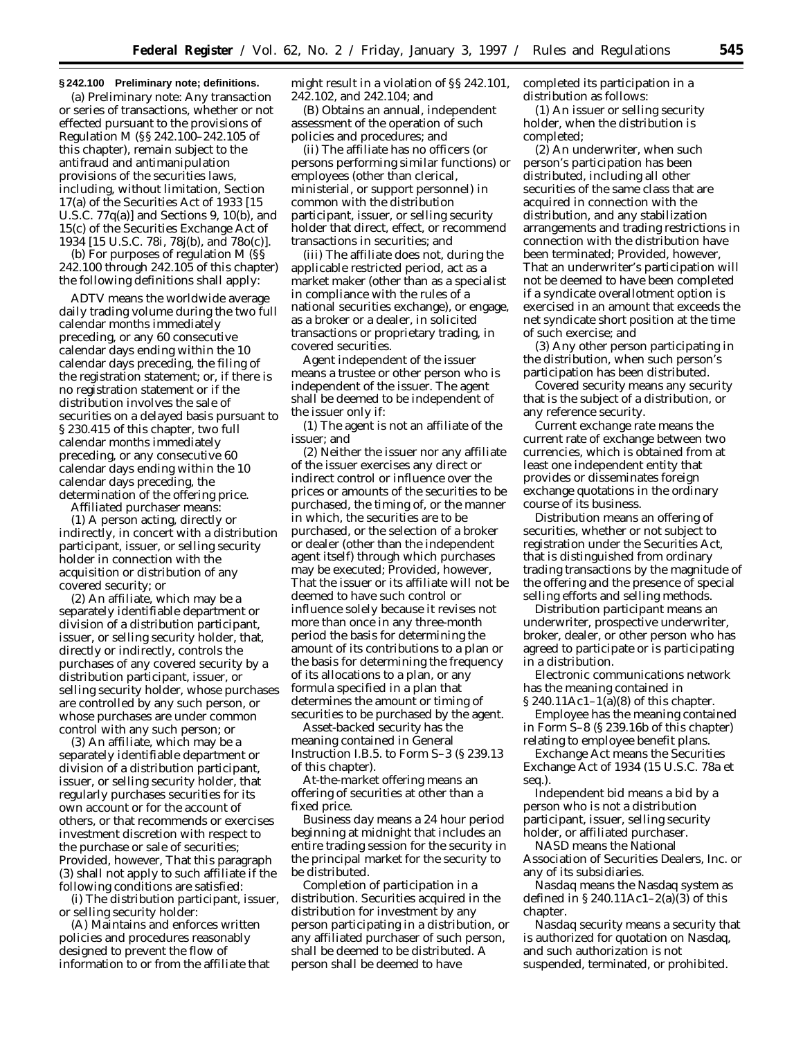**§ 242.100 Preliminary note; definitions.**

(a) *Preliminary note:* Any transaction or series of transactions, whether or not effected pursuant to the provisions of Regulation M (§§ 242.100–242.105 of this chapter), remain subject to the antifraud and antimanipulation provisions of the securities laws, including, without limitation, Section 17(a) of the Securities Act of 1933 [15 U.S.C. 77q(a)] and Sections 9, 10(b), and 15(c) of the Securities Exchange Act of 1934 [15 U.S.C. 78i, 78j(b), and 78o(c)].

(b) For purposes of regulation M (§§ 242.100 through 242.105 of this chapter) the following definitions shall apply:

*ADTV* means the worldwide average daily trading volume during the two full calendar months immediately preceding, or any 60 consecutive calendar days ending within the 10 calendar days preceding, the filing of the registration statement; or, if there is no registration statement or if the distribution involves the sale of securities on a delayed basis pursuant to § 230.415 of this chapter, two full calendar months immediately preceding, or any consecutive 60 calendar days ending within the 10 calendar days preceding, the determination of the offering price.

*Affiliated purchaser* means:

(1) A person acting, directly or indirectly, in concert with a distribution participant, issuer, or selling security holder in connection with the acquisition or distribution of any covered security; or

(2) An affiliate, which may be a separately identifiable department or division of a distribution participant, issuer, or selling security holder, that, directly or indirectly, controls the purchases of any covered security by a distribution participant, issuer, or selling security holder, whose purchases are controlled by any such person, or whose purchases are under common control with any such person; or

(3) An affiliate, which may be a separately identifiable department or division of a distribution participant, issuer, or selling security holder, that regularly purchases securities for its own account or for the account of others, or that recommends or exercises investment discretion with respect to the purchase or sale of securities; *Provided, however,* That this paragraph (3) shall not apply to such affiliate if the following conditions are satisfied:

(i) The distribution participant, issuer, or selling security holder:

(A) Maintains and enforces written policies and procedures reasonably designed to prevent the flow of information to or from the affiliate that might result in a violation of §§ 242.101, 242.102, and 242.104; and

(B) Obtains an annual, independent assessment of the operation of such policies and procedures; and

(ii) The affiliate has no officers (or persons performing similar functions) or employees (other than clerical, ministerial, or support personnel) in common with the distribution participant, issuer, or selling security holder that direct, effect, or recommend transactions in securities; and

(iii) The affiliate does not, during the applicable restricted period, act as a market maker (other than as a specialist in compliance with the rules of a national securities exchange), or engage, as a broker or a dealer, in solicited transactions or proprietary trading, in covered securities.

*Agent independent of the issuer* means a trustee or other person who is independent of the issuer. The agent shall be deemed to be independent of the issuer only if:

(1) The agent is not an affiliate of the issuer; and

(2) Neither the issuer nor any affiliate of the issuer exercises any direct or indirect control or influence over the prices or amounts of the securities to be purchased, the timing of, or the manner in which, the securities are to be purchased, or the selection of a broker or dealer (other than the independent agent itself) through which purchases may be executed; *Provided, however,* That the issuer or its affiliate will not be deemed to have such control or influence solely because it revises not more than once in any three-month period the basis for determining the amount of its contributions to a plan or the basis for determining the frequency of its allocations to a plan, or any formula specified in a plan that determines the amount or timing of securities to be purchased by the agent.

*Asset-backed security* has the meaning contained in General Instruction I.B.5. to Form S–3 (§ 239.13 of this chapter).

*At-the-market offering* means an offering of securities at other than a fixed price.

*Business day* means a 24 hour period beginning at midnight that includes an entire trading session for the security in the principal market for the security to be distributed.

*Completion of participation in a distribution.* Securities acquired in the distribution for investment by any person participating in a distribution, or any affiliated purchaser of such person, shall be deemed to be distributed. A person shall be deemed to have completed its participation in a distribution as follows:

(1) An issuer or selling security holder, when the distribution is completed;

(2) An underwriter, when such person's participation has been distributed, including all other securities of the same class that are acquired in connection with the distribution, and any stabilization arrangements and trading restrictions in connection with the distribution have been terminated; *Provided, however,* That an underwriter's participation will not be deemed to have been completed if a syndicate overallotment option is exercised in an amount that exceeds the net syndicate short position at the time of such exercise; and

(3) Any other person participating in the distribution, when such person's participation has been distributed.

*Covered security* means any security that is the subject of a distribution, or any reference security.

*Current exchange rate* means the current rate of exchange between two currencies, which is obtained from at least one independent entity that provides or disseminates foreign exchange quotations in the ordinary course of its business.

*Distribution* means an offering of securities, whether or not subject to registration under the Securities Act, that is distinguished from ordinary trading transactions by the magnitude of the offering and the presence of special selling efforts and selling methods.

*Distribution participant* means an underwriter, prospective underwriter, broker, dealer, or other person who has agreed to participate or is participating in a distribution.

*Electronic communications network* has the meaning contained in § 240.11Ac1–1(a)(8) of this chapter.

*Employee* has the meaning contained in Form S–8 (§ 239.16b of this chapter) relating to employee benefit plans.

*Exchange Act* means the Securities Exchange Act of 1934 (15 U.S.C. 78a *et seq.*).

*Independent bid* means a bid by a person who is not a distribution participant, issuer, selling security holder, or affiliated purchaser.

*NASD* means the National Association of Securities Dealers, Inc. or any of its subsidiaries.

*Nasdaq* means the Nasdaq system as defined in § 240.11Ac1–2(a)(3) of this chapter.

*Nasdaq security* means a security that is authorized for quotation on Nasdaq, and such authorization is not suspended, terminated, or prohibited.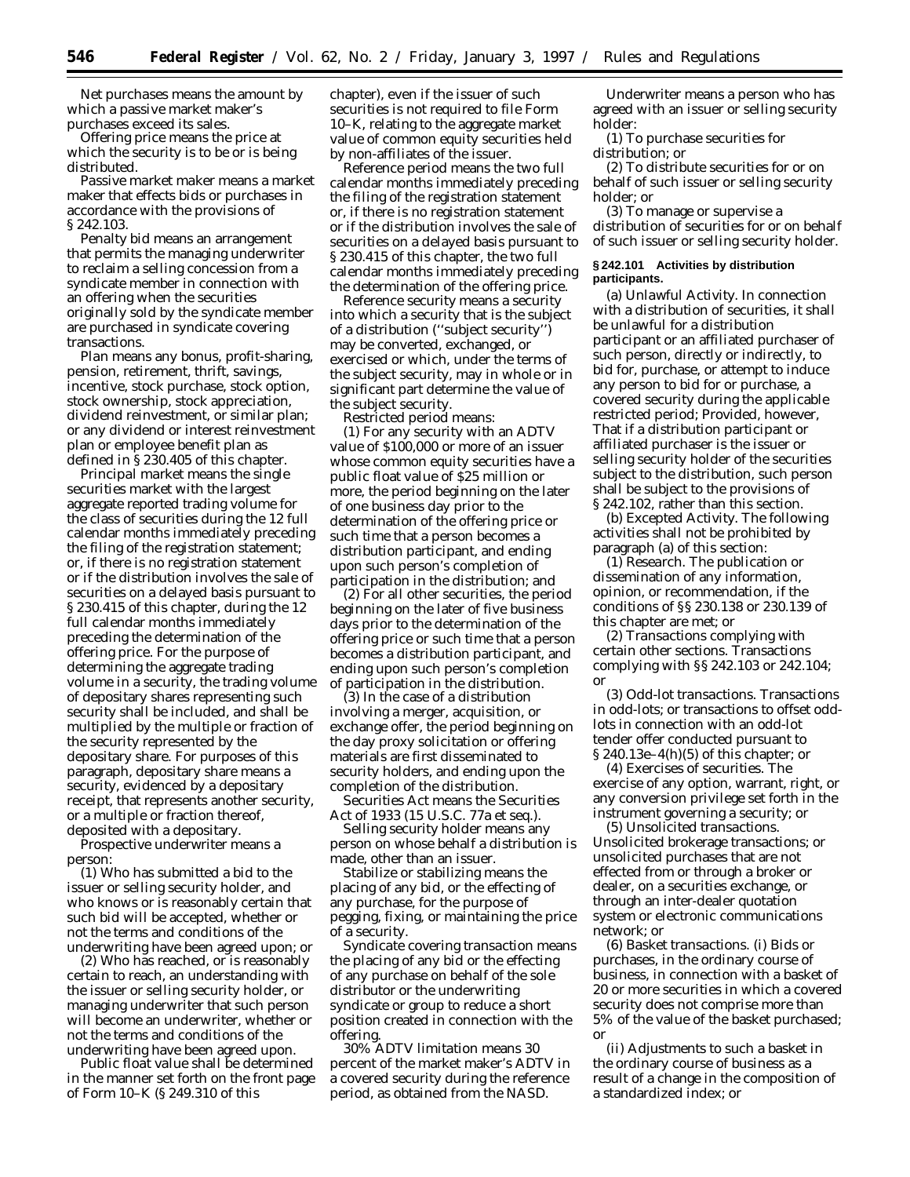*Net purchases* means the amount by which a passive market maker's purchases exceed its sales.

*Offering price* means the price at which the security is to be or is being distributed.

*Passive market maker* means a market maker that effects bids or purchases in accordance with the provisions of § 242.103.

*Penalty bid* means an arrangement that permits the managing underwriter to reclaim a selling concession from a syndicate member in connection with an offering when the securities originally sold by the syndicate member are purchased in syndicate covering transactions.

*Plan* means any bonus, profit-sharing, pension, retirement, thrift, savings, incentive, stock purchase, stock option, stock ownership, stock appreciation, dividend reinvestment, or similar plan; or any dividend or interest reinvestment plan or employee benefit plan as defined in § 230.405 of this chapter.

*Principal market* means the single securities market with the largest aggregate reported trading volume for the class of securities during the 12 full calendar months immediately preceding the filing of the registration statement; or, if there is no registration statement or if the distribution involves the sale of securities on a delayed basis pursuant to § 230.415 of this chapter, during the 12 full calendar months immediately preceding the determination of the offering price. For the purpose of determining the aggregate trading volume in a security, the trading volume of depositary shares representing such security shall be included, and shall be multiplied by the multiple or fraction of the security represented by the depositary share. For purposes of this paragraph, depositary share means a security, evidenced by a depositary receipt, that represents another security, or a multiple or fraction thereof, deposited with a depositary.

*Prospective underwriter* means a person:

(1) Who has submitted a bid to the issuer or selling security holder, and who knows or is reasonably certain that such bid will be accepted, whether or not the terms and conditions of the underwriting have been agreed upon; or

(2) Who has reached, or is reasonably certain to reach, an understanding with the issuer or selling security holder, or managing underwriter that such person will become an underwriter, whether or not the terms and conditions of the underwriting have been agreed upon.

*Public float value* shall be determined in the manner set forth on the front page of Form 10–K (§ 249.310 of this chapter), even if the issuer of such securities is not required to file Form 10–K, relating to the aggregate market value of common equity securities held by non-affiliates of the issuer.

*Reference period* means the two full calendar months immediately preceding the filing of the registration statement or, if there is no registration statement or if the distribution involves the sale of securities on a delayed basis pursuant to § 230.415 of this chapter, the two full calendar months immediately preceding the determination of the offering price.

*Reference security* means a security into which a security that is the subject of a distribution (''subject security'') may be converted, exchanged, or exercised or which, under the terms of the subject security, may in whole or in significant part determine the value of the subject security.

*Restricted period* means:

(1) For any security with an ADTV value of $100,000 or more of an issuer whose common equity securities have a public float value of $25 million or more, the period beginning on the later of one business day prior to the determination of the offering price or such time that a person becomes a distribution participant, and ending upon such person's completion of participation in the distribution; and

(2) For all other securities, the period beginning on the later of five business days prior to the determination of the offering price or such time that a person becomes a distribution participant, and ending upon such person's completion of participation in the distribution.

(3) In the case of a distribution involving a merger, acquisition, or exchange offer, the period beginning on the day proxy solicitation or offering materials are first disseminated to security holders, and ending upon the completion of the distribution.

*Securities Act* means the Securities Act of 1933 (15 U.S.C. 77a *et seq.*).

*Selling security holder* means any person on whose behalf a distribution is made, other than an issuer.

*Stabilize* or *stabilizing* means the placing of any bid, or the effecting of any purchase, for the purpose of pegging, fixing, or maintaining the price of a security.

*Syndicate covering transaction* means the placing of any bid or the effecting of any purchase on behalf of the sole distributor or the underwriting syndicate or group to reduce a short position created in connection with the offering.

*30% ADTV limitation* means 30 percent of the market maker's ADTV in a covered security during the reference period, as obtained from the NASD.

*Underwriter* means a person who has agreed with an issuer or selling security holder:

(1) To purchase securities for distribution; or

(2) To distribute securities for or on behalf of such issuer or selling security holder; or

(3) To manage or supervise a distribution of securities for or on behalf of such issuer or selling security holder.

**§ 242.101 Activities by distribution participants.**

(a) *Unlawful Activity.* In connection with a distribution of securities, it shall be unlawful for a distribution participant or an affiliated purchaser of such person, directly or indirectly, to bid for, purchase, or attempt to induce any person to bid for or purchase, a covered security during the applicable restricted period; *Provided, however,* That if a distribution participant or affiliated purchaser is the issuer or selling security holder of the securities subject to the distribution, such person shall be subject to the provisions of § 242.102, rather than this section.

(b) *Excepted Activity.* The following activities shall not be prohibited by paragraph (a) of this section:

(1) *Research.* The publication or dissemination of any information, opinion, or recommendation, if the conditions of §§ 230.138 or 230.139 of this chapter are met; or

(2) *Transactions complying with certain other sections.* Transactions complying with §§ 242.103 or 242.104; or

(3) *Odd-lot transactions.* Transactions in odd-lots; or transactions to offset odd-lots in connection with an odd-lot tender offer conducted pursuant to § 240.13e–4(h)(5) of this chapter; or

(4) *Exercises of securities.* The exercise of any option, warrant, right, or any conversion privilege set forth in the instrument governing a security; or

(5) *Unsolicited transactions.* Unsolicited brokerage transactions; or unsolicited purchases that are not effected from or through a broker or dealer, on a securities exchange, or through an inter-dealer quotation system or electronic communications network; or

(6) *Basket transactions.* (i) Bids or purchases, in the ordinary course of business, in connection with a basket of 20 or more securities in which a covered security does not comprise more than 5% of the value of the basket purchased; or

(ii) Adjustments to such a basket in the ordinary course of business as a result of a change in the composition of a standardized index; or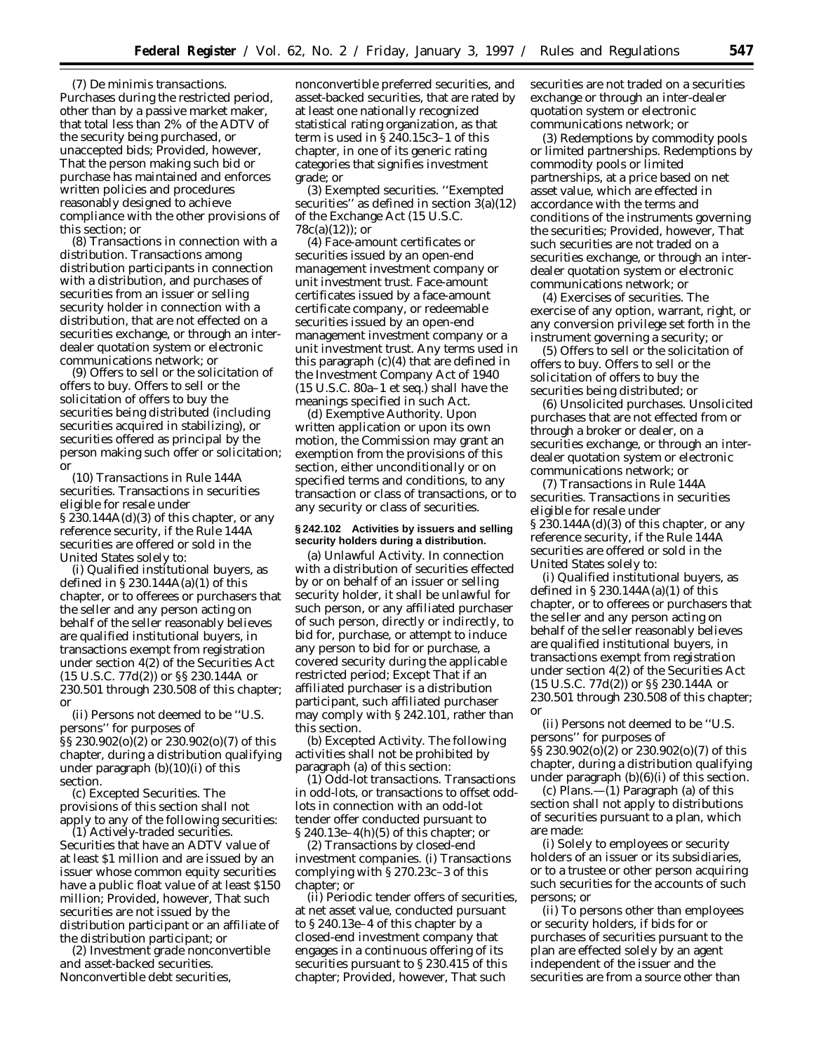(7) *De minimis transactions.* Purchases during the restricted period, other than by a passive market maker, that total less than 2% of the ADTV of the security being purchased, or unaccepted bids; *Provided, however,* That the person making such bid or purchase has maintained and enforces written policies and procedures reasonably designed to achieve compliance with the other provisions of this section; or

(8) *Transactions in connection with a distribution.* Transactions among distribution participants in connection with a distribution, and purchases of securities from an issuer or selling security holder in connection with a distribution, that are not effected on a securities exchange, or through an inter-dealer quotation system or electronic communications network; or

(9) *Offers to sell or the solicitation of offers to buy.* Offers to sell or the solicitation of offers to buy the securities being distributed (including securities acquired in stabilizing), or securities offered as principal by the person making such offer or solicitation; or

(10) *Transactions in Rule 144A securities.* Transactions in securities eligible for resale under § 230.144A(d)(3) of this chapter, or any reference security, if the Rule 144A securities are offered or sold in the United States solely to:

(i) Qualified institutional buyers, as defined in § 230.144A(a)(1) of this chapter, or to offerees or purchasers that the seller and any person acting on behalf of the seller reasonably believes are qualified institutional buyers, in transactions exempt from registration under section 4(2) of the Securities Act (15 U.S.C. 77d(2)) or §§ 230.144A or 230.501 through 230.508 of this chapter; or

(ii) Persons not deemed to be ''U.S. persons'' for purposes of §§ 230.902(o)(2) or 230.902(o)(7) of this chapter, during a distribution qualifying under paragraph (b)(10)(i) of this section.

(c) *Excepted Securities.* The provisions of this section shall not apply to any of the following securities:

(1) *Actively-traded securities.* Securities that have an ADTV value of at least $1 million and are issued by an issuer whose common equity securities have a public float value of at least $150 million; *Provided, however,* That such securities are not issued by the distribution participant or an affiliate of the distribution participant; or

(2) *Investment grade nonconvertible and asset-backed securities.* Nonconvertible debt securities, nonconvertible preferred securities, and asset-backed securities, that are rated by at least one nationally recognized statistical rating organization, as that term is used in § 240.15c3–1 of this chapter, in one of its generic rating categories that signifies investment grade; or

(3) *Exempted securities.* ''Exempted securities'' as defined in section 3(a)(12) of the Exchange Act (15 U.S.C. 78c(a)(12)); or

(4) *Face-amount certificates or securities issued by an open-end management investment company or unit investment trust.* Face-amount certificates issued by a face-amount certificate company, or redeemable securities issued by an open-end management investment company or a unit investment trust. Any terms used in this paragraph (c)(4) that are defined in the Investment Company Act of 1940 (15 U.S.C. 80a–1 *et seq.*) shall have the meanings specified in such Act.

(d) *Exemptive Authority.* Upon written application or upon its own motion, the Commission may grant an exemption from the provisions of this section, either unconditionally or on specified terms and conditions, to any transaction or class of transactions, or to any security or class of securities.

**§ 242.102 Activities by issuers and selling security holders during a distribution.**

(a) *Unlawful Activity.* In connection with a distribution of securities effected by or on behalf of an issuer or selling security holder, it shall be unlawful for such person, or any affiliated purchaser of such person, directly or indirectly, to bid for, purchase, or attempt to induce any person to bid for or purchase, a covered security during the applicable restricted period; *Except* That if an affiliated purchaser is a distribution participant, such affiliated purchaser may comply with § 242.101, rather than this section.

(b) *Excepted Activity.* The following activities shall not be prohibited by paragraph (a) of this section:

(1) *Odd-lot transactions.* Transactions in odd-lots, or transactions to offset odd-lots in connection with an odd-lot tender offer conducted pursuant to § 240.13e–4(h)(5) of this chapter; or

(2) *Transactions by closed-end investment companies.* (i) Transactions complying with § 270.23c–3 of this chapter; or

(ii) Periodic tender offers of securities, at net asset value, conducted pursuant to § 240.13e–4 of this chapter by a closed-end investment company that engages in a continuous offering of its securities pursuant to § 230.415 of this chapter; *Provided, however,* That such securities are not traded on a securities exchange or through an inter-dealer quotation system or electronic communications network; or

(3) *Redemptions by commodity pools or limited partnerships.* Redemptions by commodity pools or limited partnerships, at a price based on net asset value, which are effected in accordance with the terms and conditions of the instruments governing the securities; *Provided, however,* That such securities are not traded on a securities exchange, or through an inter-dealer quotation system or electronic communications network; or

(4) *Exercises of securities.* The exercise of any option, warrant, right, or any conversion privilege set forth in the instrument governing a security; or

(5) *Offers to sell or the solicitation of offers to buy.* Offers to sell or the solicitation of offers to buy the securities being distributed; or

(6) *Unsolicited purchases.* Unsolicited purchases that are not effected from or through a broker or dealer, on a securities exchange, or through an inter-dealer quotation system or electronic communications network; or

(7) *Transactions in Rule 144A securities.* Transactions in securities eligible for resale under § 230.144A(d)(3) of this chapter, or any reference security, if the Rule 144A securities are offered or sold in the United States solely to:

(i) Qualified institutional buyers, as defined in § 230.144A(a)(1) of this chapter, or to offerees or purchasers that the seller and any person acting on behalf of the seller reasonably believes are qualified institutional buyers, in transactions exempt from registration under section 4(2) of the Securities Act (15 U.S.C. 77d(2)) or §§ 230.144A or 230.501 through 230.508 of this chapter; or

(ii) Persons not deemed to be ''U.S. persons'' for purposes of §§ 230.902(o)(2) or 230.902(o)(7) of this chapter, during a distribution qualifying under paragraph (b)(6)(i) of this section.

(c) *Plans.*—(1) Paragraph (a) of this section shall not apply to distributions of securities pursuant to a plan, which are made:

(i) Solely to employees or security holders of an issuer or its subsidiaries, or to a trustee or other person acquiring such securities for the accounts of such persons; or

(ii) To persons other than employees or security holders, if bids for or purchases of securities pursuant to the plan are effected solely by an agent independent of the issuer and the securities are from a source other than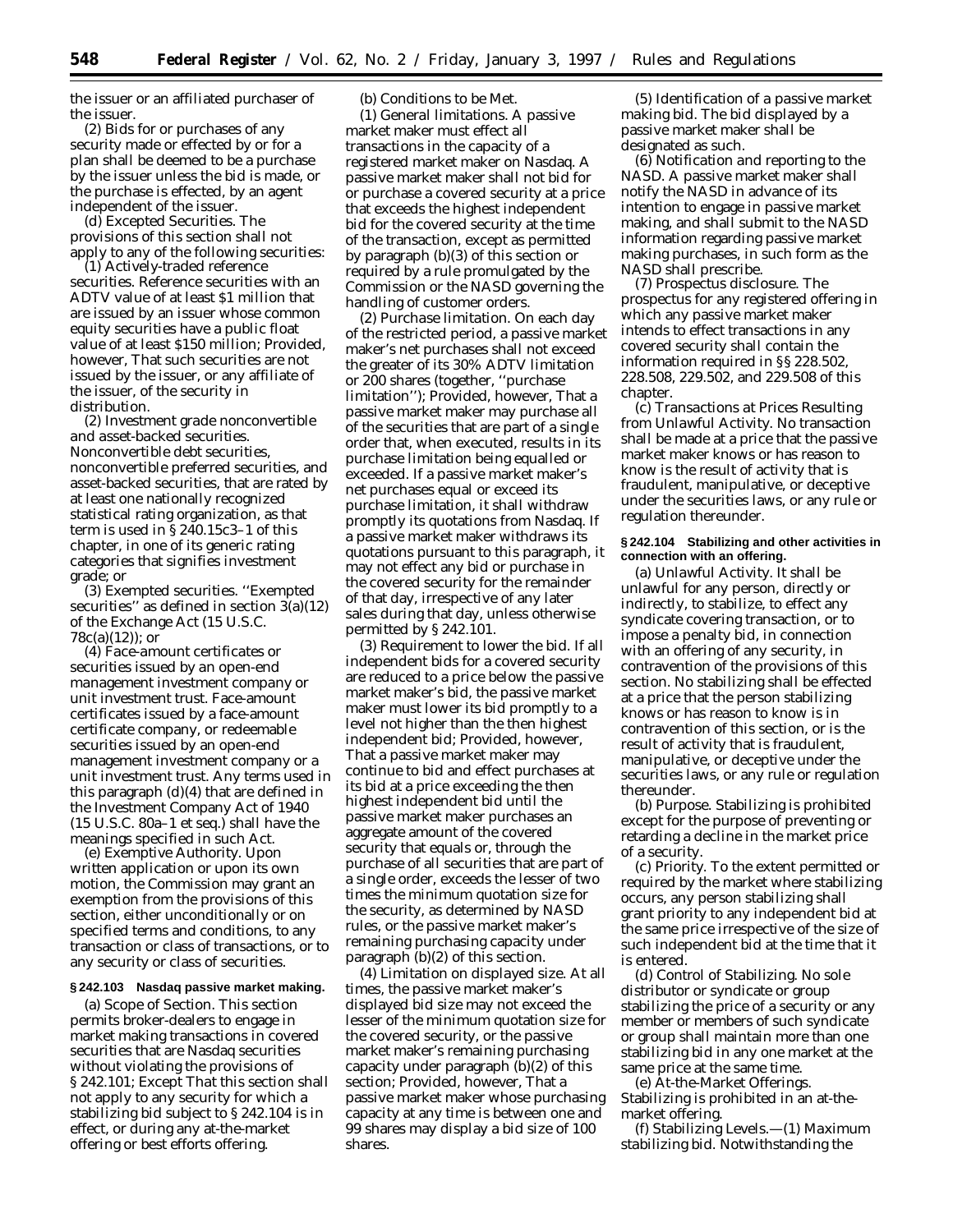the issuer or an affiliated purchaser of the issuer.

(2) Bids for or purchases of any security made or effected by or for a plan shall be deemed to be a purchase by the issuer unless the bid is made, or the purchase is effected, by an agent independent of the issuer.

(d) *Excepted Securities.* The provisions of this section shall not apply to any of the following securities:

(1) *Actively-traded reference securities.* Reference securities with an ADTV value of at least $1 million that are issued by an issuer whose common equity securities have a public float value of at least $150 million; *Provided, however,* That such securities are not issued by the issuer, or any affiliate of the issuer, of the security in distribution.

(2) *Investment grade nonconvertible and asset-backed securities.* Nonconvertible debt securities, nonconvertible preferred securities, and asset-backed securities, that are rated by at least one nationally recognized statistical rating organization, as that term is used in § 240.15c3–1 of this chapter, in one of its generic rating categories that signifies investment grade; or

(3) *Exempted securities.* ''Exempted securities'' as defined in section 3(a)(12) of the Exchange Act (15 U.S.C. 78c(a)(12)); or

(4) *Face-amount certificates or securities issued by an open-end management investment company or unit investment trust.* Face-amount certificates issued by a face-amount certificate company, or redeemable securities issued by an open-end management investment company or a unit investment trust. Any terms used in this paragraph (d)(4) that are defined in the Investment Company Act of 1940 (15 U.S.C. 80a–1 *et seq.*) shall have the meanings specified in such Act.

(e) *Exemptive Authority.* Upon written application or upon its own motion, the Commission may grant an exemption from the provisions of this section, either unconditionally or on specified terms and conditions, to any transaction or class of transactions, or to any security or class of securities.

**§ 242.103 Nasdaq passive market making.**

(a) *Scope of Section.* This section permits broker-dealers to engage in market making transactions in covered securities that are Nasdaq securities without violating the provisions of § 242.101; *Except That* this section shall not apply to any security for which a stabilizing bid subject to § 242.104 is in effect, or during any at-the-market offering or best efforts offering.

(b) *Conditions to be Met.*

(1) *General limitations.* A passive market maker must effect all transactions in the capacity of a registered market maker on Nasdaq. A passive market maker shall not bid for or purchase a covered security at a price that exceeds the highest independent bid for the covered security at the time of the transaction, except as permitted by paragraph (b)(3) of this section or required by a rule promulgated by the Commission or the NASD governing the handling of customer orders.

(2) *Purchase limitation.* On each day of the restricted period, a passive market maker's net purchases shall not exceed the greater of its 30% ADTV limitation or 200 shares (together, ''purchase limitation''); *Provided, however,* That a passive market maker may purchase all of the securities that are part of a single order that, when executed, results in its purchase limitation being equalled or exceeded. If a passive market maker's net purchases equal or exceed its purchase limitation, it shall withdraw promptly its quotations from Nasdaq. If a passive market maker withdraws its quotations pursuant to this paragraph, it may not effect any bid or purchase in the covered security for the remainder of that day, irrespective of any later sales during that day, unless otherwise permitted by § 242.101.

(3) *Requirement to lower the bid.* If all independent bids for a covered security are reduced to a price below the passive market maker's bid, the passive market maker must lower its bid promptly to a level not higher than the then highest independent bid; *Provided, however,* That a passive market maker may continue to bid and effect purchases at its bid at a price exceeding the then highest independent bid until the passive market maker purchases an aggregate amount of the covered security that equals or, through the purchase of all securities that are part of a single order, exceeds the lesser of two times the minimum quotation size for the security, as determined by NASD rules, or the passive market maker's remaining purchasing capacity under paragraph (b)(2) of this section.

(4) *Limitation on displayed size.* At all times, the passive market maker's displayed bid size may not exceed the lesser of the minimum quotation size for the covered security, or the passive market maker's remaining purchasing capacity under paragraph (b)(2) of this section; *Provided, however,* That a passive market maker whose purchasing capacity at any time is between one and 99 shares may display a bid size of 100 shares.

(5) *Identification of a passive market making bid.* The bid displayed by a passive market maker shall be designated as such.

(6) *Notification and reporting to the NASD.* A passive market maker shall notify the NASD in advance of its intention to engage in passive market making, and shall submit to the NASD information regarding passive market making purchases, in such form as the NASD shall prescribe.

(7) *Prospectus disclosure.* The prospectus for any registered offering in which any passive market maker intends to effect transactions in any covered security shall contain the information required in §§ 228.502, 228.508, 229.502, and 229.508 of this chapter.

(c) *Transactions at Prices Resulting from Unlawful Activity.* No transaction shall be made at a price that the passive market maker knows or has reason to know is the result of activity that is fraudulent, manipulative, or deceptive under the securities laws, or any rule or regulation thereunder.

**§ 242.104 Stabilizing and other activities in connection with an offering.**

(a) *Unlawful Activity.* It shall be unlawful for any person, directly or indirectly, to stabilize, to effect any syndicate covering transaction, or to impose a penalty bid, in connection with an offering of any security, in contravention of the provisions of this section. No stabilizing shall be effected at a price that the person stabilizing knows or has reason to know is in contravention of this section, or is the result of activity that is fraudulent, manipulative, or deceptive under the securities laws, or any rule or regulation thereunder.

(b) *Purpose.* Stabilizing is prohibited except for the purpose of preventing or retarding a decline in the market price of a security.

(c) *Priority.* To the extent permitted or required by the market where stabilizing occurs, any person stabilizing shall grant priority to any independent bid at the same price irrespective of the size of such independent bid at the time that it is entered.

(d) *Control of Stabilizing.* No sole distributor or syndicate or group stabilizing the price of a security or any member or members of such syndicate or group shall maintain more than one stabilizing bid in any one market at the same price at the same time.

(e) *At-the-Market Offerings.* Stabilizing is prohibited in an at-the-market offering.

(f) *Stabilizing Levels.*—(1) *Maximum stabilizing bid.* Notwithstanding the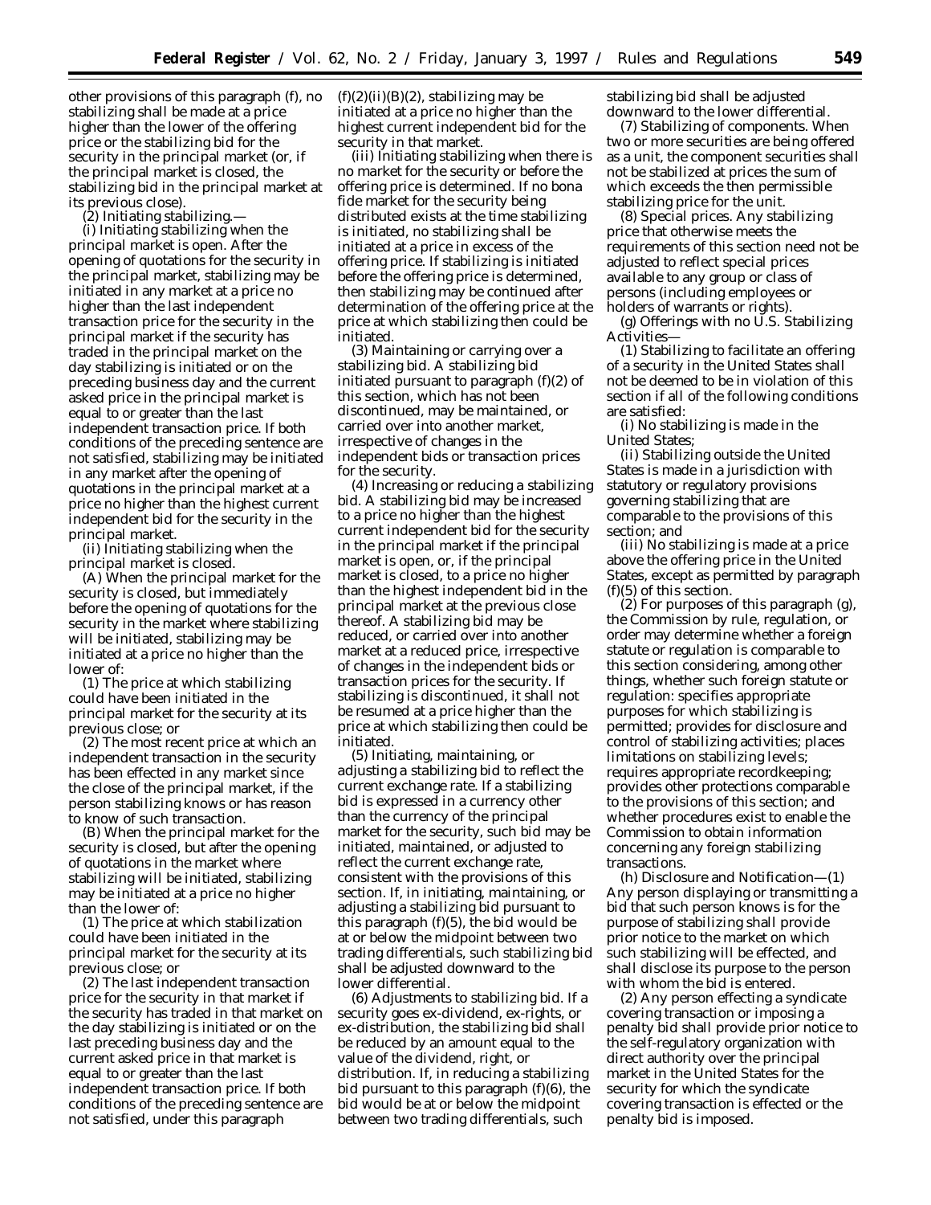other provisions of this paragraph (f), no stabilizing shall be made at a price higher than the lower of the offering price or the stabilizing bid for the security in the principal market (or, if the principal market is closed, the stabilizing bid in the principal market at its previous close).

(2) *Initiating stabilizing.*—

(i) *Initiating stabilizing when the principal market is open.* After the opening of quotations for the security in the principal market, stabilizing may be initiated in any market at a price no higher than the last independent transaction price for the security in the principal market if the security has traded in the principal market on the day stabilizing is initiated or on the preceding business day and the current asked price in the principal market is equal to or greater than the last independent transaction price. If both conditions of the preceding sentence are not satisfied, stabilizing may be initiated in any market after the opening of quotations in the principal market at a price no higher than the highest current independent bid for the security in the principal market.

(ii) *Initiating stabilizing when the principal market is closed.*

(A) When the principal market for the security is closed, but immediately before the opening of quotations for the security in the market where stabilizing will be initiated, stabilizing may be initiated at a price no higher than the lower of:

(*1*) The price at which stabilizing could have been initiated in the principal market for the security at its previous close; or

(*2*) The most recent price at which an independent transaction in the security has been effected in any market since the close of the principal market, if the person stabilizing knows or has reason to know of such transaction.

(B) When the principal market for the security is closed, but after the opening of quotations in the market where stabilizing will be initiated, stabilizing may be initiated at a price no higher than the lower of:

(*1*) The price at which stabilization could have been initiated in the principal market for the security at its previous close; or

(*2*) The last independent transaction price for the security in that market if the security has traded in that market on the day stabilizing is initiated or on the last preceding business day and the current asked price in that market is equal to or greater than the last independent transaction price. If both conditions of the preceding sentence are not satisfied, under this paragraph (f)(2)(ii)(B)(*2*), stabilizing may be initiated at a price no higher than the highest current independent bid for the security in that market.

(iii) *Initiating stabilizing when there is no market for the security or before the offering price is determined.* If no bona fide market for the security being distributed exists at the time stabilizing is initiated, no stabilizing shall be initiated at a price in excess of the offering price. If stabilizing is initiated before the offering price is determined, then stabilizing may be continued after determination of the offering price at the price at which stabilizing then could be initiated.

(3) *Maintaining or carrying over a stabilizing bid.* A stabilizing bid initiated pursuant to paragraph (f)(2) of this section, which has not been discontinued, may be maintained, or carried over into another market, irrespective of changes in the independent bids or transaction prices for the security.

(4) *Increasing or reducing a stabilizing bid.* A stabilizing bid may be increased to a price no higher than the highest current independent bid for the security in the principal market if the principal market is open, or, if the principal market is closed, to a price no higher than the highest independent bid in the principal market at the previous close thereof. A stabilizing bid may be reduced, or carried over into another market at a reduced price, irrespective of changes in the independent bids or transaction prices for the security. If stabilizing is discontinued, it shall not be resumed at a price higher than the price at which stabilizing then could be initiated.

(5) *Initiating, maintaining, or adjusting a stabilizing bid to reflect the current exchange rate.* If a stabilizing bid is expressed in a currency other than the currency of the principal market for the security, such bid may be initiated, maintained, or adjusted to reflect the current exchange rate, consistent with the provisions of this section. If, in initiating, maintaining, or adjusting a stabilizing bid pursuant to this paragraph (f)(5), the bid would be at or below the midpoint between two trading differentials, such stabilizing bid shall be adjusted downward to the lower differential.

(6) *Adjustments to stabilizing bid.* If a security goes ex-dividend, ex-rights, or ex-distribution, the stabilizing bid shall be reduced by an amount equal to the value of the dividend, right, or distribution. If, in reducing a stabilizing bid pursuant to this paragraph (f)(6), the bid would be at or below the midpoint between two trading differentials, such stabilizing bid shall be adjusted downward to the lower differential.

(7) *Stabilizing of components.* When two or more securities are being offered as a unit, the component securities shall not be stabilized at prices the sum of which exceeds the then permissible stabilizing price for the unit.

(8) *Special prices.* Any stabilizing price that otherwise meets the requirements of this section need not be adjusted to reflect special prices available to any group or class of persons (including employees or holders of warrants or rights).

(g) *Offerings with no U.S. Stabilizing Activities*—

(1) Stabilizing to facilitate an offering of a security in the United States shall not be deemed to be in violation of this section if all of the following conditions are satisfied:

(i) No stabilizing is made in the United States;

(ii) Stabilizing outside the United States is made in a jurisdiction with statutory or regulatory provisions governing stabilizing that are comparable to the provisions of this section; and

(iii) No stabilizing is made at a price above the offering price in the United States, except as permitted by paragraph (f)(5) of this section.

(2) For purposes of this paragraph (g), the Commission by rule, regulation, or order may determine whether a foreign statute or regulation is comparable to this section considering, among other things, whether such foreign statute or regulation: specifies appropriate purposes for which stabilizing is permitted; provides for disclosure and control of stabilizing activities; places limitations on stabilizing levels; requires appropriate recordkeeping; provides other protections comparable to the provisions of this section; and whether procedures exist to enable the Commission to obtain information concerning any foreign stabilizing transactions.

(h) *Disclosure and Notification*—(1) Any person displaying or transmitting a bid that such person knows is for the purpose of stabilizing shall provide prior notice to the market on which such stabilizing will be effected, and shall disclose its purpose to the person with whom the bid is entered.

(2) Any person effecting a syndicate covering transaction or imposing a penalty bid shall provide prior notice to the self-regulatory organization with direct authority over the principal market in the United States for the security for which the syndicate covering transaction is effected or the penalty bid is imposed.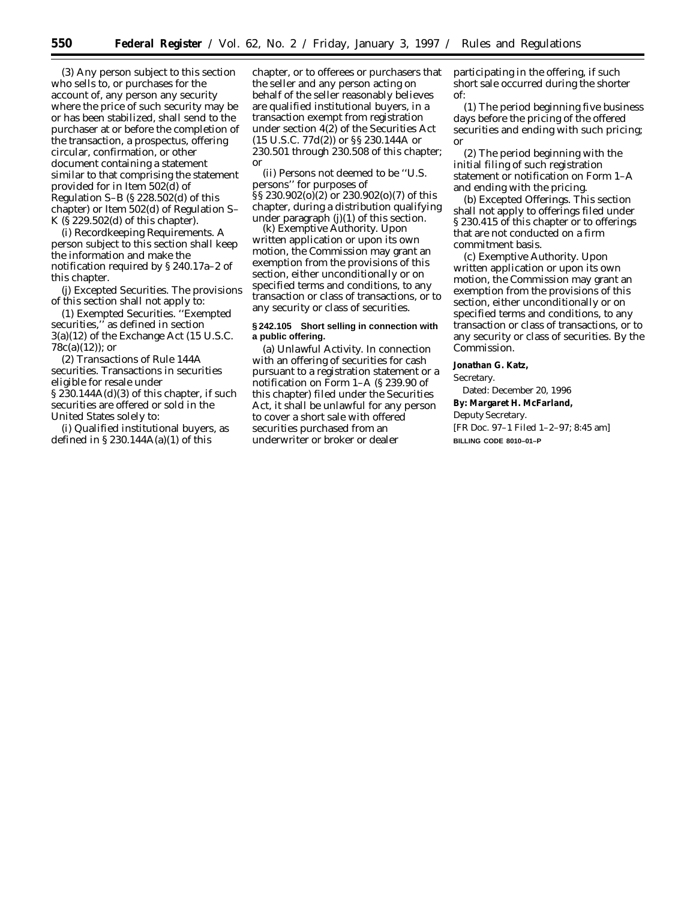(3) Any person subject to this section who sells to, or purchases for the account of, any person any security where the price of such security may be or has been stabilized, shall send to the purchaser at or before the completion of the transaction, a prospectus, offering circular, confirmation, or other document containing a statement similar to that comprising the statement provided for in Item 502(d) of Regulation S–B (§ 228.502(d) of this chapter) or Item 502(d) of Regulation S–K (§ 229.502(d) of this chapter).

(i) *Recordkeeping Requirements.* A person subject to this section shall keep the information and make the notification required by § 240.17a–2 of this chapter.

(j) *Excepted Securities.* The provisions of this section shall not apply to:

(1) *Exempted Securities.* ''Exempted securities,'' as defined in section 3(a)(12) of the Exchange Act (15 U.S.C. 78c(a)(12)); or

(2) *Transactions of Rule 144A securities.* Transactions in securities eligible for resale under § 230.144A(d)(3) of this chapter, if such securities are offered or sold in the United States solely to:

(i) Qualified institutional buyers, as defined in § 230.144A(a)(1) of this chapter, or to offerees or purchasers that the seller and any person acting on behalf of the seller reasonably believes are qualified institutional buyers, in a transaction exempt from registration under section 4(2) of the Securities Act (15 U.S.C. 77d(2)) or §§ 230.144A or 230.501 through 230.508 of this chapter; or

(ii) Persons not deemed to be ''U.S. persons'' for purposes of §§ 230.902(o)(2) or 230.902(o)(7) of this chapter, during a distribution qualifying under paragraph (j)(1) of this section.

(k) *Exemptive Authority.* Upon written application or upon its own motion, the Commission may grant an exemption from the provisions of this section, either unconditionally or on specified terms and conditions, to any transaction or class of transactions, or to any security or class of securities.

**§ 242.105 Short selling in connection with a public offering.**

(a) *Unlawful Activity.* In connection with an offering of securities for cash pursuant to a registration statement or a notification on Form 1–A (§ 239.90 of this chapter) filed under the Securities Act, it shall be unlawful for any person to cover a short sale with offered securities purchased from an underwriter or broker or dealer participating in the offering, if such short sale occurred during the shorter of:

(1) The period beginning five business days before the pricing of the offered securities and ending with such pricing; or

(2) The period beginning with the initial filing of such registration statement or notification on Form 1–A and ending with the pricing.

(b) *Excepted Offerings.* This section shall not apply to offerings filed under § 230.415 of this chapter or to offerings that are not conducted on a firm commitment basis.

(c) *Exemptive Authority.* Upon written application or upon its own motion, the Commission may grant an exemption from the provisions of this section, either unconditionally or on specified terms and conditions, to any transaction or class of transactions, or to any security or class of securities. By the Commission.

**Jonathan G. Katz,**

*Secretary.*

Dated: December 20, 1996

**By: Margaret H. McFarland,**

*Deputy Secretary.*

[FR Doc. 97–1 Filed 1–2–97; 8:45 am]

BILLING CODE 8010–01–P